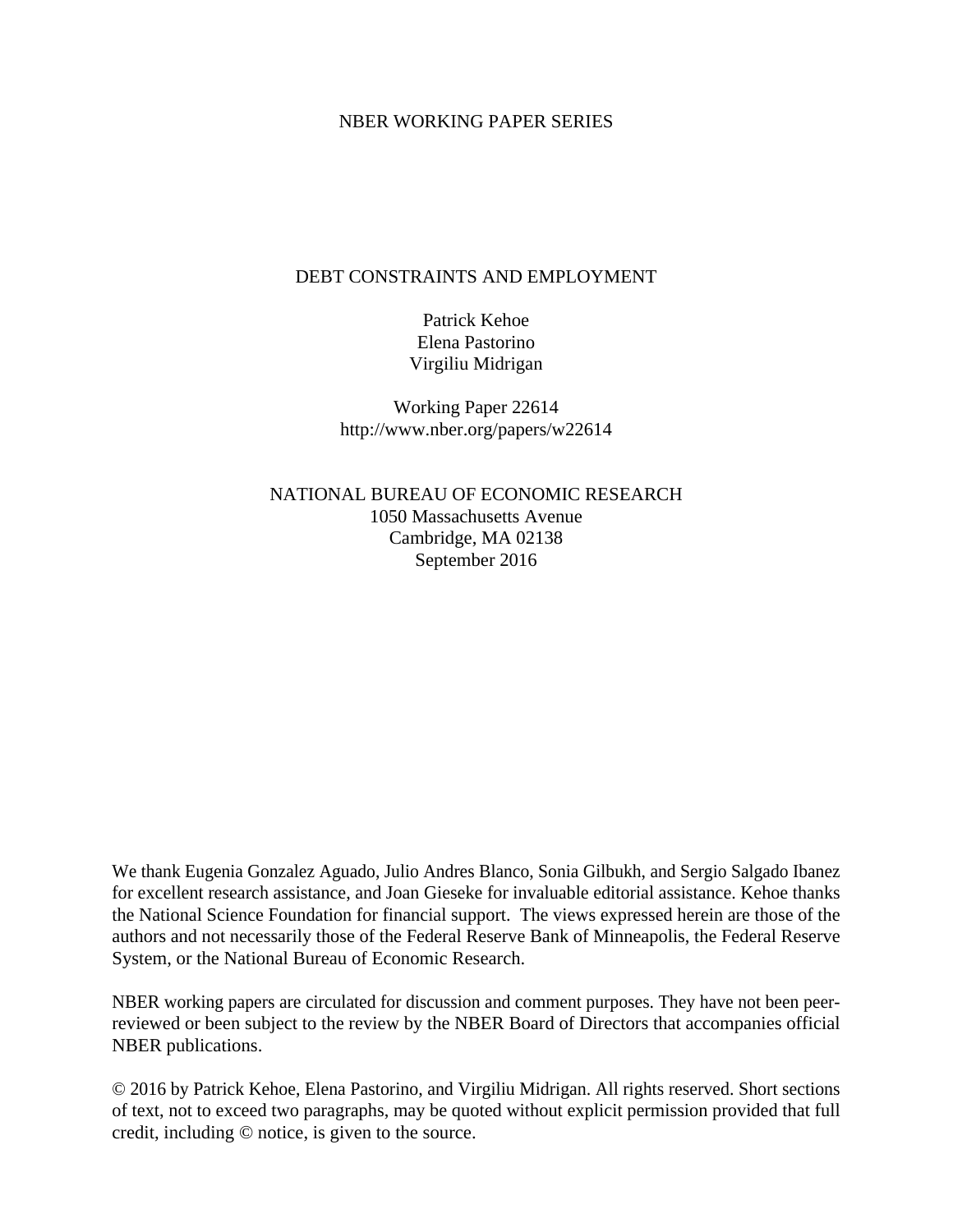NBER WORKING PAPER SERIES

# DEBT CONSTRAINTS AND EMPLOYMENT

Patrick Kehoe
Elena Pastorino
Virgiliu Midrigan

Working Paper 22614
http://www.nber.org/papers/w22614

NATIONAL BUREAU OF ECONOMIC RESEARCH
1050 Massachusetts Avenue
Cambridge, MA 02138
September 2016

We thank Eugenia Gonzalez Aguado, Julio Andres Blanco, Sonia Gilbukh, and Sergio Salgado Ibanez for excellent research assistance, and Joan Gieseke for invaluable editorial assistance. Kehoe thanks the National Science Foundation for financial support. The views expressed herein are those of the authors and not necessarily those of the Federal Reserve Bank of Minneapolis, the Federal Reserve System, or the National Bureau of Economic Research.

NBER working papers are circulated for discussion and comment purposes. They have not been peer-reviewed or been subject to the review by the NBER Board of Directors that accompanies official NBER publications.

© 2016 by Patrick Kehoe, Elena Pastorino, and Virgiliu Midrigan. All rights reserved. Short sections of text, not to exceed two paragraphs, may be quoted without explicit permission provided that full credit, including © notice, is given to the source.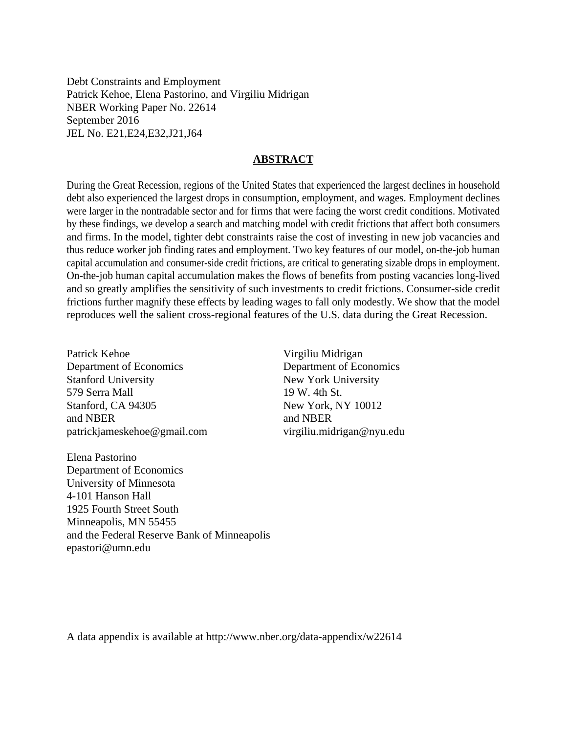Debt Constraints and Employment
Patrick Kehoe, Elena Pastorino, and Virgiliu Midrigan
NBER Working Paper No. 22614
September 2016
JEL No. E21,E24,E32,J21,J64

## ABSTRACT

During the Great Recession, regions of the United States that experienced the largest declines in household debt also experienced the largest drops in consumption, employment, and wages. Employment declines were larger in the nontradable sector and for firms that were facing the worst credit conditions. Motivated by these findings, we develop a search and matching model with credit frictions that affect both consumers and firms. In the model, tighter debt constraints raise the cost of investing in new job vacancies and thus reduce worker job finding rates and employment. Two key features of our model, on-the-job human capital accumulation and consumer-side credit frictions, are critical to generating sizable drops in employment. On-the-job human capital accumulation makes the flows of benefits from posting vacancies long-lived and so greatly amplifies the sensitivity of such investments to credit frictions. Consumer-side credit frictions further magnify these effects by leading wages to fall only modestly. We show that the model reproduces well the salient cross-regional features of the U.S. data during the Great Recession.

Patrick Kehoe
Department of Economics
Stanford University
579 Serra Mall
Stanford, CA 94305
and NBER
patrickjameskehoe@gmail.com

Virgiliu Midrigan
Department of Economics
New York University
19 W. 4th St.
New York, NY 10012
and NBER
virgiliu.midrigan@nyu.edu

Elena Pastorino
Department of Economics
University of Minnesota
4-101 Hanson Hall
1925 Fourth Street South
Minneapolis, MN 55455
and the Federal Reserve Bank of Minneapolis
epastori@umn.edu

A data appendix is available at http://www.nber.org/data-appendix/w22614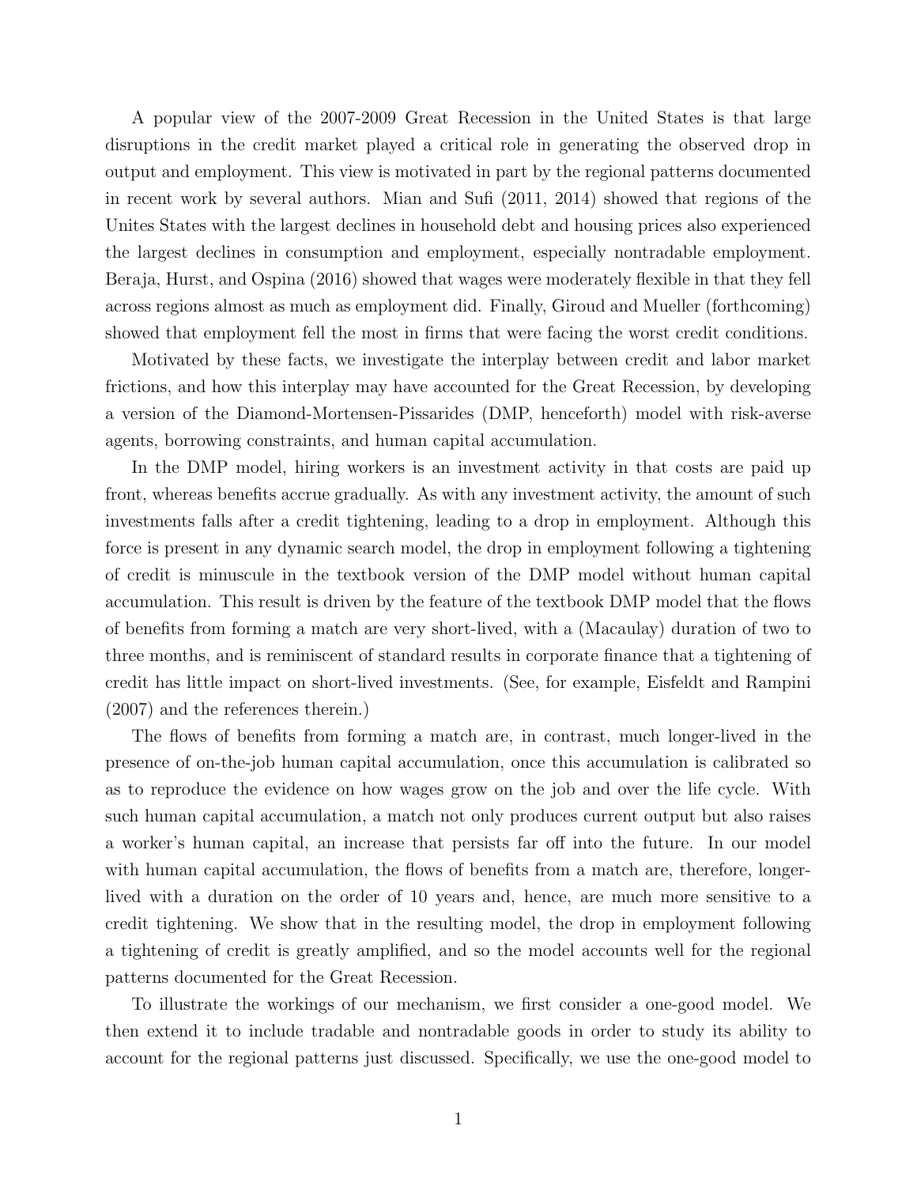A popular view of the 2007-2009 Great Recession in the United States is that large disruptions in the credit market played a critical role in generating the observed drop in output and employment. This view is motivated in part by the regional patterns documented in recent work by several authors. Mian and Sufi (2011, 2014) showed that regions of the Unites States with the largest declines in household debt and housing prices also experienced the largest declines in consumption and employment, especially nontradable employment. Beraja, Hurst, and Ospina (2016) showed that wages were moderately flexible in that they fell across regions almost as much as employment did. Finally, Giroud and Mueller (forthcoming) showed that employment fell the most in firms that were facing the worst credit conditions.

Motivated by these facts, we investigate the interplay between credit and labor market frictions, and how this interplay may have accounted for the Great Recession, by developing a version of the Diamond-Mortensen-Pissarides (DMP, henceforth) model with risk-averse agents, borrowing constraints, and human capital accumulation.

In the DMP model, hiring workers is an investment activity in that costs are paid up front, whereas benefits accrue gradually. As with any investment activity, the amount of such investments falls after a credit tightening, leading to a drop in employment. Although this force is present in any dynamic search model, the drop in employment following a tightening of credit is minuscule in the textbook version of the DMP model without human capital accumulation. This result is driven by the feature of the textbook DMP model that the flows of benefits from forming a match are very short-lived, with a (Macaulay) duration of two to three months, and is reminiscent of standard results in corporate finance that a tightening of credit has little impact on short-lived investments. (See, for example, Eisfeldt and Rampini (2007) and the references therein.)

The flows of benefits from forming a match are, in contrast, much longer-lived in the presence of on-the-job human capital accumulation, once this accumulation is calibrated so as to reproduce the evidence on how wages grow on the job and over the life cycle. With such human capital accumulation, a match not only produces current output but also raises a worker's human capital, an increase that persists far off into the future. In our model with human capital accumulation, the flows of benefits from a match are, therefore, longer-lived with a duration on the order of 10 years and, hence, are much more sensitive to a credit tightening. We show that in the resulting model, the drop in employment following a tightening of credit is greatly amplified, and so the model accounts well for the regional patterns documented for the Great Recession.

To illustrate the workings of our mechanism, we first consider a one-good model. We then extend it to include tradable and nontradable goods in order to study its ability to account for the regional patterns just discussed. Specifically, we use the one-good model to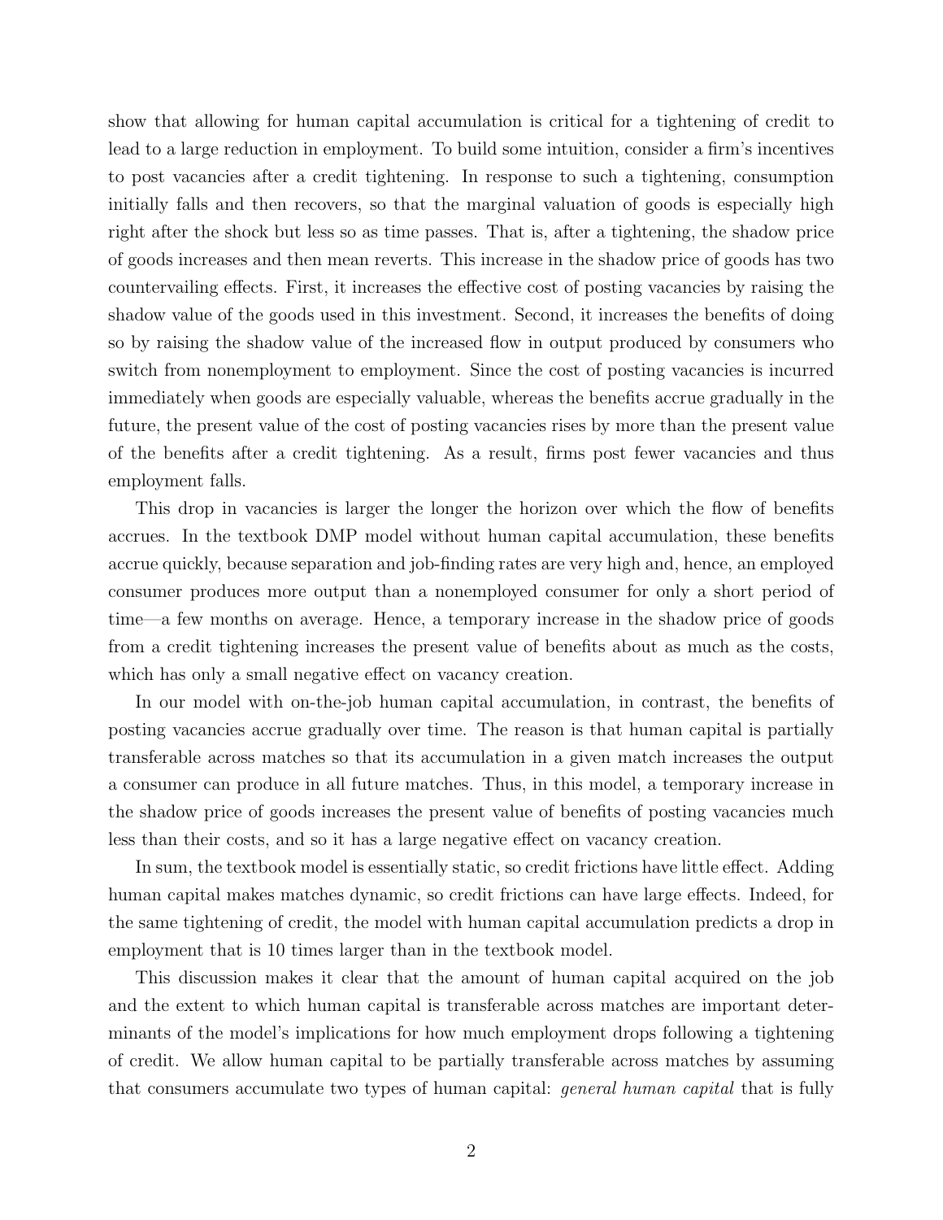show that allowing for human capital accumulation is critical for a tightening of credit to lead to a large reduction in employment. To build some intuition, consider a firm's incentives to post vacancies after a credit tightening. In response to such a tightening, consumption initially falls and then recovers, so that the marginal valuation of goods is especially high right after the shock but less so as time passes. That is, after a tightening, the shadow price of goods increases and then mean reverts. This increase in the shadow price of goods has two countervailing effects. First, it increases the effective cost of posting vacancies by raising the shadow value of the goods used in this investment. Second, it increases the benefits of doing so by raising the shadow value of the increased flow in output produced by consumers who switch from nonemployment to employment. Since the cost of posting vacancies is incurred immediately when goods are especially valuable, whereas the benefits accrue gradually in the future, the present value of the cost of posting vacancies rises by more than the present value of the benefits after a credit tightening. As a result, firms post fewer vacancies and thus employment falls.

This drop in vacancies is larger the longer the horizon over which the flow of benefits accrues. In the textbook DMP model without human capital accumulation, these benefits accrue quickly, because separation and job-finding rates are very high and, hence, an employed consumer produces more output than a nonemployed consumer for only a short period of time—a few months on average. Hence, a temporary increase in the shadow price of goods from a credit tightening increases the present value of benefits about as much as the costs, which has only a small negative effect on vacancy creation.

In our model with on-the-job human capital accumulation, in contrast, the benefits of posting vacancies accrue gradually over time. The reason is that human capital is partially transferable across matches so that its accumulation in a given match increases the output a consumer can produce in all future matches. Thus, in this model, a temporary increase in the shadow price of goods increases the present value of benefits of posting vacancies much less than their costs, and so it has a large negative effect on vacancy creation.

In sum, the textbook model is essentially static, so credit frictions have little effect. Adding human capital makes matches dynamic, so credit frictions can have large effects. Indeed, for the same tightening of credit, the model with human capital accumulation predicts a drop in employment that is 10 times larger than in the textbook model.

This discussion makes it clear that the amount of human capital acquired on the job and the extent to which human capital is transferable across matches are important determinants of the model's implications for how much employment drops following a tightening of credit. We allow human capital to be partially transferable across matches by assuming that consumers accumulate two types of human capital: *general human capital* that is fully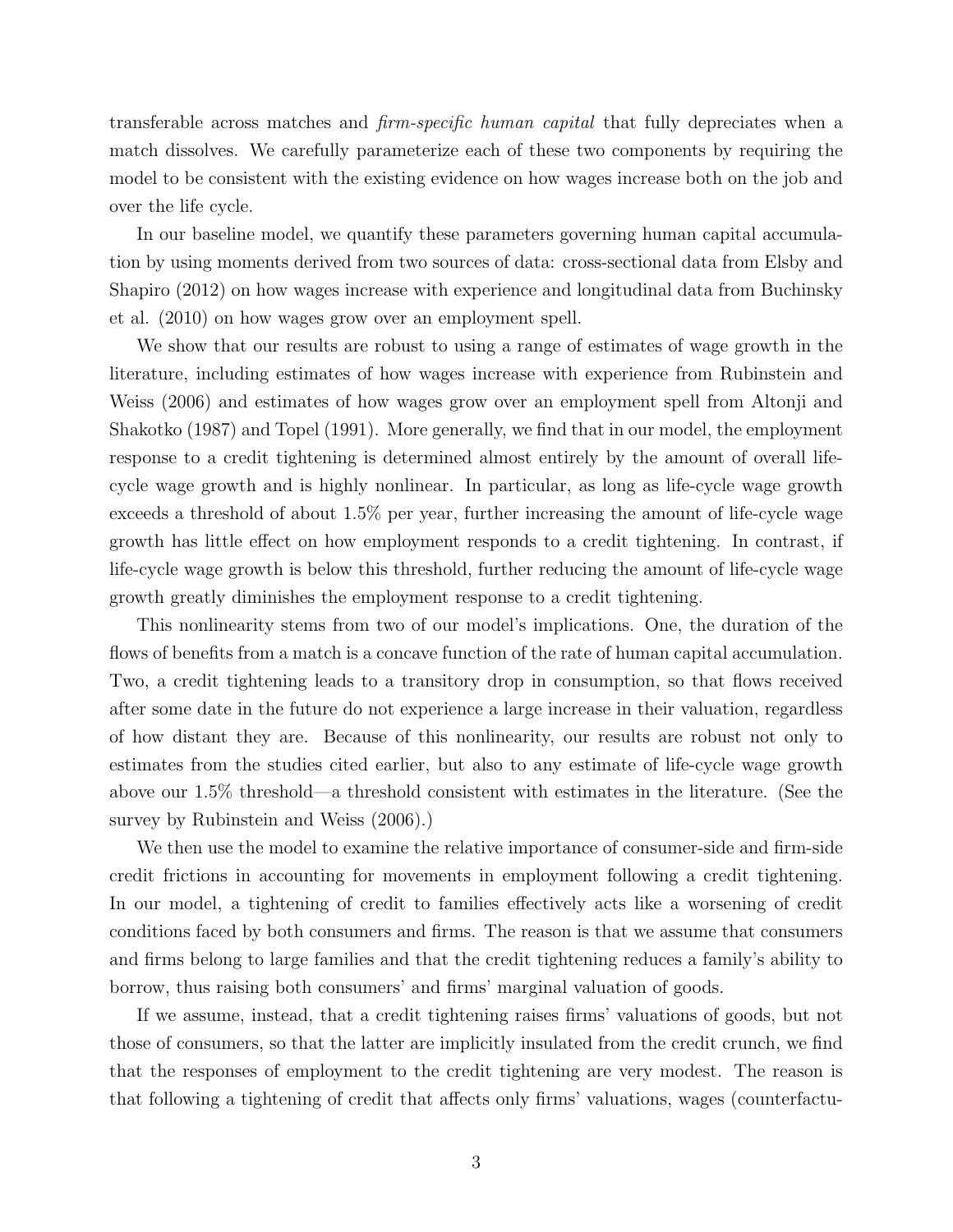transferable across matches and *firm-specific human capital* that fully depreciates when a match dissolves. We carefully parameterize each of these two components by requiring the model to be consistent with the existing evidence on how wages increase both on the job and over the life cycle.

In our baseline model, we quantify these parameters governing human capital accumulation by using moments derived from two sources of data: cross-sectional data from Elsby and Shapiro (2012) on how wages increase with experience and longitudinal data from Buchinsky et al. (2010) on how wages grow over an employment spell.

We show that our results are robust to using a range of estimates of wage growth in the literature, including estimates of how wages increase with experience from Rubinstein and Weiss (2006) and estimates of how wages grow over an employment spell from Altonji and Shakotko (1987) and Topel (1991). More generally, we find that in our model, the employment response to a credit tightening is determined almost entirely by the amount of overall life-cycle wage growth and is highly nonlinear. In particular, as long as life-cycle wage growth exceeds a threshold of about 1.5% per year, further increasing the amount of life-cycle wage growth has little effect on how employment responds to a credit tightening. In contrast, if life-cycle wage growth is below this threshold, further reducing the amount of life-cycle wage growth greatly diminishes the employment response to a credit tightening.

This nonlinearity stems from two of our model's implications. One, the duration of the flows of benefits from a match is a concave function of the rate of human capital accumulation. Two, a credit tightening leads to a transitory drop in consumption, so that flows received after some date in the future do not experience a large increase in their valuation, regardless of how distant they are. Because of this nonlinearity, our results are robust not only to estimates from the studies cited earlier, but also to any estimate of life-cycle wage growth above our 1.5% threshold—a threshold consistent with estimates in the literature. (See the survey by Rubinstein and Weiss (2006).)

We then use the model to examine the relative importance of consumer-side and firm-side credit frictions in accounting for movements in employment following a credit tightening. In our model, a tightening of credit to families effectively acts like a worsening of credit conditions faced by both consumers and firms. The reason is that we assume that consumers and firms belong to large families and that the credit tightening reduces a family's ability to borrow, thus raising both consumers' and firms' marginal valuation of goods.

If we assume, instead, that a credit tightening raises firms' valuations of goods, but not those of consumers, so that the latter are implicitly insulated from the credit crunch, we find that the responses of employment to the credit tightening are very modest. The reason is that following a tightening of credit that affects only firms' valuations, wages (counterfactu-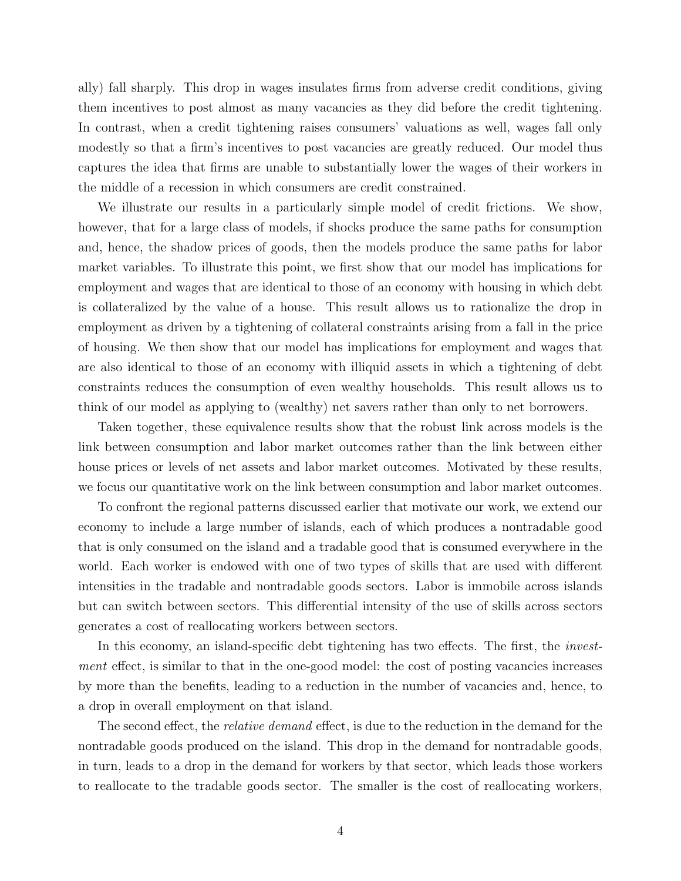ally) fall sharply. This drop in wages insulates firms from adverse credit conditions, giving them incentives to post almost as many vacancies as they did before the credit tightening. In contrast, when a credit tightening raises consumers' valuations as well, wages fall only modestly so that a firm's incentives to post vacancies are greatly reduced. Our model thus captures the idea that firms are unable to substantially lower the wages of their workers in the middle of a recession in which consumers are credit constrained.

We illustrate our results in a particularly simple model of credit frictions. We show, however, that for a large class of models, if shocks produce the same paths for consumption and, hence, the shadow prices of goods, then the models produce the same paths for labor market variables. To illustrate this point, we first show that our model has implications for employment and wages that are identical to those of an economy with housing in which debt is collateralized by the value of a house. This result allows us to rationalize the drop in employment as driven by a tightening of collateral constraints arising from a fall in the price of housing. We then show that our model has implications for employment and wages that are also identical to those of an economy with illiquid assets in which a tightening of debt constraints reduces the consumption of even wealthy households. This result allows us to think of our model as applying to (wealthy) net savers rather than only to net borrowers.

Taken together, these equivalence results show that the robust link across models is the link between consumption and labor market outcomes rather than the link between either house prices or levels of net assets and labor market outcomes. Motivated by these results, we focus our quantitative work on the link between consumption and labor market outcomes.

To confront the regional patterns discussed earlier that motivate our work, we extend our economy to include a large number of islands, each of which produces a nontradable good that is only consumed on the island and a tradable good that is consumed everywhere in the world. Each worker is endowed with one of two types of skills that are used with different intensities in the tradable and nontradable goods sectors. Labor is immobile across islands but can switch between sectors. This differential intensity of the use of skills across sectors generates a cost of reallocating workers between sectors.

In this economy, an island-specific debt tightening has two effects. The first, the *investment* effect, is similar to that in the one-good model: the cost of posting vacancies increases by more than the benefits, leading to a reduction in the number of vacancies and, hence, to a drop in overall employment on that island.

The second effect, the *relative demand* effect, is due to the reduction in the demand for the nontradable goods produced on the island. This drop in the demand for nontradable goods, in turn, leads to a drop in the demand for workers by that sector, which leads those workers to reallocate to the tradable goods sector. The smaller is the cost of reallocating workers,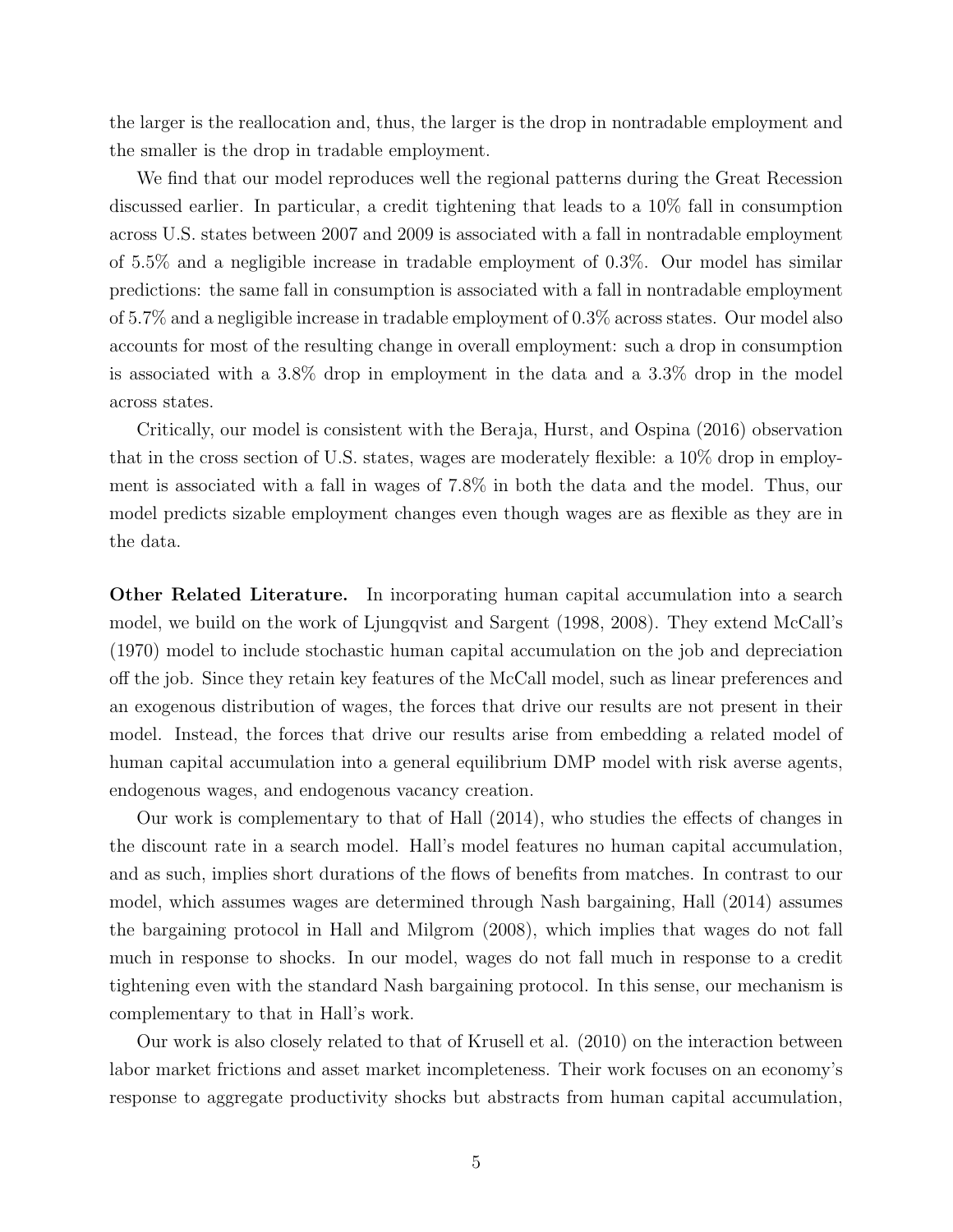the larger is the reallocation and, thus, the larger is the drop in nontradable employment and the smaller is the drop in tradable employment.

We find that our model reproduces well the regional patterns during the Great Recession discussed earlier. In particular, a credit tightening that leads to a 10% fall in consumption across U.S. states between 2007 and 2009 is associated with a fall in nontradable employment of 5.5% and a negligible increase in tradable employment of 0.3%. Our model has similar predictions: the same fall in consumption is associated with a fall in nontradable employment of 5.7% and a negligible increase in tradable employment of 0.3% across states. Our model also accounts for most of the resulting change in overall employment: such a drop in consumption is associated with a 3.8% drop in employment in the data and a 3.3% drop in the model across states.

Critically, our model is consistent with the Beraja, Hurst, and Ospina (2016) observation that in the cross section of U.S. states, wages are moderately flexible: a 10% drop in employment is associated with a fall in wages of 7.8% in both the data and the model. Thus, our model predicts sizable employment changes even though wages are as flexible as they are in the data.

**Other Related Literature.** In incorporating human capital accumulation into a search model, we build on the work of Ljungqvist and Sargent (1998, 2008). They extend McCall's (1970) model to include stochastic human capital accumulation on the job and depreciation off the job. Since they retain key features of the McCall model, such as linear preferences and an exogenous distribution of wages, the forces that drive our results are not present in their model. Instead, the forces that drive our results arise from embedding a related model of human capital accumulation into a general equilibrium DMP model with risk averse agents, endogenous wages, and endogenous vacancy creation.

Our work is complementary to that of Hall (2014), who studies the effects of changes in the discount rate in a search model. Hall's model features no human capital accumulation, and as such, implies short durations of the flows of benefits from matches. In contrast to our model, which assumes wages are determined through Nash bargaining, Hall (2014) assumes the bargaining protocol in Hall and Milgrom (2008), which implies that wages do not fall much in response to shocks. In our model, wages do not fall much in response to a credit tightening even with the standard Nash bargaining protocol. In this sense, our mechanism is complementary to that in Hall's work.

Our work is also closely related to that of Krusell et al. (2010) on the interaction between labor market frictions and asset market incompleteness. Their work focuses on an economy's response to aggregate productivity shocks but abstracts from human capital accumulation,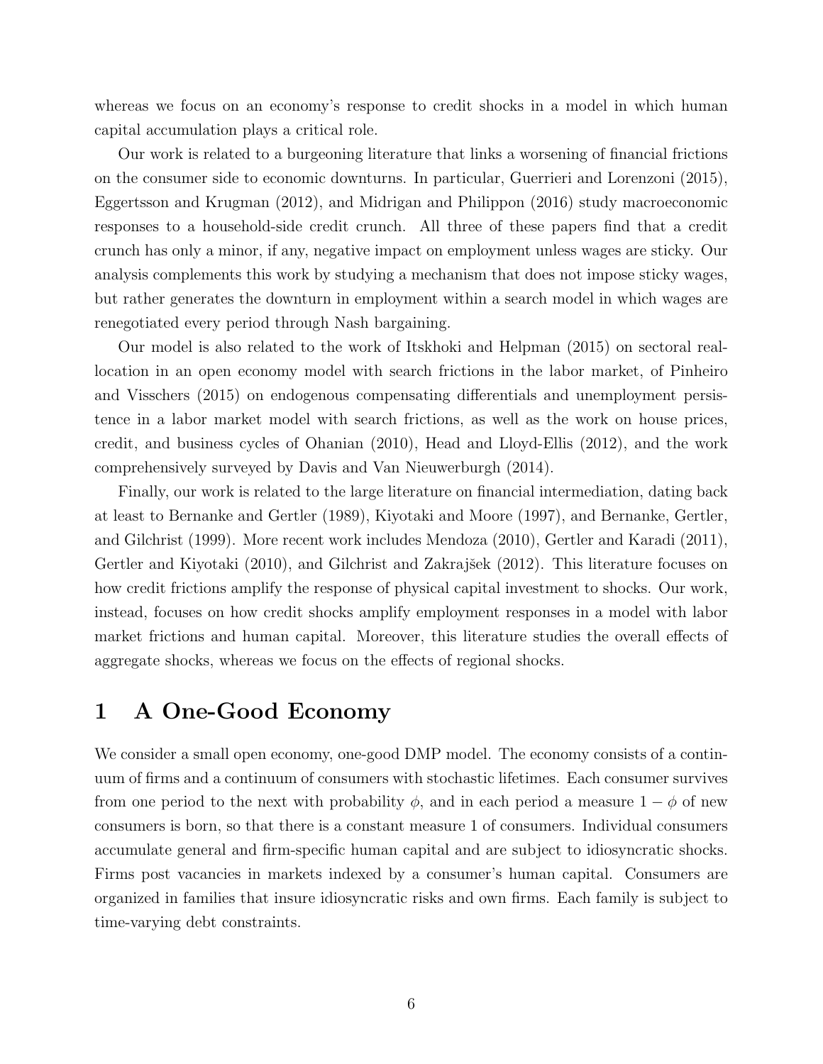whereas we focus on an economy's response to credit shocks in a model in which human capital accumulation plays a critical role.

Our work is related to a burgeoning literature that links a worsening of financial frictions on the consumer side to economic downturns. In particular, Guerrieri and Lorenzoni (2015), Eggertsson and Krugman (2012), and Midrigan and Philippon (2016) study macroeconomic responses to a household-side credit crunch. All three of these papers find that a credit crunch has only a minor, if any, negative impact on employment unless wages are sticky. Our analysis complements this work by studying a mechanism that does not impose sticky wages, but rather generates the downturn in employment within a search model in which wages are renegotiated every period through Nash bargaining.

Our model is also related to the work of Itskhoki and Helpman (2015) on sectoral reallocation in an open economy model with search frictions in the labor market, of Pinheiro and Visschers (2015) on endogenous compensating differentials and unemployment persistence in a labor market model with search frictions, as well as the work on house prices, credit, and business cycles of Ohanian (2010), Head and Lloyd-Ellis (2012), and the work comprehensively surveyed by Davis and Van Nieuwerburgh (2014).

Finally, our work is related to the large literature on financial intermediation, dating back at least to Bernanke and Gertler (1989), Kiyotaki and Moore (1997), and Bernanke, Gertler, and Gilchrist (1999). More recent work includes Mendoza (2010), Gertler and Karadi (2011), Gertler and Kiyotaki (2010), and Gilchrist and Zakrajšek (2012). This literature focuses on how credit frictions amplify the response of physical capital investment to shocks. Our work, instead, focuses on how credit shocks amplify employment responses in a model with labor market frictions and human capital. Moreover, this literature studies the overall effects of aggregate shocks, whereas we focus on the effects of regional shocks.

# 1 A One-Good Economy

We consider a small open economy, one-good DMP model. The economy consists of a continuum of firms and a continuum of consumers with stochastic lifetimes. Each consumer survives from one period to the next with probability $\phi$, and in each period a measure $1 - \phi$ of new consumers is born, so that there is a constant measure 1 of consumers. Individual consumers accumulate general and firm-specific human capital and are subject to idiosyncratic shocks. Firms post vacancies in markets indexed by a consumer's human capital. Consumers are organized in families that insure idiosyncratic risks and own firms. Each family is subject to time-varying debt constraints.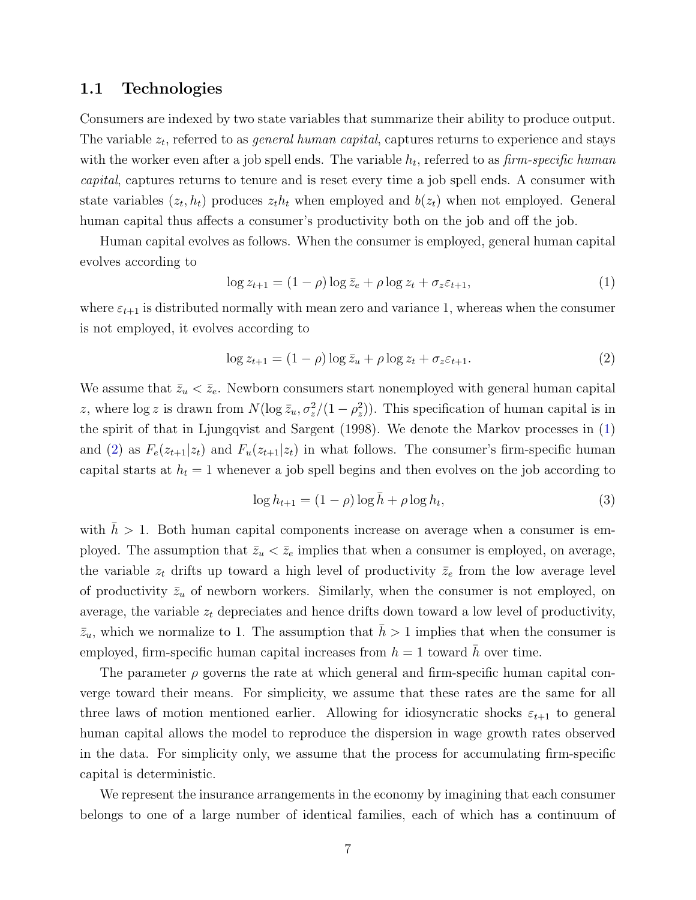### 1.1 Technologies

Consumers are indexed by two state variables that summarize their ability to produce output. The variable $z_t$, referred to as *general human capital*, captures returns to experience and stays with the worker even after a job spell ends. The variable $h_t$, referred to as *firm-specific human capital*, captures returns to tenure and is reset every time a job spell ends. A consumer with state variables $(z_t, h_t)$ produces $z_t h_t$ when employed and $b(z_t)$ when not employed. General human capital thus affects a consumer's productivity both on the job and off the job.

Human capital evolves as follows. When the consumer is employed, general human capital evolves according to

$$\log z_{t+1} = (1 - \rho) \log \bar{z}_e + \rho \log z_t + \sigma_z \varepsilon_{t+1}, \tag{1}$$

where $\varepsilon_{t+1}$ is distributed normally with mean zero and variance 1, whereas when the consumer is not employed, it evolves according to

$$\log z_{t+1} = (1 - \rho) \log \bar{z}_u + \rho \log z_t + \sigma_z \varepsilon_{t+1}. \tag{2}$$

We assume that $\bar{z}_u < \bar{z}_e$. Newborn consumers start nonemployed with general human capital $z$, where $\log z$ is drawn from $N(\log \bar{z}_u, \sigma_z^2/(1 - \rho_z^2))$. This specification of human capital is in the spirit of that in Ljungqvist and Sargent (1998). We denote the Markov processes in (1) and (2) as $F_e(z_{t+1}|z_t)$ and $F_u(z_{t+1}|z_t)$ in what follows. The consumer's firm-specific human capital starts at $h_t = 1$ whenever a job spell begins and then evolves on the job according to

$$\log h_{t+1} = (1 - \rho) \log \bar{h} + \rho \log h_t, \tag{3}$$

with $\bar{h} > 1$. Both human capital components increase on average when a consumer is employed. The assumption that $\bar{z}_u < \bar{z}_e$ implies that when a consumer is employed, on average, the variable $z_t$ drifts up toward a high level of productivity $\bar{z}_e$ from the low average level of productivity $\bar{z}_u$ of newborn workers. Similarly, when the consumer is not employed, on average, the variable $z_t$ depreciates and hence drifts down toward a low level of productivity, $\bar{z}_u$, which we normalize to 1. The assumption that $\bar{h} > 1$ implies that when the consumer is employed, firm-specific human capital increases from $h = 1$ toward $\bar{h}$ over time.

The parameter $\rho$ governs the rate at which general and firm-specific human capital converge toward their means. For simplicity, we assume that these rates are the same for all three laws of motion mentioned earlier. Allowing for idiosyncratic shocks $\varepsilon_{t+1}$ to general human capital allows the model to reproduce the dispersion in wage growth rates observed in the data. For simplicity only, we assume that the process for accumulating firm-specific capital is deterministic.

We represent the insurance arrangements in the economy by imagining that each consumer belongs to one of a large number of identical families, each of which has a continuum of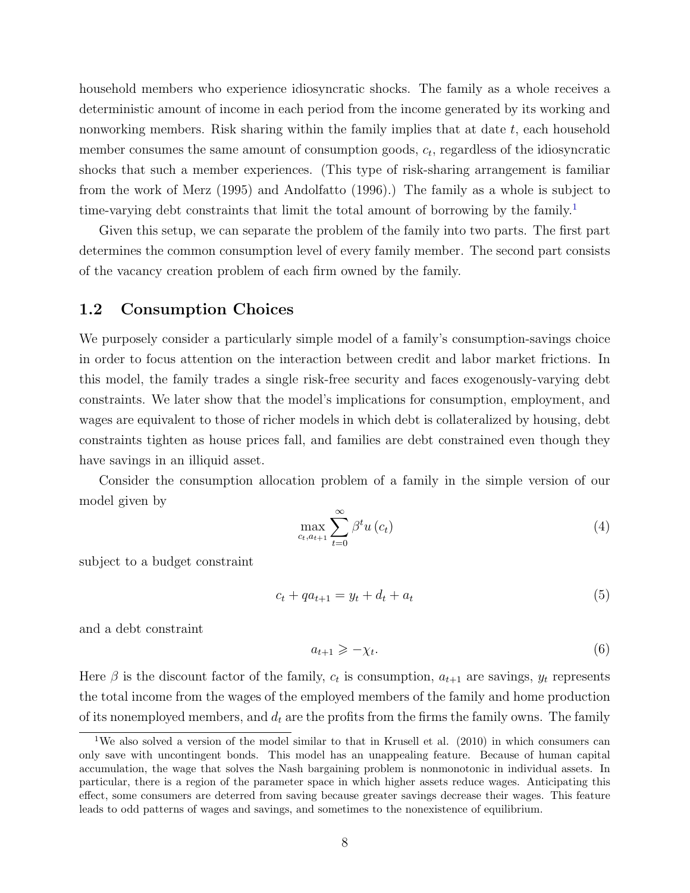household members who experience idiosyncratic shocks. The family as a whole receives a deterministic amount of income in each period from the income generated by its working and nonworking members. Risk sharing within the family implies that at date $t$, each household member consumes the same amount of consumption goods, $c_t$, regardless of the idiosyncratic shocks that such a member experiences. (This type of risk-sharing arrangement is familiar from the work of Merz (1995) and Andolfatto (1996).) The family as a whole is subject to time-varying debt constraints that limit the total amount of borrowing by the family.[1]

Given this setup, we can separate the problem of the family into two parts. The first part determines the common consumption level of every family member. The second part consists of the vacancy creation problem of each firm owned by the family.

## 1.2 Consumption Choices

We purposely consider a particularly simple model of a family's consumption-savings choice in order to focus attention on the interaction between credit and labor market frictions. In this model, the family trades a single risk-free security and faces exogenously-varying debt constraints. We later show that the model's implications for consumption, employment, and wages are equivalent to those of richer models in which debt is collateralized by housing, debt constraints tighten as house prices fall, and families are debt constrained even though they have savings in an illiquid asset.

Consider the consumption allocation problem of a family in the simple version of our model given by

$$\max_{c_t, a_{t+1}} \sum_{t=0}^{\infty} \beta^t u(c_t) \tag{4}$$

subject to a budget constraint

$$c_t + q a_{t+1} = y_t + d_t + a_t \tag{5}$$

and a debt constraint

$$a_{t+1} \geqslant -\chi_t. \tag{6}$$

Here $\beta$ is the discount factor of the family, $c_t$ is consumption, $a_{t+1}$ are savings, $y_t$ represents the total income from the wages of the employed members of the family and home production of its nonemployed members, and $d_t$ are the profits from the firms the family owns. The family

[1] We also solved a version of the model similar to that in Krusell et al. (2010) in which consumers can only save with uncontingent bonds. This model has an unappealing feature. Because of human capital accumulation, the wage that solves the Nash bargaining problem is nonmonotonic in individual assets. In particular, there is a region of the parameter space in which higher assets reduce wages. Anticipating this effect, some consumers are deterred from saving because greater savings decrease their wages. This feature leads to odd patterns of wages and savings, and sometimes to the nonexistence of equilibrium.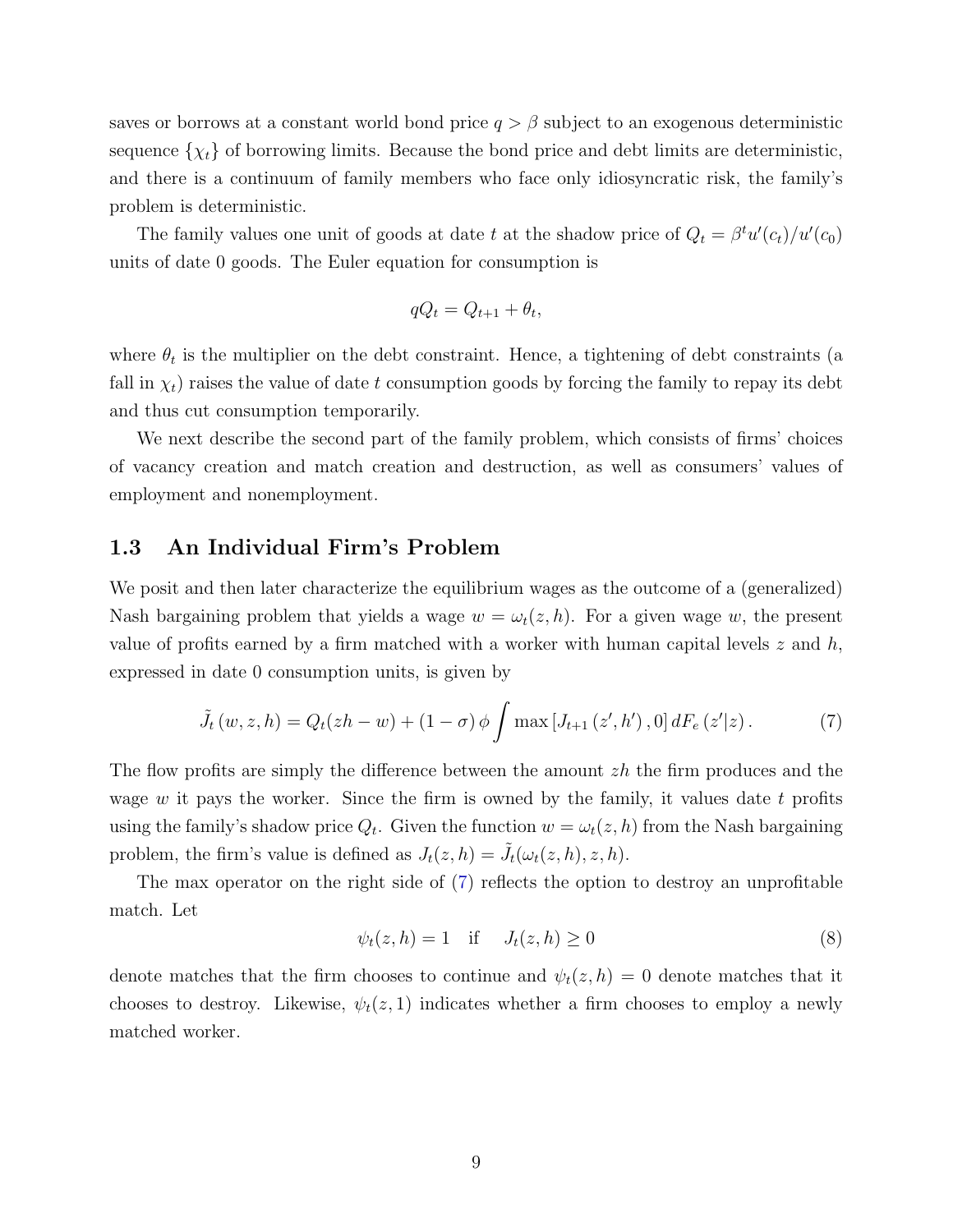saves or borrows at a constant world bond price $q > \beta$ subject to an exogenous deterministic sequence $\{\chi_t\}$ of borrowing limits. Because the bond price and debt limits are deterministic, and there is a continuum of family members who face only idiosyncratic risk, the family's problem is deterministic.

The family values one unit of goods at date $t$ at the shadow price of $Q_t = \beta^t u'(c_t)/u'(c_0)$ units of date 0 goods. The Euler equation for consumption is

$$qQ_t = Q_{t+1} + \theta_t,$$

where $\theta_t$ is the multiplier on the debt constraint. Hence, a tightening of debt constraints (a fall in $\chi_t$) raises the value of date $t$ consumption goods by forcing the family to repay its debt and thus cut consumption temporarily.

We next describe the second part of the family problem, which consists of firms' choices of vacancy creation and match creation and destruction, as well as consumers' values of employment and nonemployment.

## 1.3 An Individual Firm's Problem

We posit and then later characterize the equilibrium wages as the outcome of a (generalized) Nash bargaining problem that yields a wage $w = \omega_t(z, h)$. For a given wage $w$, the present value of profits earned by a firm matched with a worker with human capital levels $z$ and $h$, expressed in date 0 consumption units, is given by

$$\tilde{J}_t(w, z, h) = Q_t(zh - w) + (1 - \sigma)\phi \int \max\left[J_{t+1}(z', h'), 0\right] dF_e(z'|z). \tag{7}$$

The flow profits are simply the difference between the amount $zh$ the firm produces and the wage $w$ it pays the worker. Since the firm is owned by the family, it values date $t$ profits using the family's shadow price $Q_t$. Given the function $w = \omega_t(z, h)$ from the Nash bargaining problem, the firm's value is defined as $J_t(z, h) = \tilde{J}_t(\omega_t(z, h), z, h)$.

The max operator on the right side of (7) reflects the option to destroy an unprofitable match. Let

$$\psi_t(z, h) = 1 \quad \text{if} \quad J_t(z, h) \geq 0 \tag{8}$$

denote matches that the firm chooses to continue and $\psi_t(z, h) = 0$ denote matches that it chooses to destroy. Likewise, $\psi_t(z, 1)$ indicates whether a firm chooses to employ a newly matched worker.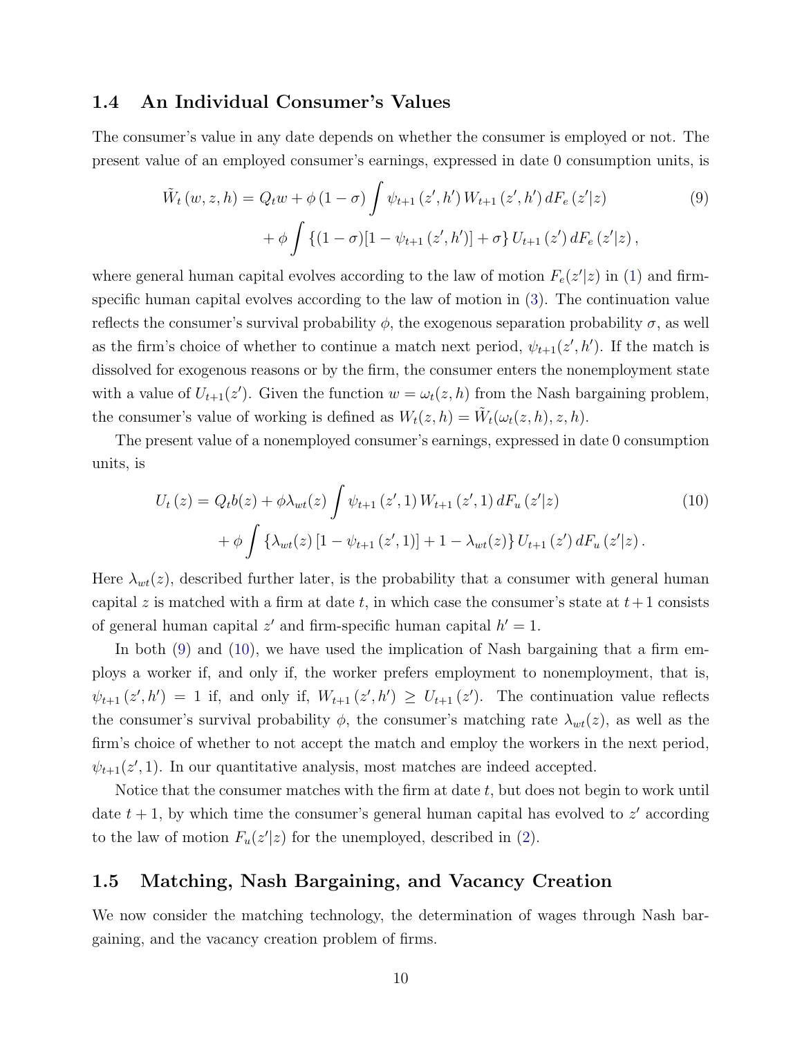### 1.4 An Individual Consumer's Values

The consumer's value in any date depends on whether the consumer is employed or not. The present value of an employed consumer's earnings, expressed in date 0 consumption units, is

$$
\begin{aligned}
\tilde{W}_t(w, z, h) = Q_t w + \phi(1-\sigma) \int \psi_{t+1}(z', h') W_{t+1}(z', h') \, dF_e(z'|z) \\
+ \phi \int \{(1-\sigma)[1 - \psi_{t+1}(z', h')] + \sigma\} U_{t+1}(z') \, dF_e(z'|z),
\end{aligned}
\tag{9}
$$

where general human capital evolves according to the law of motion $F_e(z'|z)$ in (1) and firm-specific human capital evolves according to the law of motion in (3). The continuation value reflects the consumer's survival probability $\phi$, the exogenous separation probability $\sigma$, as well as the firm's choice of whether to continue a match next period, $\psi_{t+1}(z', h')$. If the match is dissolved for exogenous reasons or by the firm, the consumer enters the nonemployment state with a value of $U_{t+1}(z')$. Given the function $w = \omega_t(z, h)$ from the Nash bargaining problem, the consumer's value of working is defined as $W_t(z, h) = \tilde{W}_t(\omega_t(z, h), z, h)$.

The present value of a nonemployed consumer's earnings, expressed in date 0 consumption units, is

$$
\begin{aligned}
U_t(z) = Q_t b(z) + \phi \lambda_{wt}(z) \int \psi_{t+1}(z', 1) W_{t+1}(z', 1) \, dF_u(z'|z) \\
+ \phi \int \{\lambda_{wt}(z)[1 - \psi_{t+1}(z', 1)] + 1 - \lambda_{wt}(z)\} U_{t+1}(z') \, dF_u(z'|z).
\end{aligned}
\tag{10}
$$

Here $\lambda_{wt}(z)$, described further later, is the probability that a consumer with general human capital $z$ is matched with a firm at date $t$, in which case the consumer's state at $t+1$ consists of general human capital $z'$ and firm-specific human capital $h' = 1$.

In both (9) and (10), we have used the implication of Nash bargaining that a firm employs a worker if, and only if, the worker prefers employment to nonemployment, that is, $\psi_{t+1}(z', h') = 1$ if, and only if, $W_{t+1}(z', h') \geq U_{t+1}(z')$. The continuation value reflects the consumer's survival probability $\phi$, the consumer's matching rate $\lambda_{wt}(z)$, as well as the firm's choice of whether to not accept the match and employ the workers in the next period, $\psi_{t+1}(z', 1)$. In our quantitative analysis, most matches are indeed accepted.

Notice that the consumer matches with the firm at date $t$, but does not begin to work until date $t+1$, by which time the consumer's general human capital has evolved to $z'$ according to the law of motion $F_u(z'|z)$ for the unemployed, described in (2).

### 1.5 Matching, Nash Bargaining, and Vacancy Creation

We now consider the matching technology, the determination of wages through Nash bargaining, and the vacancy creation problem of firms.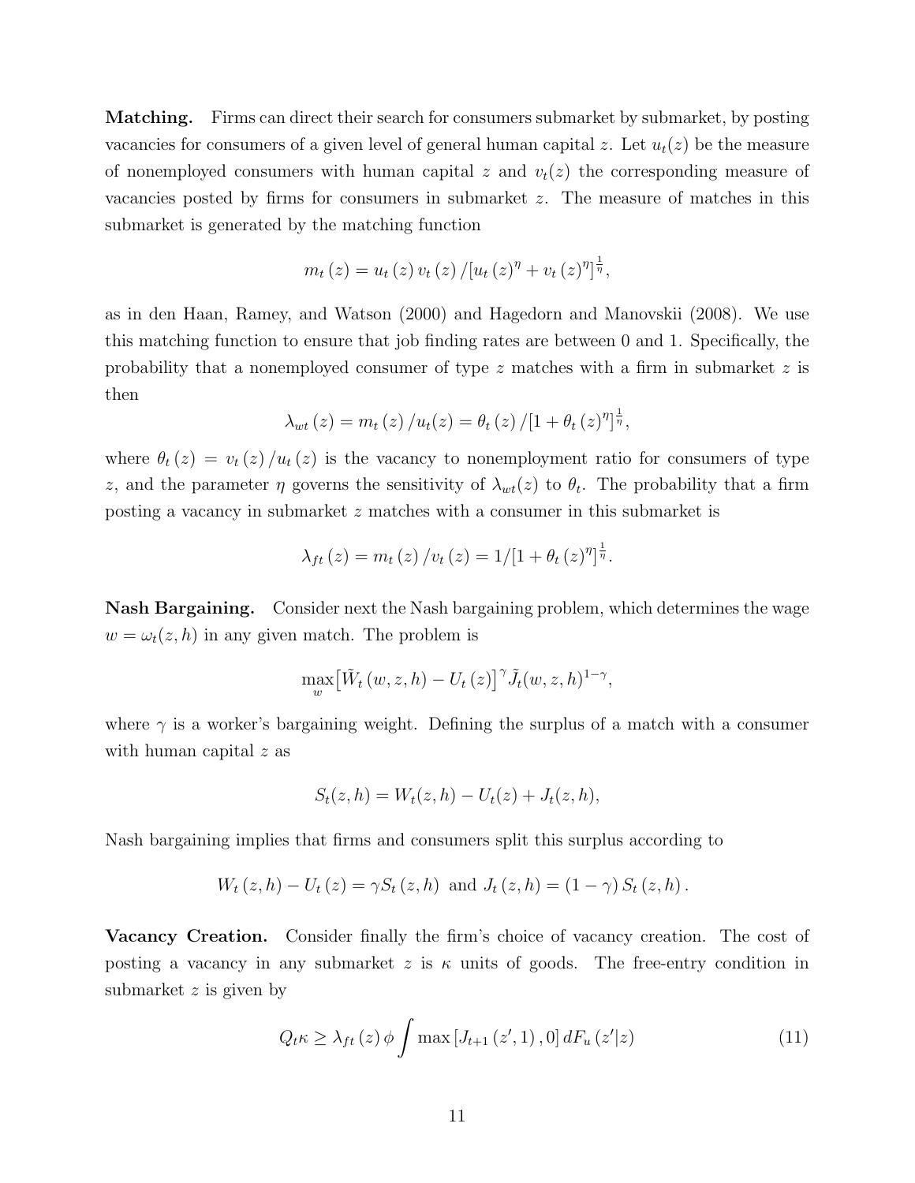**Matching.** Firms can direct their search for consumers submarket by submarket, by posting vacancies for consumers of a given level of general human capital $z$. Let $u_t(z)$ be the measure of nonemployed consumers with human capital $z$ and $v_t(z)$ the corresponding measure of vacancies posted by firms for consumers in submarket $z$. The measure of matches in this submarket is generated by the matching function

$$m_t(z) = u_t(z) v_t(z) / [u_t(z)^\eta + v_t(z)^\eta]^{\frac{1}{\eta}},$$

as in den Haan, Ramey, and Watson (2000) and Hagedorn and Manovskii (2008). We use this matching function to ensure that job finding rates are between 0 and 1. Specifically, the probability that a nonemployed consumer of type $z$ matches with a firm in submarket $z$ is then

$$\lambda_{wt}(z) = m_t(z) / u_t(z) = \theta_t(z) / [1 + \theta_t(z)^\eta]^{\frac{1}{\eta}},$$

where $\theta_t(z) = v_t(z) / u_t(z)$ is the vacancy to nonemployment ratio for consumers of type $z$, and the parameter $\eta$ governs the sensitivity of $\lambda_{wt}(z)$ to $\theta_t$. The probability that a firm posting a vacancy in submarket $z$ matches with a consumer in this submarket is

$$\lambda_{ft}(z) = m_t(z) / v_t(z) = 1/[1 + \theta_t(z)^\eta]^{\frac{1}{\eta}}.$$

**Nash Bargaining.** Consider next the Nash bargaining problem, which determines the wage $w = \omega_t(z, h)$ in any given match. The problem is

$$\max_w \left[\tilde{W}_t(w, z, h) - U_t(z)\right]^\gamma \tilde{J}_t(w, z, h)^{1-\gamma},$$

where $\gamma$ is a worker's bargaining weight. Defining the surplus of a match with a consumer with human capital $z$ as

$$S_t(z, h) = W_t(z, h) - U_t(z) + J_t(z, h),$$

Nash bargaining implies that firms and consumers split this surplus according to

$$W_t(z, h) - U_t(z) = \gamma S_t(z, h) \text{ and } J_t(z, h) = (1 - \gamma) S_t(z, h).$$

**Vacancy Creation.** Consider finally the firm's choice of vacancy creation. The cost of posting a vacancy in any submarket $z$ is $\kappa$ units of goods. The free-entry condition in submarket $z$ is given by

$$Q_t \kappa \geq \lambda_{ft}(z) \phi \int \max\left[J_{t+1}(z', 1), 0\right] dF_u(z'|z) \tag{11}$$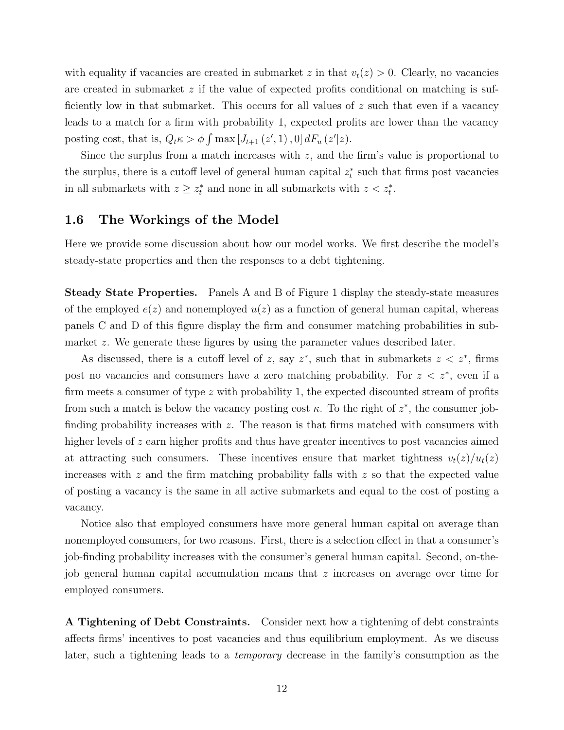with equality if vacancies are created in submarket $z$ in that $v_t(z) > 0$. Clearly, no vacancies are created in submarket $z$ if the value of expected profits conditional on matching is sufficiently low in that submarket. This occurs for all values of $z$ such that even if a vacancy leads to a match for a firm with probability 1, expected profits are lower than the vacancy posting cost, that is, $Q_t\kappa > \phi \int \max\left[J_{t+1}(z', 1), 0\right] dF_u(z'|z)$.

Since the surplus from a match increases with $z$, and the firm's value is proportional to the surplus, there is a cutoff level of general human capital $z_t^*$ such that firms post vacancies in all submarkets with $z \geq z_t^*$ and none in all submarkets with $z < z_t^*$.

## 1.6 The Workings of the Model

Here we provide some discussion about how our model works. We first describe the model's steady-state properties and then the responses to a debt tightening.

**Steady State Properties.** Panels A and B of Figure 1 display the steady-state measures of the employed $e(z)$ and nonemployed $u(z)$ as a function of general human capital, whereas panels C and D of this figure display the firm and consumer matching probabilities in submarket $z$. We generate these figures by using the parameter values described later.

As discussed, there is a cutoff level of $z$, say $z^*$, such that in submarkets $z < z^*$, firms post no vacancies and consumers have a zero matching probability. For $z < z^*$, even if a firm meets a consumer of type $z$ with probability 1, the expected discounted stream of profits from such a match is below the vacancy posting cost $\kappa$. To the right of $z^*$, the consumer job-finding probability increases with $z$. The reason is that firms matched with consumers with higher levels of $z$ earn higher profits and thus have greater incentives to post vacancies aimed at attracting such consumers. These incentives ensure that market tightness $v_t(z)/u_t(z)$ increases with $z$ and the firm matching probability falls with $z$ so that the expected value of posting a vacancy is the same in all active submarkets and equal to the cost of posting a vacancy.

Notice also that employed consumers have more general human capital on average than nonemployed consumers, for two reasons. First, there is a selection effect in that a consumer's job-finding probability increases with the consumer's general human capital. Second, on-the-job general human capital accumulation means that $z$ increases on average over time for employed consumers.

**A Tightening of Debt Constraints.** Consider next how a tightening of debt constraints affects firms' incentives to post vacancies and thus equilibrium employment. As we discuss later, such a tightening leads to a *temporary* decrease in the family's consumption as the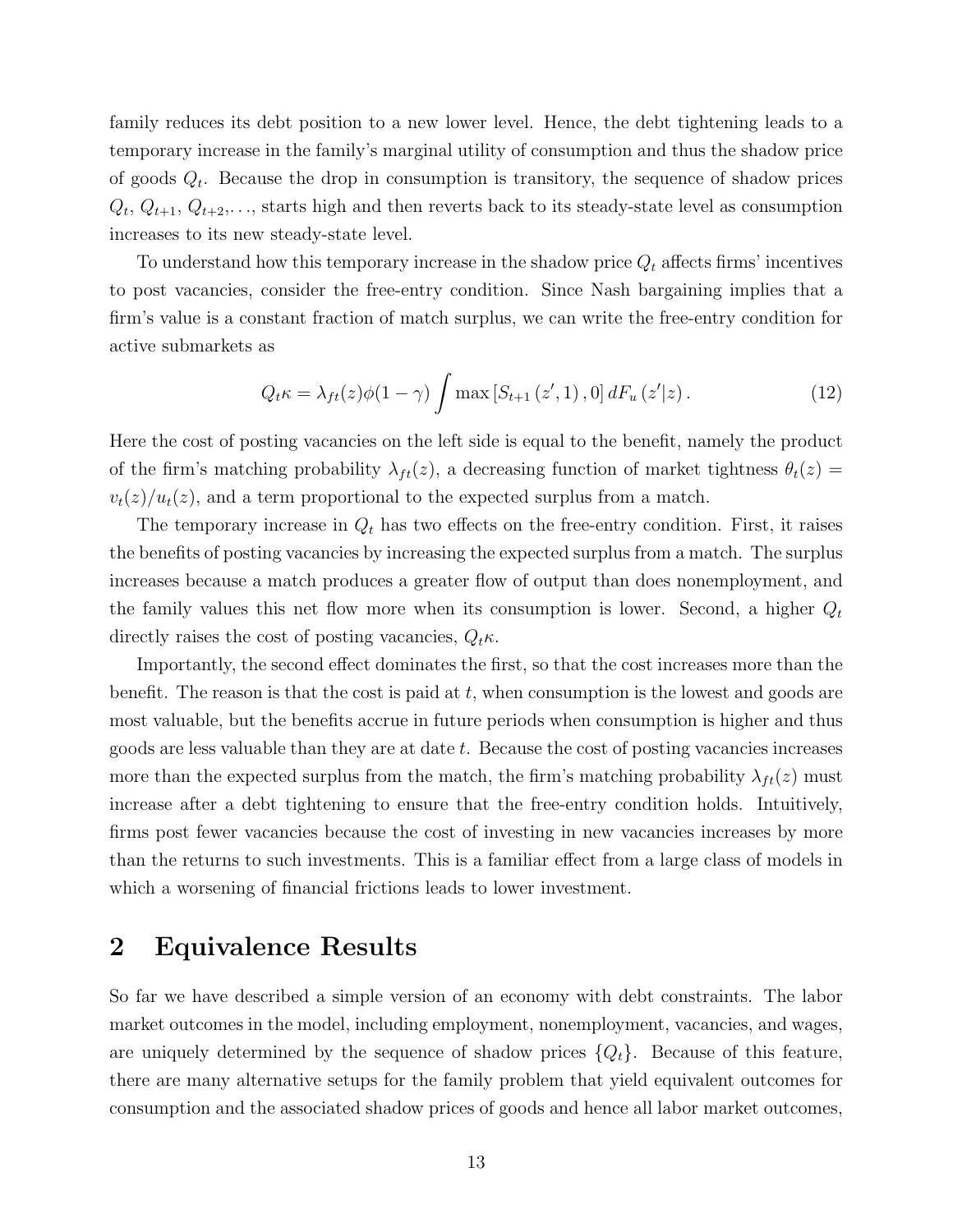family reduces its debt position to a new lower level. Hence, the debt tightening leads to a temporary increase in the family's marginal utility of consumption and thus the shadow price of goods $Q_t$. Because the drop in consumption is transitory, the sequence of shadow prices $Q_t$, $Q_{t+1}$, $Q_{t+2}$,..., starts high and then reverts back to its steady-state level as consumption increases to its new steady-state level.

To understand how this temporary increase in the shadow price $Q_t$ affects firms' incentives to post vacancies, consider the free-entry condition. Since Nash bargaining implies that a firm's value is a constant fraction of match surplus, we can write the free-entry condition for active submarkets as

$$Q_t \kappa = \lambda_{ft}(z) \phi (1 - \gamma) \int \max \left[ S_{t+1} \left( z', 1 \right), 0 \right] dF_u \left( z' | z \right). \tag{12}$$

Here the cost of posting vacancies on the left side is equal to the benefit, namely the product of the firm's matching probability $\lambda_{ft}(z)$, a decreasing function of market tightness $\theta_t(z) = v_t(z)/u_t(z)$, and a term proportional to the expected surplus from a match.

The temporary increase in $Q_t$ has two effects on the free-entry condition. First, it raises the benefits of posting vacancies by increasing the expected surplus from a match. The surplus increases because a match produces a greater flow of output than does nonemployment, and the family values this net flow more when its consumption is lower. Second, a higher $Q_t$ directly raises the cost of posting vacancies, $Q_t \kappa$.

Importantly, the second effect dominates the first, so that the cost increases more than the benefit. The reason is that the cost is paid at $t$, when consumption is the lowest and goods are most valuable, but the benefits accrue in future periods when consumption is higher and thus goods are less valuable than they are at date $t$. Because the cost of posting vacancies increases more than the expected surplus from the match, the firm's matching probability $\lambda_{ft}(z)$ must increase after a debt tightening to ensure that the free-entry condition holds. Intuitively, firms post fewer vacancies because the cost of investing in new vacancies increases by more than the returns to such investments. This is a familiar effect from a large class of models in which a worsening of financial frictions leads to lower investment.

# 2 Equivalence Results

So far we have described a simple version of an economy with debt constraints. The labor market outcomes in the model, including employment, nonemployment, vacancies, and wages, are uniquely determined by the sequence of shadow prices $\{Q_t\}$. Because of this feature, there are many alternative setups for the family problem that yield equivalent outcomes for consumption and the associated shadow prices of goods and hence all labor market outcomes,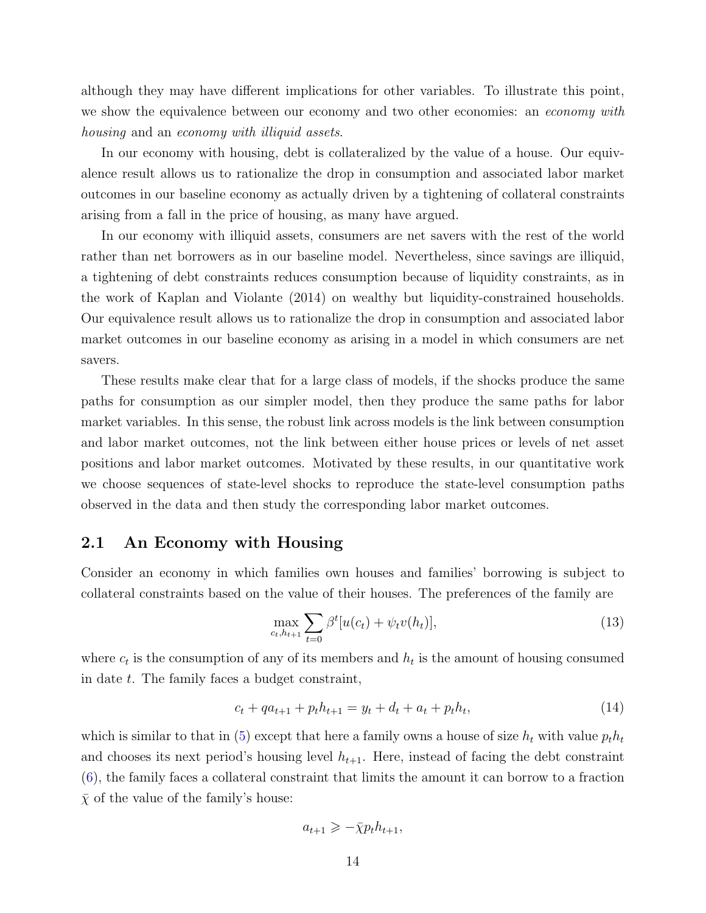although they may have different implications for other variables. To illustrate this point, we show the equivalence between our economy and two other economies: an *economy with housing* and an *economy with illiquid assets*.

In our economy with housing, debt is collateralized by the value of a house. Our equivalence result allows us to rationalize the drop in consumption and associated labor market outcomes in our baseline economy as actually driven by a tightening of collateral constraints arising from a fall in the price of housing, as many have argued.

In our economy with illiquid assets, consumers are net savers with the rest of the world rather than net borrowers as in our baseline model. Nevertheless, since savings are illiquid, a tightening of debt constraints reduces consumption because of liquidity constraints, as in the work of Kaplan and Violante (2014) on wealthy but liquidity-constrained households. Our equivalence result allows us to rationalize the drop in consumption and associated labor market outcomes in our baseline economy as arising in a model in which consumers are net savers.

These results make clear that for a large class of models, if the shocks produce the same paths for consumption as our simpler model, then they produce the same paths for labor market variables. In this sense, the robust link across models is the link between consumption and labor market outcomes, not the link between either house prices or levels of net asset positions and labor market outcomes. Motivated by these results, in our quantitative work we choose sequences of state-level shocks to reproduce the state-level consumption paths observed in the data and then study the corresponding labor market outcomes.

## 2.1 An Economy with Housing

Consider an economy in which families own houses and families' borrowing is subject to collateral constraints based on the value of their houses. The preferences of the family are

$$\max_{c_t, h_{t+1}} \sum_{t=0} \beta^t [u(c_t) + \psi_t v(h_t)], \tag{13}$$

where $c_t$ is the consumption of any of its members and $h_t$ is the amount of housing consumed in date $t$. The family faces a budget constraint,

$$c_t + q a_{t+1} + p_t h_{t+1} = y_t + d_t + a_t + p_t h_t, \tag{14}$$

which is similar to that in (5) except that here a family owns a house of size $h_t$ with value $p_t h_t$ and chooses its next period's housing level $h_{t+1}$. Here, instead of facing the debt constraint (6), the family faces a collateral constraint that limits the amount it can borrow to a fraction $\bar{\chi}$ of the value of the family's house:

$$a_{t+1} \geqslant -\bar{\chi} p_t h_{t+1},$$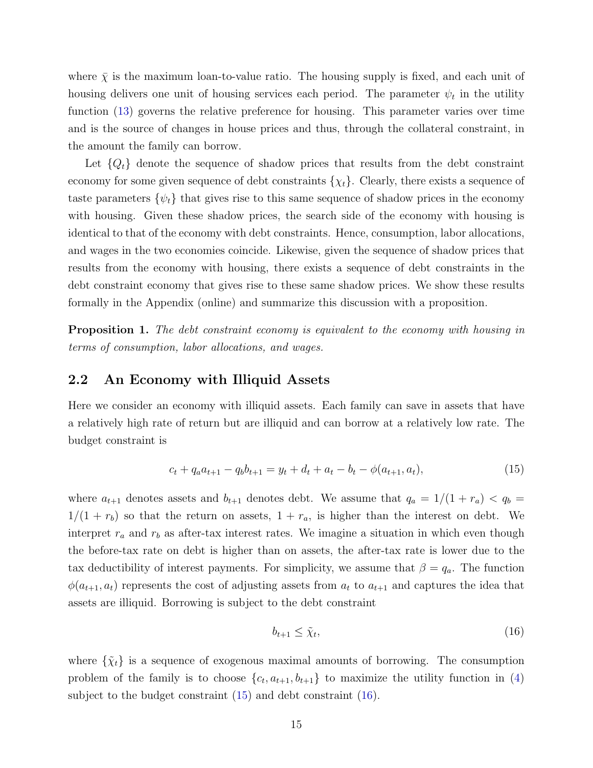where $\bar{\chi}$ is the maximum loan-to-value ratio. The housing supply is fixed, and each unit of housing delivers one unit of housing services each period. The parameter $\psi_t$ in the utility function (13) governs the relative preference for housing. This parameter varies over time and is the source of changes in house prices and thus, through the collateral constraint, in the amount the family can borrow.

Let $\{Q_t\}$ denote the sequence of shadow prices that results from the debt constraint economy for some given sequence of debt constraints $\{\chi_t\}$. Clearly, there exists a sequence of taste parameters $\{\psi_t\}$ that gives rise to this same sequence of shadow prices in the economy with housing. Given these shadow prices, the search side of the economy with housing is identical to that of the economy with debt constraints. Hence, consumption, labor allocations, and wages in the two economies coincide. Likewise, given the sequence of shadow prices that results from the economy with housing, there exists a sequence of debt constraints in the debt constraint economy that gives rise to these same shadow prices. We show these results formally in the Appendix (online) and summarize this discussion with a proposition.

**Proposition 1.** *The debt constraint economy is equivalent to the economy with housing in terms of consumption, labor allocations, and wages.*

## 2.2 An Economy with Illiquid Assets

Here we consider an economy with illiquid assets. Each family can save in assets that have a relatively high rate of return but are illiquid and can borrow at a relatively low rate. The budget constraint is

$$c_t + q_a a_{t+1} - q_b b_{t+1} = y_t + d_t + a_t - b_t - \phi(a_{t+1}, a_t), \tag{15}$$

where $a_{t+1}$ denotes assets and $b_{t+1}$ denotes debt. We assume that $q_a = 1/(1 + r_a) < q_b = 1/(1 + r_b)$ so that the return on assets, $1 + r_a$, is higher than the interest on debt. We interpret $r_a$ and $r_b$ as after-tax interest rates. We imagine a situation in which even though the before-tax rate on debt is higher than on assets, the after-tax rate is lower due to the tax deductibility of interest payments. For simplicity, we assume that $\beta = q_a$. The function $\phi(a_{t+1}, a_t)$ represents the cost of adjusting assets from $a_t$ to $a_{t+1}$ and captures the idea that assets are illiquid. Borrowing is subject to the debt constraint

$$b_{t+1} \leq \tilde{\chi}_t, \tag{16}$$

where $\{\tilde{\chi}_t\}$ is a sequence of exogenous maximal amounts of borrowing. The consumption problem of the family is to choose $\{c_t, a_{t+1}, b_{t+1}\}$ to maximize the utility function in (4) subject to the budget constraint (15) and debt constraint (16).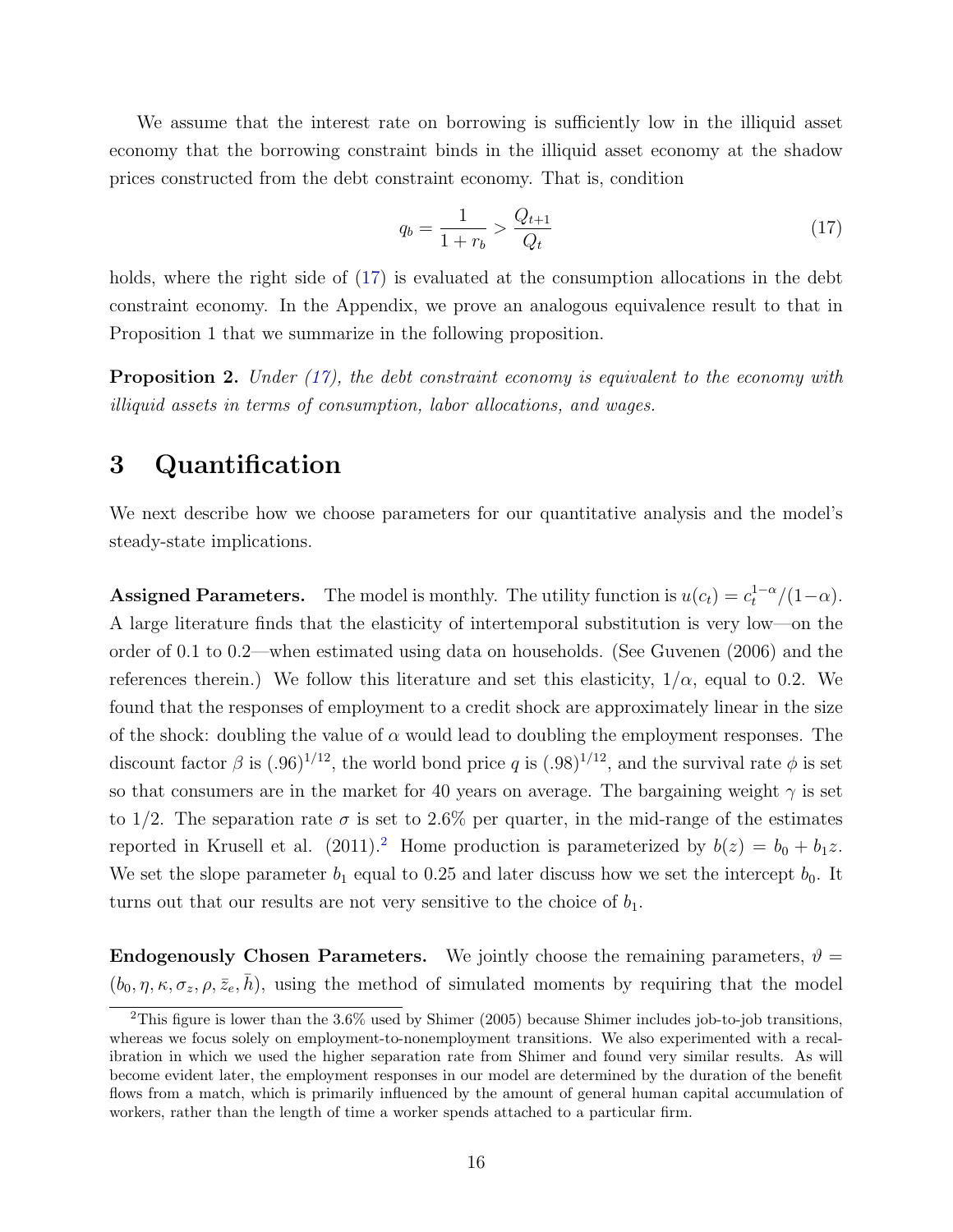We assume that the interest rate on borrowing is sufficiently low in the illiquid asset economy that the borrowing constraint binds in the illiquid asset economy at the shadow prices constructed from the debt constraint economy. That is, condition

$$q_b = \frac{1}{1+r_b} > \frac{Q_{t+1}}{Q_t} \tag{17}$$

holds, where the right side of (17) is evaluated at the consumption allocations in the debt constraint economy. In the Appendix, we prove an analogous equivalence result to that in Proposition 1 that we summarize in the following proposition.

**Proposition 2.** *Under (17), the debt constraint economy is equivalent to the economy with illiquid assets in terms of consumption, labor allocations, and wages.*

# 3 Quantification

We next describe how we choose parameters for our quantitative analysis and the model's steady-state implications.

**Assigned Parameters.** The model is monthly. The utility function is $u(c_t) = c_t^{1-\alpha}/(1-\alpha)$. A large literature finds that the elasticity of intertemporal substitution is very low—on the order of 0.1 to 0.2—when estimated using data on households. (See Guvenen (2006) and the references therein.) We follow this literature and set this elasticity, $1/\alpha$, equal to 0.2. We found that the responses of employment to a credit shock are approximately linear in the size of the shock: doubling the value of $\alpha$ would lead to doubling the employment responses. The discount factor $\beta$ is $(.96)^{1/12}$, the world bond price $q$ is $(.98)^{1/12}$, and the survival rate $\phi$ is set so that consumers are in the market for 40 years on average. The bargaining weight $\gamma$ is set to 1/2. The separation rate $\sigma$ is set to 2.6% per quarter, in the mid-range of the estimates reported in Krusell et al. (2011).[2] Home production is parameterized by $b(z) = b_0 + b_1 z$. We set the slope parameter $b_1$ equal to 0.25 and later discuss how we set the intercept $b_0$. It turns out that our results are not very sensitive to the choice of $b_1$.

**Endogenously Chosen Parameters.** We jointly choose the remaining parameters, $\vartheta = (b_0, \eta, \kappa, \sigma_z, \rho, \bar{z}_e, \bar{h})$, using the method of simulated moments by requiring that the model

[2]This figure is lower than the 3.6% used by Shimer (2005) because Shimer includes job-to-job transitions, whereas we focus solely on employment-to-nonemployment transitions. We also experimented with a recalibration in which we used the higher separation rate from Shimer and found very similar results. As will become evident later, the employment responses in our model are determined by the duration of the benefit flows from a match, which is primarily influenced by the amount of general human capital accumulation of workers, rather than the length of time a worker spends attached to a particular firm.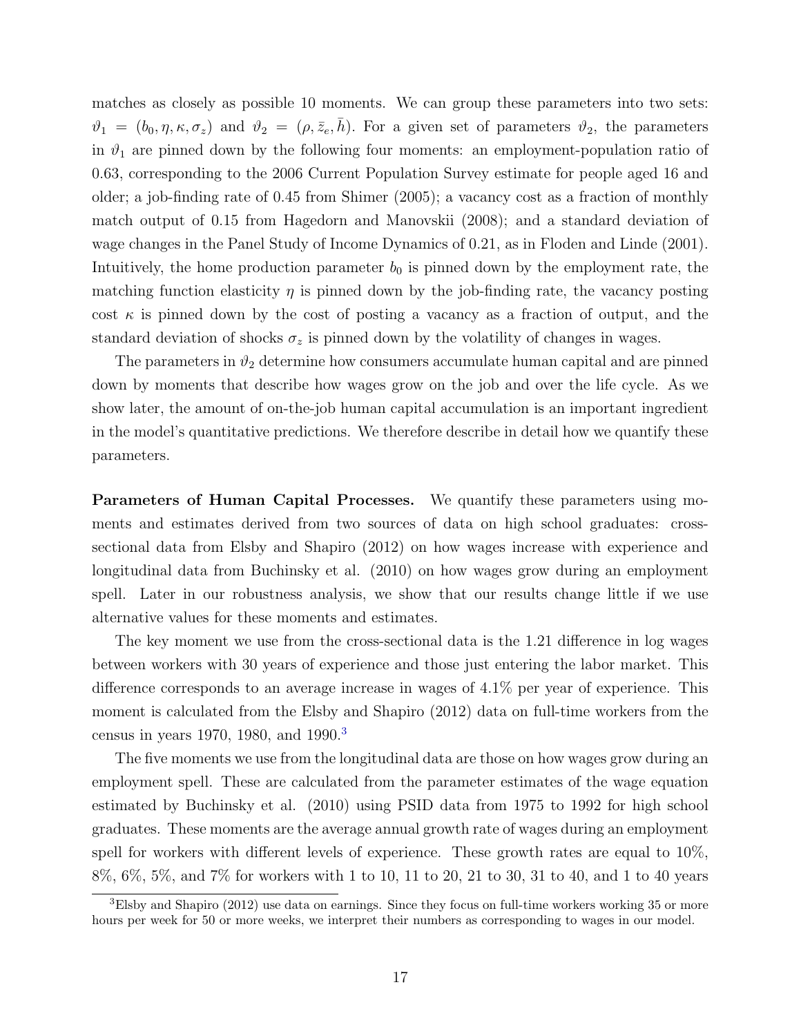matches as closely as possible 10 moments. We can group these parameters into two sets: $\vartheta_1 = (b_0, \eta, \kappa, \sigma_z)$ and $\vartheta_2 = (\rho, \bar{z}_e, \bar{h})$. For a given set of parameters $\vartheta_2$, the parameters in $\vartheta_1$ are pinned down by the following four moments: an employment-population ratio of 0.63, corresponding to the 2006 Current Population Survey estimate for people aged 16 and older; a job-finding rate of 0.45 from Shimer (2005); a vacancy cost as a fraction of monthly match output of 0.15 from Hagedorn and Manovskii (2008); and a standard deviation of wage changes in the Panel Study of Income Dynamics of 0.21, as in Floden and Linde (2001). Intuitively, the home production parameter $b_0$ is pinned down by the employment rate, the matching function elasticity $\eta$ is pinned down by the job-finding rate, the vacancy posting cost $\kappa$ is pinned down by the cost of posting a vacancy as a fraction of output, and the standard deviation of shocks $\sigma_z$ is pinned down by the volatility of changes in wages.

The parameters in $\vartheta_2$ determine how consumers accumulate human capital and are pinned down by moments that describe how wages grow on the job and over the life cycle. As we show later, the amount of on-the-job human capital accumulation is an important ingredient in the model's quantitative predictions. We therefore describe in detail how we quantify these parameters.

**Parameters of Human Capital Processes.** We quantify these parameters using moments and estimates derived from two sources of data on high school graduates: cross-sectional data from Elsby and Shapiro (2012) on how wages increase with experience and longitudinal data from Buchinsky et al. (2010) on how wages grow during an employment spell. Later in our robustness analysis, we show that our results change little if we use alternative values for these moments and estimates.

The key moment we use from the cross-sectional data is the 1.21 difference in log wages between workers with 30 years of experience and those just entering the labor market. This difference corresponds to an average increase in wages of 4.1% per year of experience. This moment is calculated from the Elsby and Shapiro (2012) data on full-time workers from the census in years 1970, 1980, and 1990.[3]

The five moments we use from the longitudinal data are those on how wages grow during an employment spell. These are calculated from the parameter estimates of the wage equation estimated by Buchinsky et al. (2010) using PSID data from 1975 to 1992 for high school graduates. These moments are the average annual growth rate of wages during an employment spell for workers with different levels of experience. These growth rates are equal to 10%, 8%, 6%, 5%, and 7% for workers with 1 to 10, 11 to 20, 21 to 30, 31 to 40, and 1 to 40 years

[3] Elsby and Shapiro (2012) use data on earnings. Since they focus on full-time workers working 35 or more hours per week for 50 or more weeks, we interpret their numbers as corresponding to wages in our model.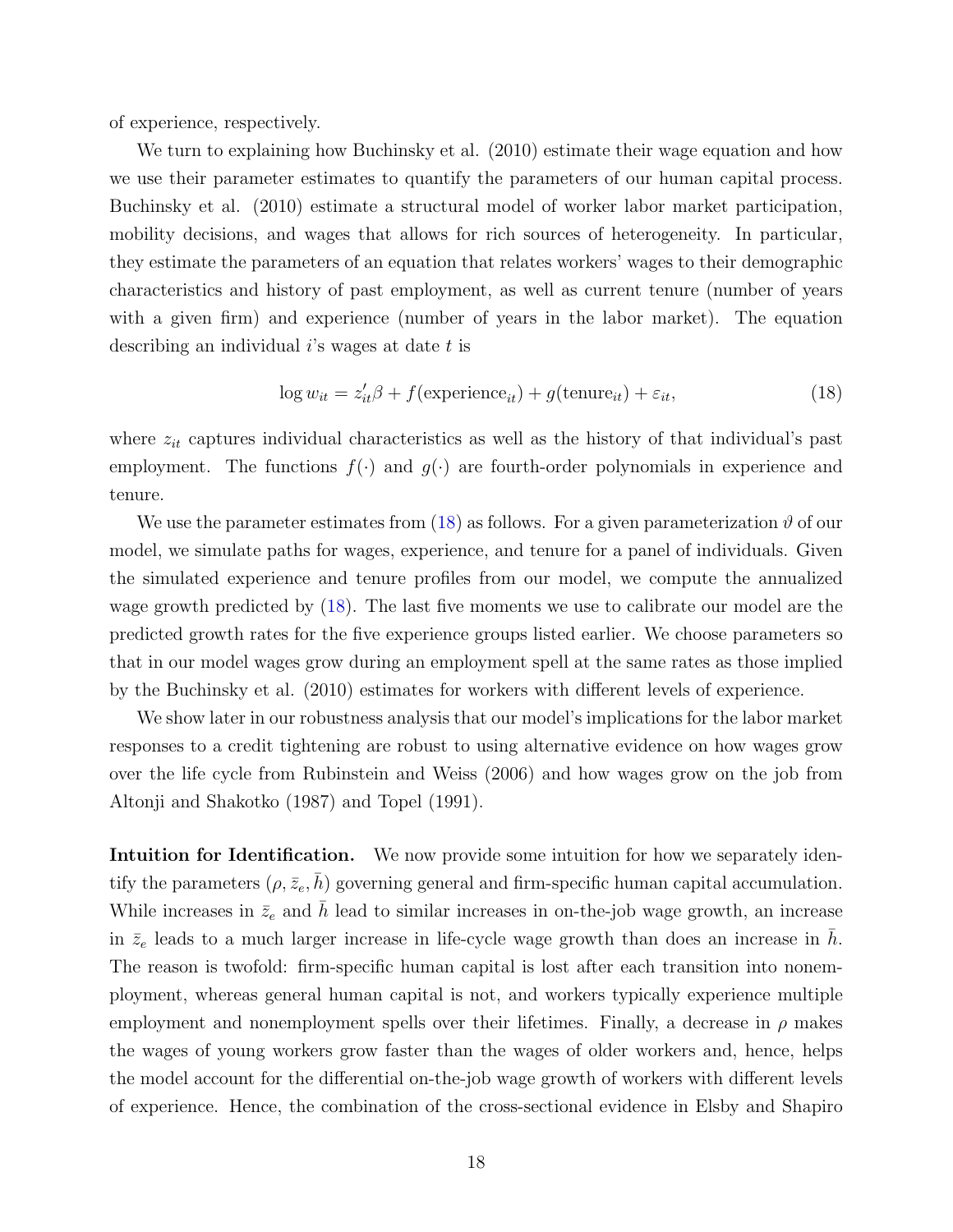of experience, respectively.

We turn to explaining how Buchinsky et al. (2010) estimate their wage equation and how we use their parameter estimates to quantify the parameters of our human capital process. Buchinsky et al. (2010) estimate a structural model of worker labor market participation, mobility decisions, and wages that allows for rich sources of heterogeneity. In particular, they estimate the parameters of an equation that relates workers' wages to their demographic characteristics and history of past employment, as well as current tenure (number of years with a given firm) and experience (number of years in the labor market). The equation describing an individual $i$'s wages at date $t$ is

$$\log w_{it} = z_{it}'\beta + f(\text{experience}_{it}) + g(\text{tenure}_{it}) + \varepsilon_{it}, \tag{18}$$

where $z_{it}$ captures individual characteristics as well as the history of that individual's past employment. The functions $f(\cdot)$ and $g(\cdot)$ are fourth-order polynomials in experience and tenure.

We use the parameter estimates from (18) as follows. For a given parameterization $\vartheta$ of our model, we simulate paths for wages, experience, and tenure for a panel of individuals. Given the simulated experience and tenure profiles from our model, we compute the annualized wage growth predicted by (18). The last five moments we use to calibrate our model are the predicted growth rates for the five experience groups listed earlier. We choose parameters so that in our model wages grow during an employment spell at the same rates as those implied by the Buchinsky et al. (2010) estimates for workers with different levels of experience.

We show later in our robustness analysis that our model's implications for the labor market responses to a credit tightening are robust to using alternative evidence on how wages grow over the life cycle from Rubinstein and Weiss (2006) and how wages grow on the job from Altonji and Shakotko (1987) and Topel (1991).

**Intuition for Identification.** We now provide some intuition for how we separately identify the parameters $(\rho, \bar{z}_e, \bar{h})$ governing general and firm-specific human capital accumulation. While increases in $\bar{z}_e$ and $\bar{h}$ lead to similar increases in on-the-job wage growth, an increase in $\bar{z}_e$ leads to a much larger increase in life-cycle wage growth than does an increase in $\bar{h}$. The reason is twofold: firm-specific human capital is lost after each transition into nonemployment, whereas general human capital is not, and workers typically experience multiple employment and nonemployment spells over their lifetimes. Finally, a decrease in $\rho$ makes the wages of young workers grow faster than the wages of older workers and, hence, helps the model account for the differential on-the-job wage growth of workers with different levels of experience. Hence, the combination of the cross-sectional evidence in Elsby and Shapiro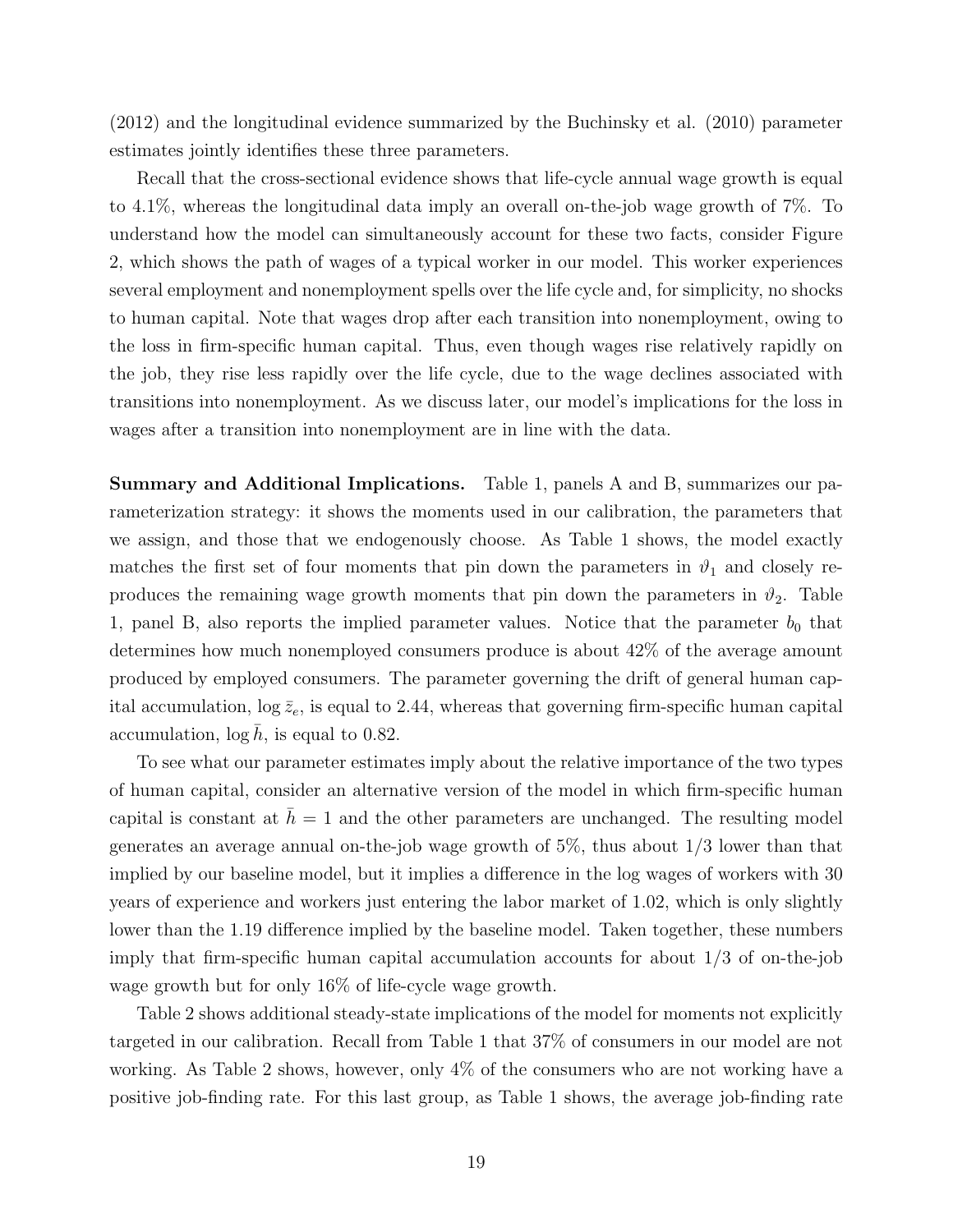(2012) and the longitudinal evidence summarized by the Buchinsky et al. (2010) parameter estimates jointly identifies these three parameters.

Recall that the cross-sectional evidence shows that life-cycle annual wage growth is equal to 4.1%, whereas the longitudinal data imply an overall on-the-job wage growth of 7%. To understand how the model can simultaneously account for these two facts, consider Figure 2, which shows the path of wages of a typical worker in our model. This worker experiences several employment and nonemployment spells over the life cycle and, for simplicity, no shocks to human capital. Note that wages drop after each transition into nonemployment, owing to the loss in firm-specific human capital. Thus, even though wages rise relatively rapidly on the job, they rise less rapidly over the life cycle, due to the wage declines associated with transitions into nonemployment. As we discuss later, our model's implications for the loss in wages after a transition into nonemployment are in line with the data.

**Summary and Additional Implications.** Table 1, panels A and B, summarizes our parameterization strategy: it shows the moments used in our calibration, the parameters that we assign, and those that we endogenously choose. As Table 1 shows, the model exactly matches the first set of four moments that pin down the parameters in $\vartheta_1$ and closely reproduces the remaining wage growth moments that pin down the parameters in $\vartheta_2$. Table 1, panel B, also reports the implied parameter values. Notice that the parameter $b_0$ that determines how much nonemployed consumers produce is about 42% of the average amount produced by employed consumers. The parameter governing the drift of general human capital accumulation, $\log \bar{z}_e$, is equal to 2.44, whereas that governing firm-specific human capital accumulation, $\log \bar{h}$, is equal to 0.82.

To see what our parameter estimates imply about the relative importance of the two types of human capital, consider an alternative version of the model in which firm-specific human capital is constant at $\bar{h} = 1$ and the other parameters are unchanged. The resulting model generates an average annual on-the-job wage growth of 5%, thus about 1/3 lower than that implied by our baseline model, but it implies a difference in the log wages of workers with 30 years of experience and workers just entering the labor market of 1.02, which is only slightly lower than the 1.19 difference implied by the baseline model. Taken together, these numbers imply that firm-specific human capital accumulation accounts for about 1/3 of on-the-job wage growth but for only 16% of life-cycle wage growth.

Table 2 shows additional steady-state implications of the model for moments not explicitly targeted in our calibration. Recall from Table 1 that 37% of consumers in our model are not working. As Table 2 shows, however, only 4% of the consumers who are not working have a positive job-finding rate. For this last group, as Table 1 shows, the average job-finding rate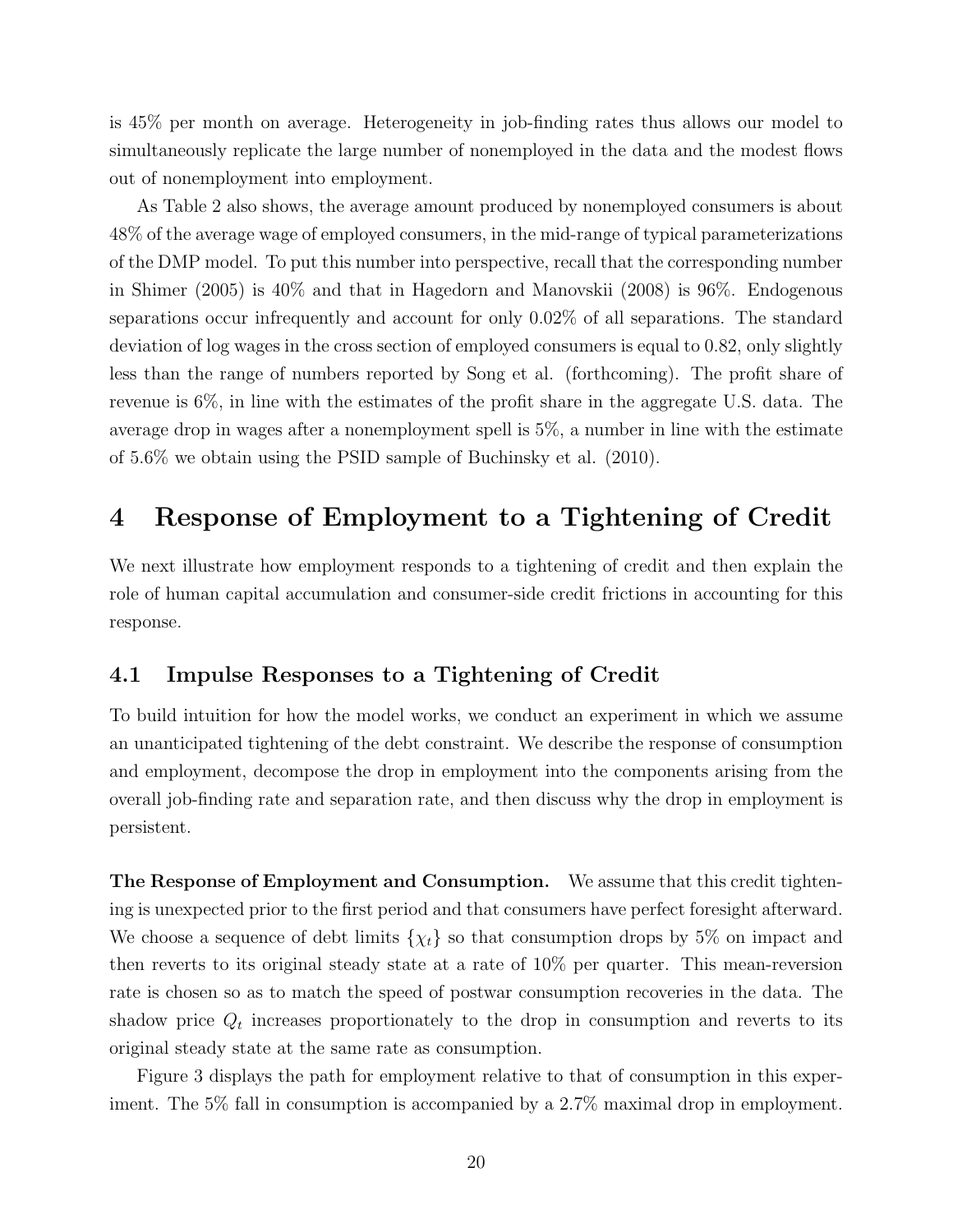is 45% per month on average. Heterogeneity in job-finding rates thus allows our model to simultaneously replicate the large number of nonemployed in the data and the modest flows out of nonemployment into employment.

As Table 2 also shows, the average amount produced by nonemployed consumers is about 48% of the average wage of employed consumers, in the mid-range of typical parameterizations of the DMP model. To put this number into perspective, recall that the corresponding number in Shimer (2005) is 40% and that in Hagedorn and Manovskii (2008) is 96%. Endogenous separations occur infrequently and account for only 0.02% of all separations. The standard deviation of log wages in the cross section of employed consumers is equal to 0.82, only slightly less than the range of numbers reported by Song et al. (forthcoming). The profit share of revenue is 6%, in line with the estimates of the profit share in the aggregate U.S. data. The average drop in wages after a nonemployment spell is 5%, a number in line with the estimate of 5.6% we obtain using the PSID sample of Buchinsky et al. (2010).

# 4 Response of Employment to a Tightening of Credit

We next illustrate how employment responds to a tightening of credit and then explain the role of human capital accumulation and consumer-side credit frictions in accounting for this response.

## 4.1 Impulse Responses to a Tightening of Credit

To build intuition for how the model works, we conduct an experiment in which we assume an unanticipated tightening of the debt constraint. We describe the response of consumption and employment, decompose the drop in employment into the components arising from the overall job-finding rate and separation rate, and then discuss why the drop in employment is persistent.

**The Response of Employment and Consumption.** We assume that this credit tightening is unexpected prior to the first period and that consumers have perfect foresight afterward. We choose a sequence of debt limits $\{\chi_t\}$ so that consumption drops by 5% on impact and then reverts to its original steady state at a rate of 10% per quarter. This mean-reversion rate is chosen so as to match the speed of postwar consumption recoveries in the data. The shadow price $Q_t$ increases proportionately to the drop in consumption and reverts to its original steady state at the same rate as consumption.

Figure 3 displays the path for employment relative to that of consumption in this experiment. The 5% fall in consumption is accompanied by a 2.7% maximal drop in employment.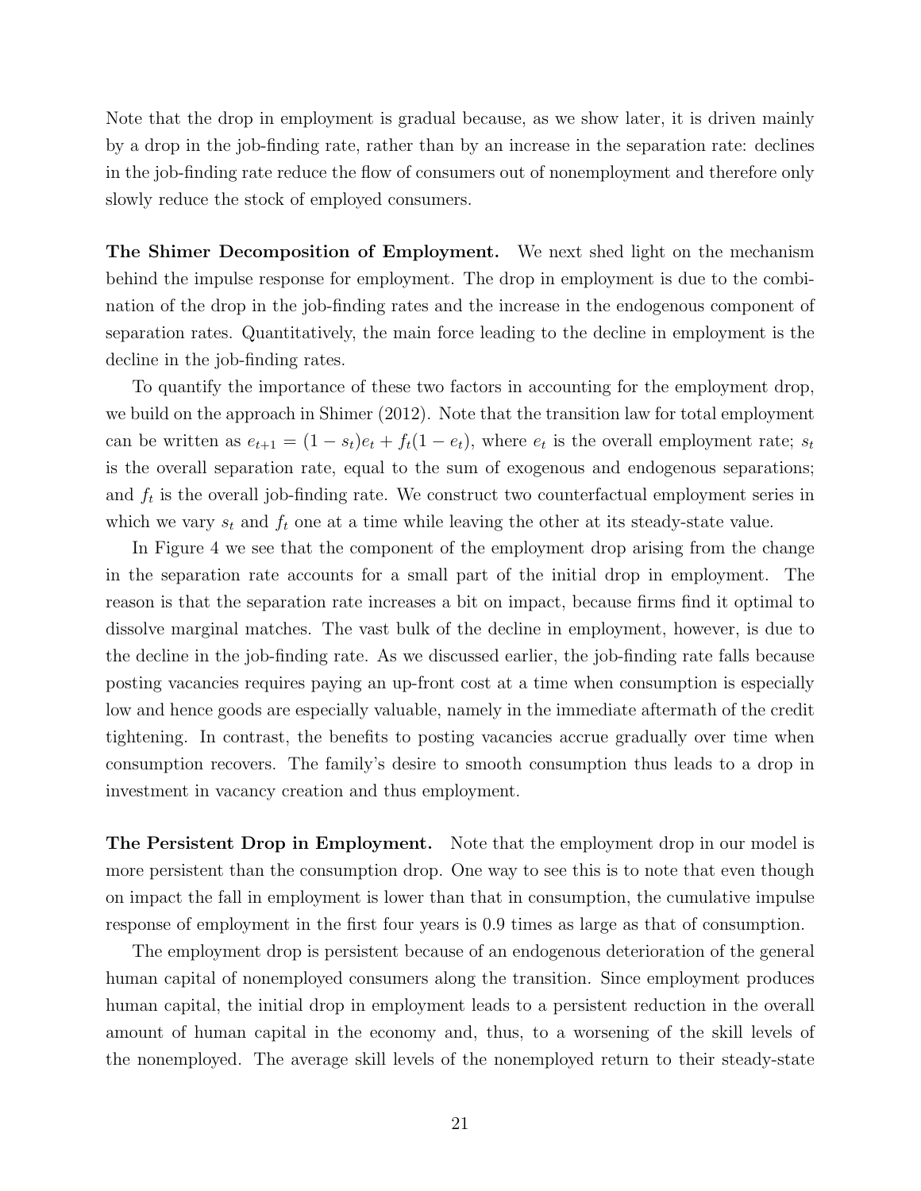Note that the drop in employment is gradual because, as we show later, it is driven mainly by a drop in the job-finding rate, rather than by an increase in the separation rate: declines in the job-finding rate reduce the flow of consumers out of nonemployment and therefore only slowly reduce the stock of employed consumers.

**The Shimer Decomposition of Employment.** We next shed light on the mechanism behind the impulse response for employment. The drop in employment is due to the combination of the drop in the job-finding rates and the increase in the endogenous component of separation rates. Quantitatively, the main force leading to the decline in employment is the decline in the job-finding rates.

To quantify the importance of these two factors in accounting for the employment drop, we build on the approach in Shimer (2012). Note that the transition law for total employment can be written as $e_{t+1} = (1 - s_t)e_t + f_t(1 - e_t)$, where $e_t$ is the overall employment rate; $s_t$ is the overall separation rate, equal to the sum of exogenous and endogenous separations; and $f_t$ is the overall job-finding rate. We construct two counterfactual employment series in which we vary $s_t$ and $f_t$ one at a time while leaving the other at its steady-state value.

In Figure 4 we see that the component of the employment drop arising from the change in the separation rate accounts for a small part of the initial drop in employment. The reason is that the separation rate increases a bit on impact, because firms find it optimal to dissolve marginal matches. The vast bulk of the decline in employment, however, is due to the decline in the job-finding rate. As we discussed earlier, the job-finding rate falls because posting vacancies requires paying an up-front cost at a time when consumption is especially low and hence goods are especially valuable, namely in the immediate aftermath of the credit tightening. In contrast, the benefits to posting vacancies accrue gradually over time when consumption recovers. The family's desire to smooth consumption thus leads to a drop in investment in vacancy creation and thus employment.

**The Persistent Drop in Employment.** Note that the employment drop in our model is more persistent than the consumption drop. One way to see this is to note that even though on impact the fall in employment is lower than that in consumption, the cumulative impulse response of employment in the first four years is 0.9 times as large as that of consumption.

The employment drop is persistent because of an endogenous deterioration of the general human capital of nonemployed consumers along the transition. Since employment produces human capital, the initial drop in employment leads to a persistent reduction in the overall amount of human capital in the economy and, thus, to a worsening of the skill levels of the nonemployed. The average skill levels of the nonemployed return to their steady-state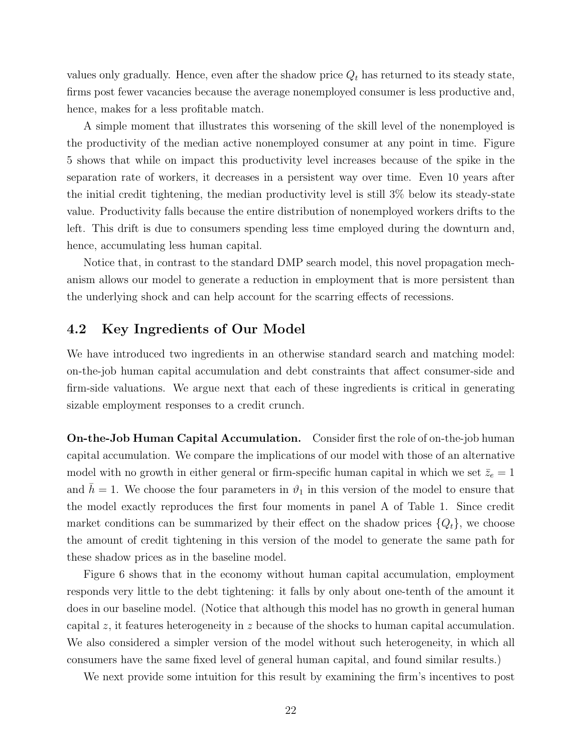values only gradually. Hence, even after the shadow price $Q_t$ has returned to its steady state, firms post fewer vacancies because the average nonemployed consumer is less productive and, hence, makes for a less profitable match.

A simple moment that illustrates this worsening of the skill level of the nonemployed is the productivity of the median active nonemployed consumer at any point in time. Figure 5 shows that while on impact this productivity level increases because of the spike in the separation rate of workers, it decreases in a persistent way over time. Even 10 years after the initial credit tightening, the median productivity level is still 3% below its steady-state value. Productivity falls because the entire distribution of nonemployed workers drifts to the left. This drift is due to consumers spending less time employed during the downturn and, hence, accumulating less human capital.

Notice that, in contrast to the standard DMP search model, this novel propagation mechanism allows our model to generate a reduction in employment that is more persistent than the underlying shock and can help account for the scarring effects of recessions.

## 4.2 Key Ingredients of Our Model

We have introduced two ingredients in an otherwise standard search and matching model: on-the-job human capital accumulation and debt constraints that affect consumer-side and firm-side valuations. We argue next that each of these ingredients is critical in generating sizable employment responses to a credit crunch.

**On-the-Job Human Capital Accumulation.** Consider first the role of on-the-job human capital accumulation. We compare the implications of our model with those of an alternative model with no growth in either general or firm-specific human capital in which we set $\bar{z}_e = 1$ and $\bar{h} = 1$. We choose the four parameters in $\vartheta_1$ in this version of the model to ensure that the model exactly reproduces the first four moments in panel A of Table 1. Since credit market conditions can be summarized by their effect on the shadow prices $\{Q_t\}$, we choose the amount of credit tightening in this version of the model to generate the same path for these shadow prices as in the baseline model.

Figure 6 shows that in the economy without human capital accumulation, employment responds very little to the debt tightening: it falls by only about one-tenth of the amount it does in our baseline model. (Notice that although this model has no growth in general human capital $z$, it features heterogeneity in $z$ because of the shocks to human capital accumulation. We also considered a simpler version of the model without such heterogeneity, in which all consumers have the same fixed level of general human capital, and found similar results.)

We next provide some intuition for this result by examining the firm's incentives to post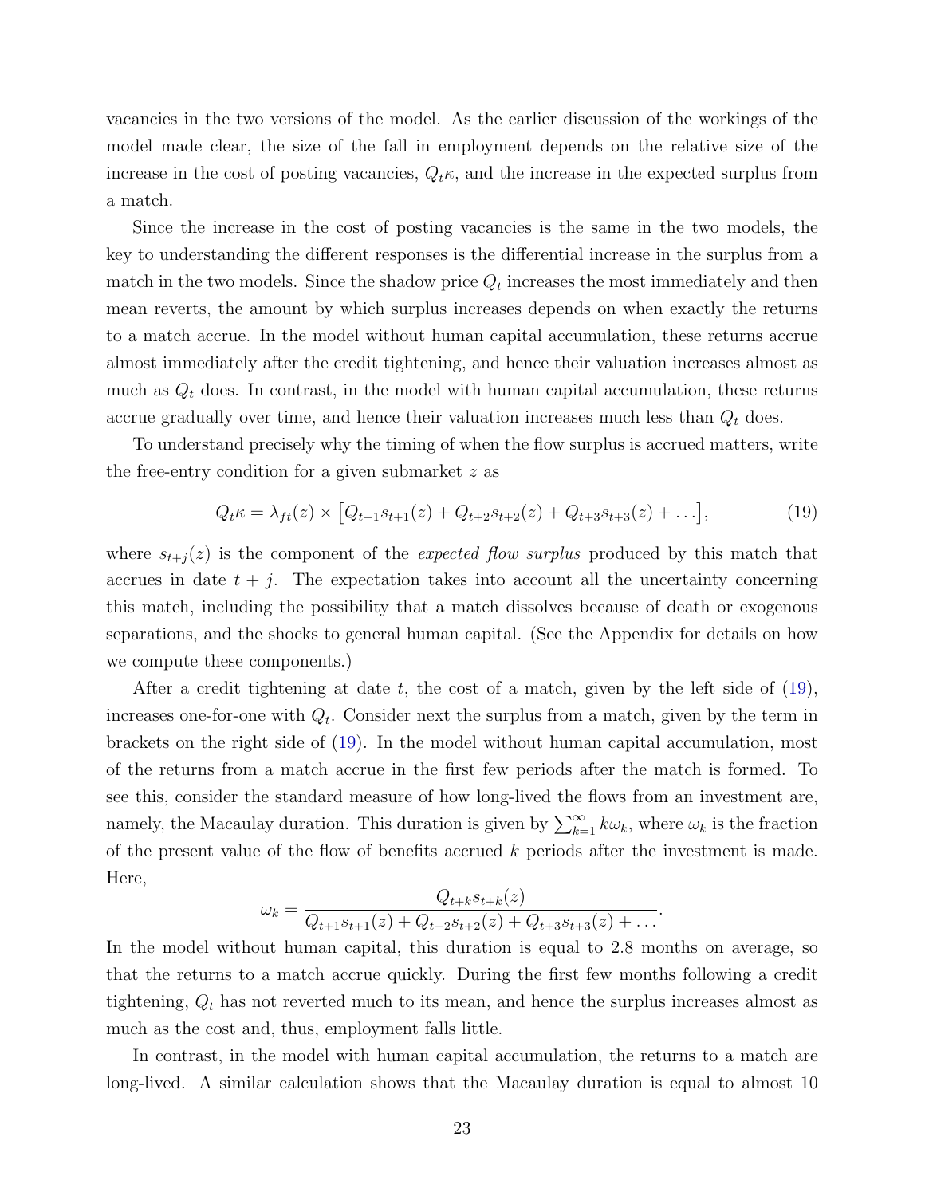vacancies in the two versions of the model. As the earlier discussion of the workings of the model made clear, the size of the fall in employment depends on the relative size of the increase in the cost of posting vacancies, $Q_t\kappa$, and the increase in the expected surplus from a match.

Since the increase in the cost of posting vacancies is the same in the two models, the key to understanding the different responses is the differential increase in the surplus from a match in the two models. Since the shadow price $Q_t$ increases the most immediately and then mean reverts, the amount by which surplus increases depends on when exactly the returns to a match accrue. In the model without human capital accumulation, these returns accrue almost immediately after the credit tightening, and hence their valuation increases almost as much as $Q_t$ does. In contrast, in the model with human capital accumulation, these returns accrue gradually over time, and hence their valuation increases much less than $Q_t$ does.

To understand precisely why the timing of when the flow surplus is accrued matters, write the free-entry condition for a given submarket $z$ as

$$Q_t\kappa = \lambda_{ft}(z) \times \left[Q_{t+1}s_{t+1}(z) + Q_{t+2}s_{t+2}(z) + Q_{t+3}s_{t+3}(z) + \ldots\right], \tag{19}$$

where $s_{t+j}(z)$ is the component of the *expected flow surplus* produced by this match that accrues in date $t + j$. The expectation takes into account all the uncertainty concerning this match, including the possibility that a match dissolves because of death or exogenous separations, and the shocks to general human capital. (See the Appendix for details on how we compute these components.)

After a credit tightening at date $t$, the cost of a match, given by the left side of (19), increases one-for-one with $Q_t$. Consider next the surplus from a match, given by the term in brackets on the right side of (19). In the model without human capital accumulation, most of the returns from a match accrue in the first few periods after the match is formed. To see this, consider the standard measure of how long-lived the flows from an investment are, namely, the Macaulay duration. This duration is given by $\sum_{k=1}^{\infty} k\omega_k$, where $\omega_k$ is the fraction of the present value of the flow of benefits accrued $k$ periods after the investment is made. Here,

$$\omega_k = \frac{Q_{t+k}s_{t+k}(z)}{Q_{t+1}s_{t+1}(z) + Q_{t+2}s_{t+2}(z) + Q_{t+3}s_{t+3}(z) + \ldots}.$$

In the model without human capital, this duration is equal to 2.8 months on average, so that the returns to a match accrue quickly. During the first few months following a credit tightening, $Q_t$ has not reverted much to its mean, and hence the surplus increases almost as much as the cost and, thus, employment falls little.

In contrast, in the model with human capital accumulation, the returns to a match are long-lived. A similar calculation shows that the Macaulay duration is equal to almost 10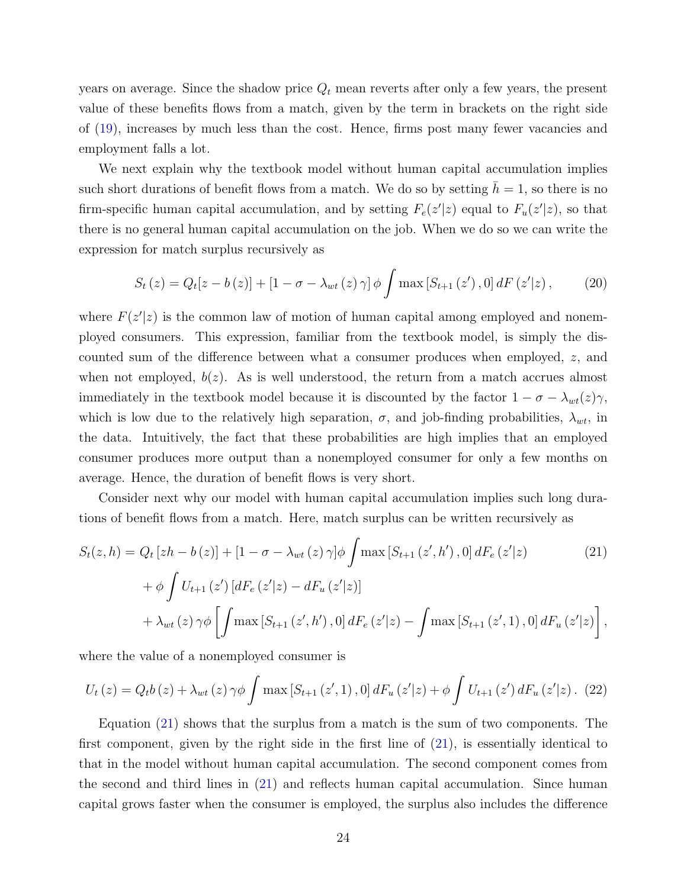years on average. Since the shadow price $Q_t$ mean reverts after only a few years, the present value of these benefits flows from a match, given by the term in brackets on the right side of (19), increases by much less than the cost. Hence, firms post many fewer vacancies and employment falls a lot.

We next explain why the textbook model without human capital accumulation implies such short durations of benefit flows from a match. We do so by setting $\bar{h} = 1$, so there is no firm-specific human capital accumulation, and by setting $F_e(z'|z)$ equal to $F_u(z'|z)$, so that there is no general human capital accumulation on the job. When we do so we can write the expression for match surplus recursively as

$$S_t(z) = Q_t[z - b(z)] + [1 - \sigma - \lambda_{wt}(z)\gamma]\,\phi \int \max[S_{t+1}(z'), 0]\, dF(z'|z), \tag{20}$$

where $F(z'|z)$ is the common law of motion of human capital among employed and nonemployed consumers. This expression, familiar from the textbook model, is simply the discounted sum of the difference between what a consumer produces when employed, $z$, and when not employed, $b(z)$. As is well understood, the return from a match accrues almost immediately in the textbook model because it is discounted by the factor $1 - \sigma - \lambda_{wt}(z)\gamma$, which is low due to the relatively high separation, $\sigma$, and job-finding probabilities, $\lambda_{wt}$, in the data. Intuitively, the fact that these probabilities are high implies that an employed consumer produces more output than a nonemployed consumer for only a few months on average. Hence, the duration of benefit flows is very short.

Consider next why our model with human capital accumulation implies such long durations of benefit flows from a match. Here, match surplus can be written recursively as

$$\begin{aligned} S_t(z,h) = {} & Q_t[zh - b(z)] + [1 - \sigma - \lambda_{wt}(z)\gamma]\phi \int \max[S_{t+1}(z', h'), 0]\, dF_e(z'|z) \\ & + \phi \int U_{t+1}(z')\,[dF_e(z'|z) - dF_u(z'|z)] \\ & + \lambda_{wt}(z)\gamma\phi \left[ \int \max[S_{t+1}(z', h'), 0]\, dF_e(z'|z) - \int \max[S_{t+1}(z', 1), 0]\, dF_u(z'|z) \right], \end{aligned} \tag{21}$$

where the value of a nonemployed consumer is

$$U_t(z) = Q_t b(z) + \lambda_{wt}(z)\gamma\phi \int \max[S_{t+1}(z', 1), 0]\, dF_u(z'|z) + \phi \int U_{t+1}(z')\, dF_u(z'|z). \tag{22}$$

Equation (21) shows that the surplus from a match is the sum of two components. The first component, given by the right side in the first line of (21), is essentially identical to that in the model without human capital accumulation. The second component comes from the second and third lines in (21) and reflects human capital accumulation. Since human capital grows faster when the consumer is employed, the surplus also includes the difference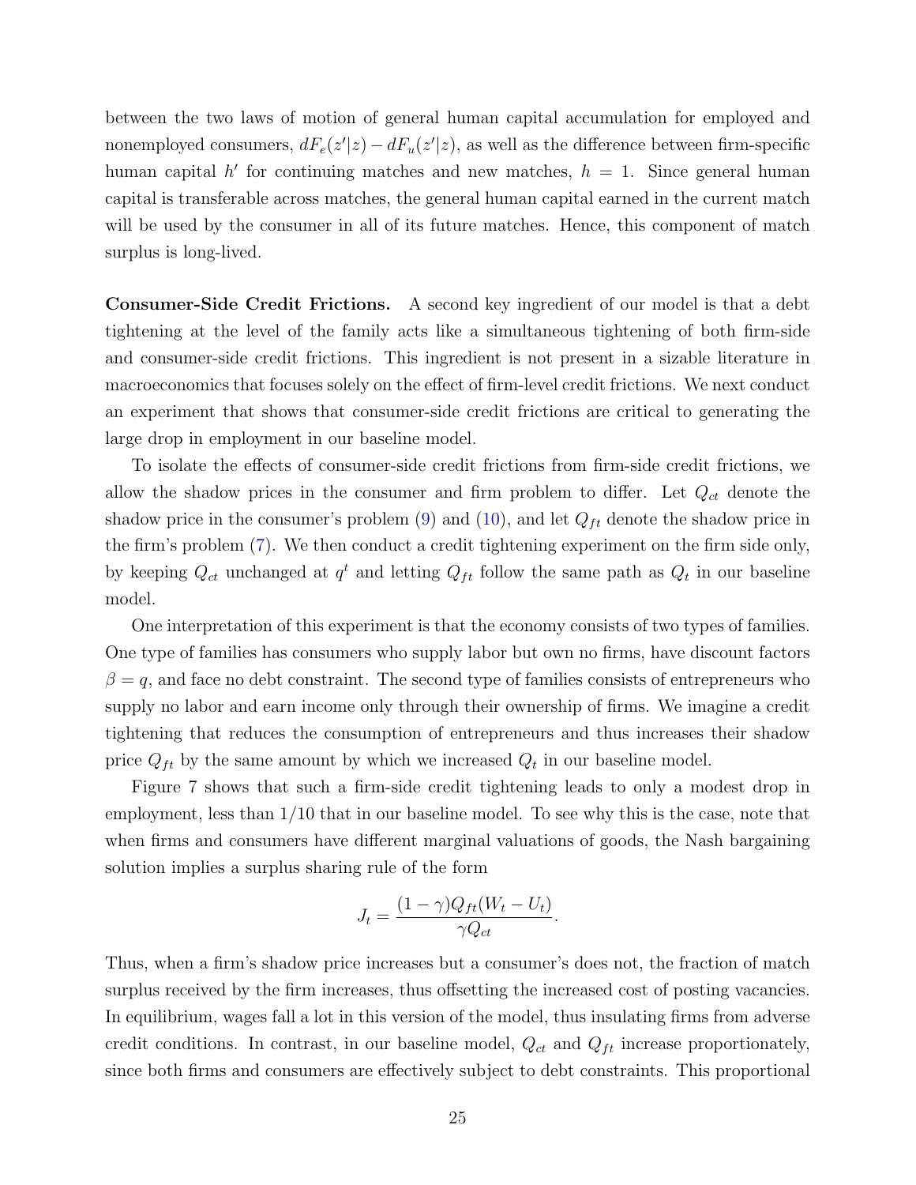between the two laws of motion of general human capital accumulation for employed and nonemployed consumers, $dF_e(z'|z) - dF_u(z'|z)$, as well as the difference between firm-specific human capital $h'$ for continuing matches and new matches, $h = 1$. Since general human capital is transferable across matches, the general human capital earned in the current match will be used by the consumer in all of its future matches. Hence, this component of match surplus is long-lived.

**Consumer-Side Credit Frictions.** A second key ingredient of our model is that a debt tightening at the level of the family acts like a simultaneous tightening of both firm-side and consumer-side credit frictions. This ingredient is not present in a sizable literature in macroeconomics that focuses solely on the effect of firm-level credit frictions. We next conduct an experiment that shows that consumer-side credit frictions are critical to generating the large drop in employment in our baseline model.

To isolate the effects of consumer-side credit frictions from firm-side credit frictions, we allow the shadow prices in the consumer and firm problem to differ. Let $Q_{ct}$ denote the shadow price in the consumer's problem (9) and (10), and let $Q_{ft}$ denote the shadow price in the firm's problem (7). We then conduct a credit tightening experiment on the firm side only, by keeping $Q_{ct}$ unchanged at $q^t$ and letting $Q_{ft}$ follow the same path as $Q_t$ in our baseline model.

One interpretation of this experiment is that the economy consists of two types of families. One type of families has consumers who supply labor but own no firms, have discount factors $\beta = q$, and face no debt constraint. The second type of families consists of entrepreneurs who supply no labor and earn income only through their ownership of firms. We imagine a credit tightening that reduces the consumption of entrepreneurs and thus increases their shadow price $Q_{ft}$ by the same amount by which we increased $Q_t$ in our baseline model.

Figure 7 shows that such a firm-side credit tightening leads to only a modest drop in employment, less than 1/10 that in our baseline model. To see why this is the case, note that when firms and consumers have different marginal valuations of goods, the Nash bargaining solution implies a surplus sharing rule of the form

$$J_t = \frac{(1-\gamma)Q_{ft}(W_t - U_t)}{\gamma Q_{ct}}.$$

Thus, when a firm's shadow price increases but a consumer's does not, the fraction of match surplus received by the firm increases, thus offsetting the increased cost of posting vacancies. In equilibrium, wages fall a lot in this version of the model, thus insulating firms from adverse credit conditions. In contrast, in our baseline model, $Q_{ct}$ and $Q_{ft}$ increase proportionately, since both firms and consumers are effectively subject to debt constraints. This proportional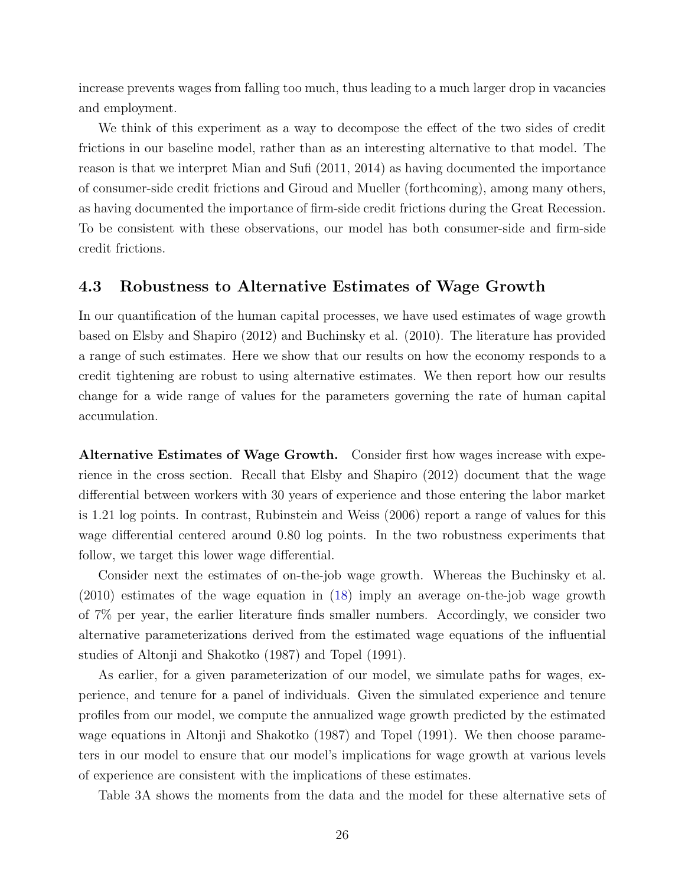increase prevents wages from falling too much, thus leading to a much larger drop in vacancies and employment.

We think of this experiment as a way to decompose the effect of the two sides of credit frictions in our baseline model, rather than as an interesting alternative to that model. The reason is that we interpret Mian and Sufi (2011, 2014) as having documented the importance of consumer-side credit frictions and Giroud and Mueller (forthcoming), among many others, as having documented the importance of firm-side credit frictions during the Great Recession. To be consistent with these observations, our model has both consumer-side and firm-side credit frictions.

### 4.3 Robustness to Alternative Estimates of Wage Growth

In our quantification of the human capital processes, we have used estimates of wage growth based on Elsby and Shapiro (2012) and Buchinsky et al. (2010). The literature has provided a range of such estimates. Here we show that our results on how the economy responds to a credit tightening are robust to using alternative estimates. We then report how our results change for a wide range of values for the parameters governing the rate of human capital accumulation.

**Alternative Estimates of Wage Growth.** Consider first how wages increase with experience in the cross section. Recall that Elsby and Shapiro (2012) document that the wage differential between workers with 30 years of experience and those entering the labor market is 1.21 log points. In contrast, Rubinstein and Weiss (2006) report a range of values for this wage differential centered around 0.80 log points. In the two robustness experiments that follow, we target this lower wage differential.

Consider next the estimates of on-the-job wage growth. Whereas the Buchinsky et al. (2010) estimates of the wage equation in (18) imply an average on-the-job wage growth of 7% per year, the earlier literature finds smaller numbers. Accordingly, we consider two alternative parameterizations derived from the estimated wage equations of the influential studies of Altonji and Shakotko (1987) and Topel (1991).

As earlier, for a given parameterization of our model, we simulate paths for wages, experience, and tenure for a panel of individuals. Given the simulated experience and tenure profiles from our model, we compute the annualized wage growth predicted by the estimated wage equations in Altonji and Shakotko (1987) and Topel (1991). We then choose parameters in our model to ensure that our model's implications for wage growth at various levels of experience are consistent with the implications of these estimates.

Table 3A shows the moments from the data and the model for these alternative sets of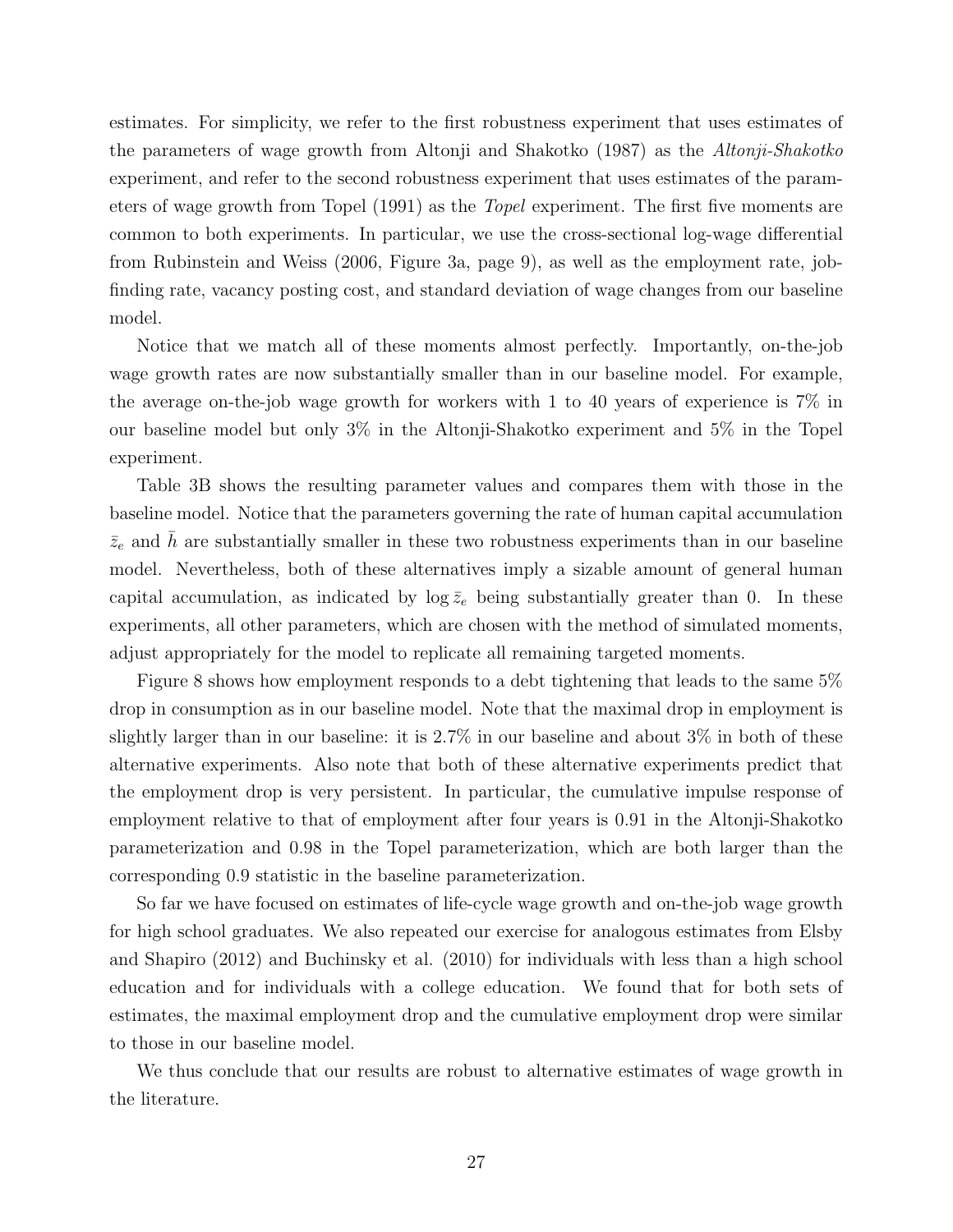estimates. For simplicity, we refer to the first robustness experiment that uses estimates of the parameters of wage growth from Altonji and Shakotko (1987) as the *Altonji-Shakotko* experiment, and refer to the second robustness experiment that uses estimates of the parameters of wage growth from Topel (1991) as the *Topel* experiment. The first five moments are common to both experiments. In particular, we use the cross-sectional log-wage differential from Rubinstein and Weiss (2006, Figure 3a, page 9), as well as the employment rate, job-finding rate, vacancy posting cost, and standard deviation of wage changes from our baseline model.

Notice that we match all of these moments almost perfectly. Importantly, on-the-job wage growth rates are now substantially smaller than in our baseline model. For example, the average on-the-job wage growth for workers with 1 to 40 years of experience is 7% in our baseline model but only 3% in the Altonji-Shakotko experiment and 5% in the Topel experiment.

Table 3B shows the resulting parameter values and compares them with those in the baseline model. Notice that the parameters governing the rate of human capital accumulation $\bar{z}_e$ and $\bar{h}$ are substantially smaller in these two robustness experiments than in our baseline model. Nevertheless, both of these alternatives imply a sizable amount of general human capital accumulation, as indicated by $\log \bar{z}_e$ being substantially greater than 0. In these experiments, all other parameters, which are chosen with the method of simulated moments, adjust appropriately for the model to replicate all remaining targeted moments.

Figure 8 shows how employment responds to a debt tightening that leads to the same 5% drop in consumption as in our baseline model. Note that the maximal drop in employment is slightly larger than in our baseline: it is 2.7% in our baseline and about 3% in both of these alternative experiments. Also note that both of these alternative experiments predict that the employment drop is very persistent. In particular, the cumulative impulse response of employment relative to that of employment after four years is 0.91 in the Altonji-Shakotko parameterization and 0.98 in the Topel parameterization, which are both larger than the corresponding 0.9 statistic in the baseline parameterization.

So far we have focused on estimates of life-cycle wage growth and on-the-job wage growth for high school graduates. We also repeated our exercise for analogous estimates from Elsby and Shapiro (2012) and Buchinsky et al. (2010) for individuals with less than a high school education and for individuals with a college education. We found that for both sets of estimates, the maximal employment drop and the cumulative employment drop were similar to those in our baseline model.

We thus conclude that our results are robust to alternative estimates of wage growth in the literature.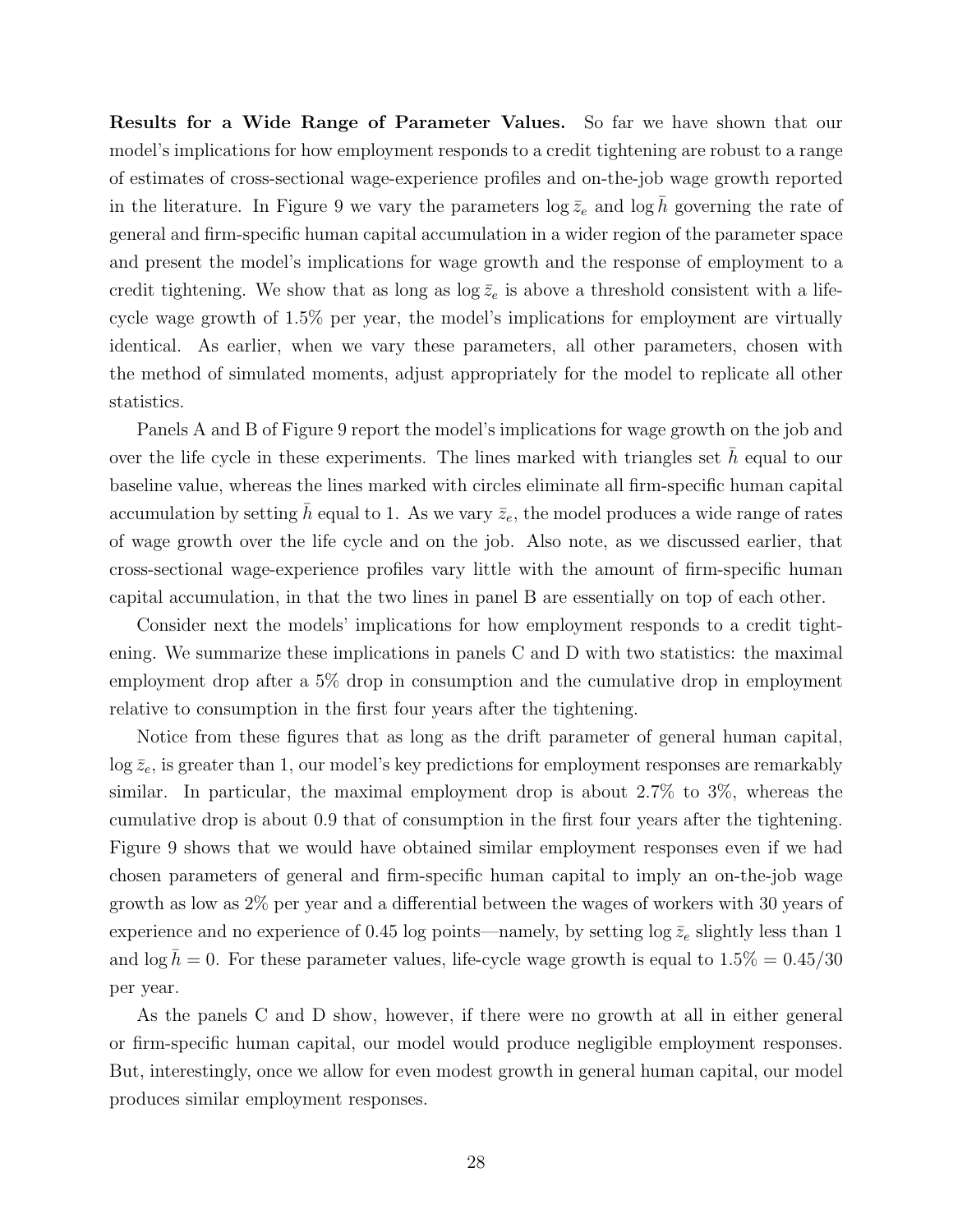**Results for a Wide Range of Parameter Values.** So far we have shown that our model's implications for how employment responds to a credit tightening are robust to a range of estimates of cross-sectional wage-experience profiles and on-the-job wage growth reported in the literature. In Figure 9 we vary the parameters $\log \bar{z}_e$ and $\log \bar{h}$ governing the rate of general and firm-specific human capital accumulation in a wider region of the parameter space and present the model's implications for wage growth and the response of employment to a credit tightening. We show that as long as $\log \bar{z}_e$ is above a threshold consistent with a life-cycle wage growth of 1.5% per year, the model's implications for employment are virtually identical. As earlier, when we vary these parameters, all other parameters, chosen with the method of simulated moments, adjust appropriately for the model to replicate all other statistics.

Panels A and B of Figure 9 report the model's implications for wage growth on the job and over the life cycle in these experiments. The lines marked with triangles set $\bar{h}$ equal to our baseline value, whereas the lines marked with circles eliminate all firm-specific human capital accumulation by setting $\bar{h}$ equal to 1. As we vary $\bar{z}_e$, the model produces a wide range of rates of wage growth over the life cycle and on the job. Also note, as we discussed earlier, that cross-sectional wage-experience profiles vary little with the amount of firm-specific human capital accumulation, in that the two lines in panel B are essentially on top of each other.

Consider next the models' implications for how employment responds to a credit tightening. We summarize these implications in panels C and D with two statistics: the maximal employment drop after a 5% drop in consumption and the cumulative drop in employment relative to consumption in the first four years after the tightening.

Notice from these figures that as long as the drift parameter of general human capital, $\log \bar{z}_e$, is greater than 1, our model's key predictions for employment responses are remarkably similar. In particular, the maximal employment drop is about 2.7% to 3%, whereas the cumulative drop is about 0.9 that of consumption in the first four years after the tightening. Figure 9 shows that we would have obtained similar employment responses even if we had chosen parameters of general and firm-specific human capital to imply an on-the-job wage growth as low as 2% per year and a differential between the wages of workers with 30 years of experience and no experience of 0.45 log points—namely, by setting $\log \bar{z}_e$ slightly less than 1 and $\log \bar{h} = 0$. For these parameter values, life-cycle wage growth is equal to $1.5\% = 0.45/30$ per year.

As the panels C and D show, however, if there were no growth at all in either general or firm-specific human capital, our model would produce negligible employment responses. But, interestingly, once we allow for even modest growth in general human capital, our model produces similar employment responses.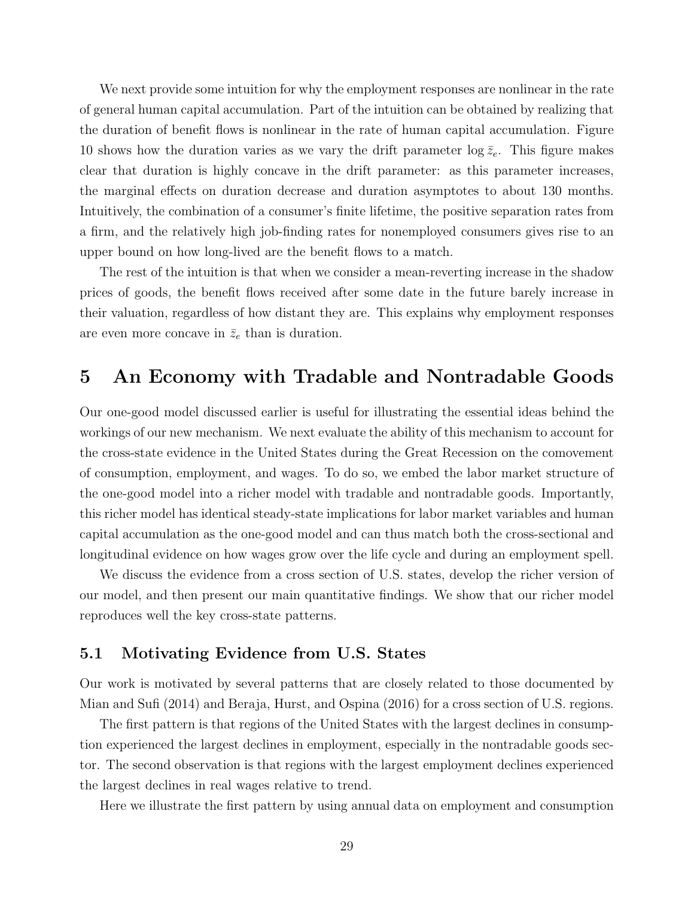We next provide some intuition for why the employment responses are nonlinear in the rate of general human capital accumulation. Part of the intuition can be obtained by realizing that the duration of benefit flows is nonlinear in the rate of human capital accumulation. Figure 10 shows how the duration varies as we vary the drift parameter $\log \bar{z}_e$. This figure makes clear that duration is highly concave in the drift parameter: as this parameter increases, the marginal effects on duration decrease and duration asymptotes to about 130 months. Intuitively, the combination of a consumer's finite lifetime, the positive separation rates from a firm, and the relatively high job-finding rates for nonemployed consumers gives rise to an upper bound on how long-lived are the benefit flows to a match.

The rest of the intuition is that when we consider a mean-reverting increase in the shadow prices of goods, the benefit flows received after some date in the future barely increase in their valuation, regardless of how distant they are. This explains why employment responses are even more concave in $\bar{z}_e$ than is duration.

# 5 An Economy with Tradable and Nontradable Goods

Our one-good model discussed earlier is useful for illustrating the essential ideas behind the workings of our new mechanism. We next evaluate the ability of this mechanism to account for the cross-state evidence in the United States during the Great Recession on the comovement of consumption, employment, and wages. To do so, we embed the labor market structure of the one-good model into a richer model with tradable and nontradable goods. Importantly, this richer model has identical steady-state implications for labor market variables and human capital accumulation as the one-good model and can thus match both the cross-sectional and longitudinal evidence on how wages grow over the life cycle and during an employment spell.

We discuss the evidence from a cross section of U.S. states, develop the richer version of our model, and then present our main quantitative findings. We show that our richer model reproduces well the key cross-state patterns.

## 5.1 Motivating Evidence from U.S. States

Our work is motivated by several patterns that are closely related to those documented by Mian and Sufi (2014) and Beraja, Hurst, and Ospina (2016) for a cross section of U.S. regions.

The first pattern is that regions of the United States with the largest declines in consumption experienced the largest declines in employment, especially in the nontradable goods sector. The second observation is that regions with the largest employment declines experienced the largest declines in real wages relative to trend.

Here we illustrate the first pattern by using annual data on employment and consumption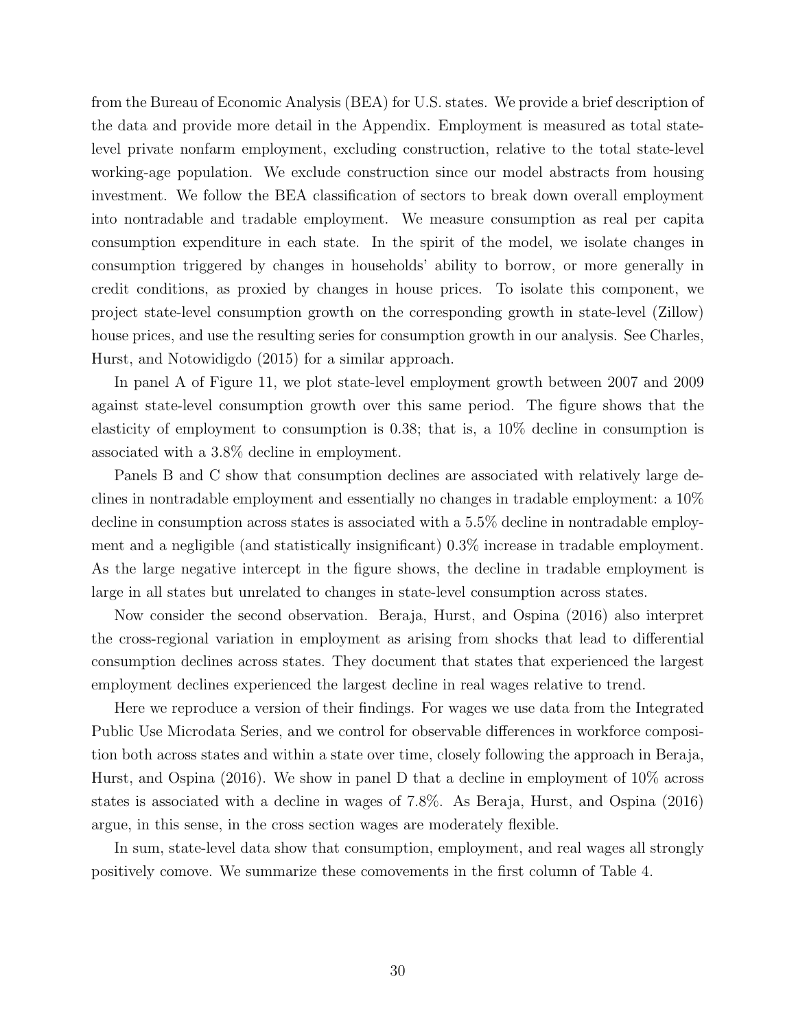from the Bureau of Economic Analysis (BEA) for U.S. states. We provide a brief description of the data and provide more detail in the Appendix. Employment is measured as total state-level private nonfarm employment, excluding construction, relative to the total state-level working-age population. We exclude construction since our model abstracts from housing investment. We follow the BEA classification of sectors to break down overall employment into nontradable and tradable employment. We measure consumption as real per capita consumption expenditure in each state. In the spirit of the model, we isolate changes in consumption triggered by changes in households' ability to borrow, or more generally in credit conditions, as proxied by changes in house prices. To isolate this component, we project state-level consumption growth on the corresponding growth in state-level (Zillow) house prices, and use the resulting series for consumption growth in our analysis. See Charles, Hurst, and Notowidigdo (2015) for a similar approach.

In panel A of Figure 11, we plot state-level employment growth between 2007 and 2009 against state-level consumption growth over this same period. The figure shows that the elasticity of employment to consumption is 0.38; that is, a 10% decline in consumption is associated with a 3.8% decline in employment.

Panels B and C show that consumption declines are associated with relatively large declines in nontradable employment and essentially no changes in tradable employment: a 10% decline in consumption across states is associated with a 5.5% decline in nontradable employment and a negligible (and statistically insignificant) 0.3% increase in tradable employment. As the large negative intercept in the figure shows, the decline in tradable employment is large in all states but unrelated to changes in state-level consumption across states.

Now consider the second observation. Beraja, Hurst, and Ospina (2016) also interpret the cross-regional variation in employment as arising from shocks that lead to differential consumption declines across states. They document that states that experienced the largest employment declines experienced the largest decline in real wages relative to trend.

Here we reproduce a version of their findings. For wages we use data from the Integrated Public Use Microdata Series, and we control for observable differences in workforce composition both across states and within a state over time, closely following the approach in Beraja, Hurst, and Ospina (2016). We show in panel D that a decline in employment of 10% across states is associated with a decline in wages of 7.8%. As Beraja, Hurst, and Ospina (2016) argue, in this sense, in the cross section wages are moderately flexible.

In sum, state-level data show that consumption, employment, and real wages all strongly positively comove. We summarize these comovements in the first column of Table 4.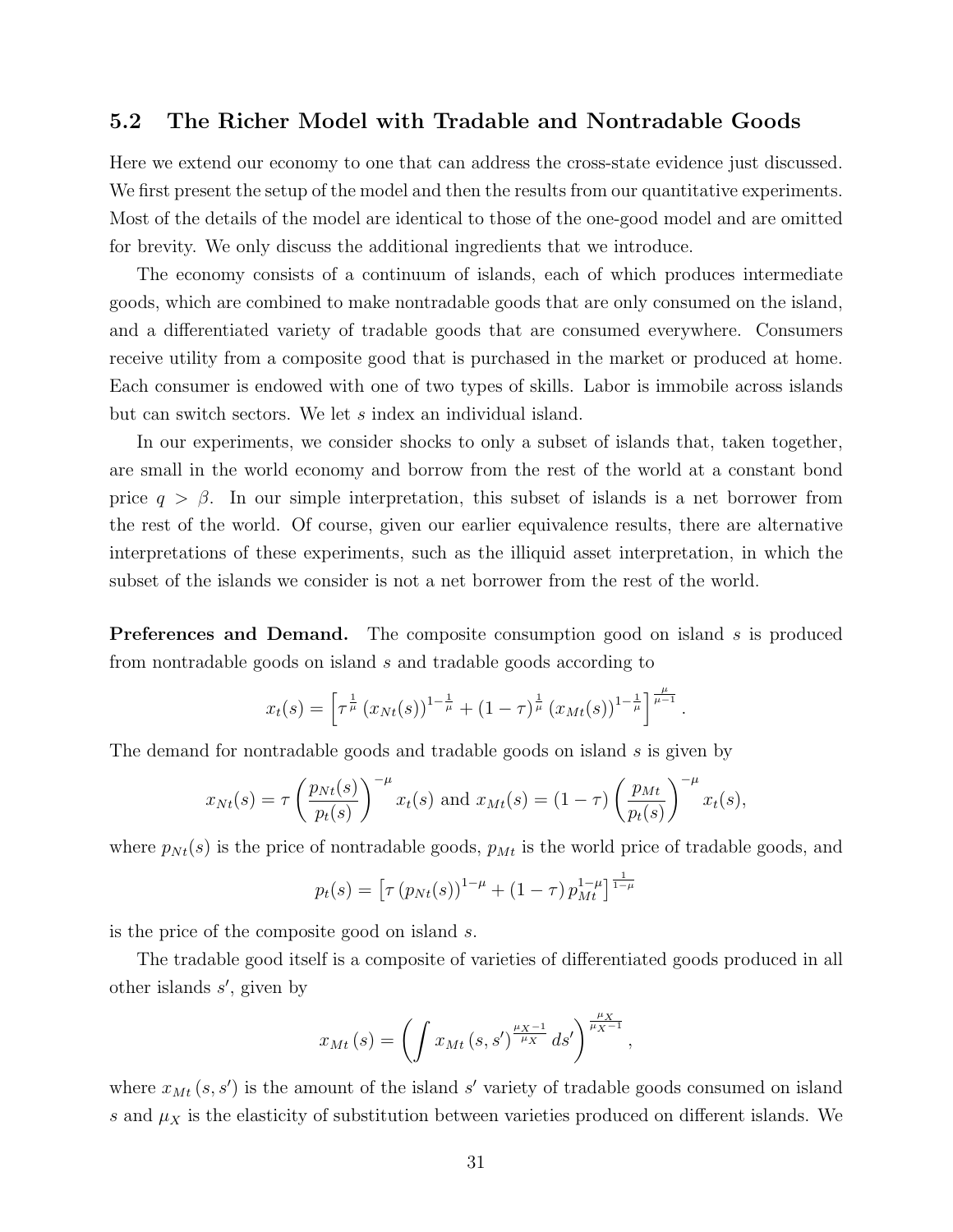## 5.2 The Richer Model with Tradable and Nontradable Goods

Here we extend our economy to one that can address the cross-state evidence just discussed. We first present the setup of the model and then the results from our quantitative experiments. Most of the details of the model are identical to those of the one-good model and are omitted for brevity. We only discuss the additional ingredients that we introduce.

The economy consists of a continuum of islands, each of which produces intermediate goods, which are combined to make nontradable goods that are only consumed on the island, and a differentiated variety of tradable goods that are consumed everywhere. Consumers receive utility from a composite good that is purchased in the market or produced at home. Each consumer is endowed with one of two types of skills. Labor is immobile across islands but can switch sectors. We let $s$ index an individual island.

In our experiments, we consider shocks to only a subset of islands that, taken together, are small in the world economy and borrow from the rest of the world at a constant bond price $q > \beta$. In our simple interpretation, this subset of islands is a net borrower from the rest of the world. Of course, given our earlier equivalence results, there are alternative interpretations of these experiments, such as the illiquid asset interpretation, in which the subset of the islands we consider is not a net borrower from the rest of the world.

**Preferences and Demand.** The composite consumption good on island $s$ is produced from nontradable goods on island $s$ and tradable goods according to

$$x_t(s) = \left[\tau^{\frac{1}{\mu}} \left(x_{Nt}(s)\right)^{1-\frac{1}{\mu}} + (1-\tau)^{\frac{1}{\mu}} \left(x_{Mt}(s)\right)^{1-\frac{1}{\mu}}\right]^{\frac{\mu}{\mu-1}}.$$

The demand for nontradable goods and tradable goods on island $s$ is given by

$$x_{Nt}(s) = \tau \left(\frac{p_{Nt}(s)}{p_t(s)}\right)^{-\mu} x_t(s) \text{ and } x_{Mt}(s) = (1-\tau)\left(\frac{p_{Mt}}{p_t(s)}\right)^{-\mu} x_t(s),$$

where $p_{Nt}(s)$ is the price of nontradable goods, $p_{Mt}$ is the world price of tradable goods, and

$$p_t(s) = \left[\tau \left(p_{Nt}(s)\right)^{1-\mu} + (1-\tau)\, p_{Mt}^{1-\mu}\right]^{\frac{1}{1-\mu}}$$

is the price of the composite good on island $s$.

The tradable good itself is a composite of varieties of differentiated goods produced in all other islands $s'$, given by

$$x_{Mt}(s) = \left(\int x_{Mt}(s, s')^{\frac{\mu_X - 1}{\mu_X}}\, ds'\right)^{\frac{\mu_X}{\mu_X - 1}},$$

where $x_{Mt}(s, s')$ is the amount of the island $s'$ variety of tradable goods consumed on island $s$ and $\mu_X$ is the elasticity of substitution between varieties produced on different islands. We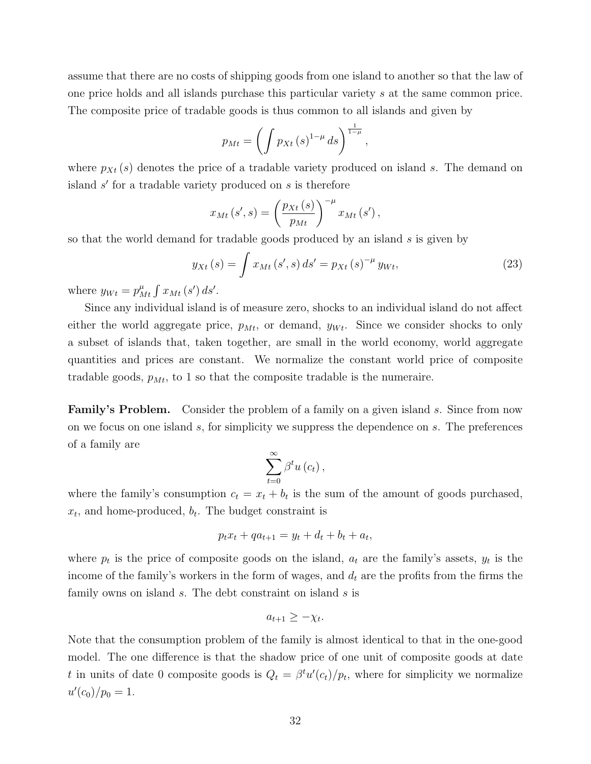assume that there are no costs of shipping goods from one island to another so that the law of one price holds and all islands purchase this particular variety $s$ at the same common price. The composite price of tradable goods is thus common to all islands and given by

$$p_{Mt} = \left( \int p_{Xt}(s)^{1-\mu} \, ds \right)^{\frac{1}{1-\mu}},$$

where $p_{Xt}(s)$ denotes the price of a tradable variety produced on island $s$. The demand on island $s'$ for a tradable variety produced on $s$ is therefore

$$x_{Mt}(s', s) = \left( \frac{p_{Xt}(s)}{p_{Mt}} \right)^{-\mu} x_{Mt}(s'),$$

so that the world demand for tradable goods produced by an island $s$ is given by

$$y_{Xt}(s) = \int x_{Mt}(s', s) \, ds' = p_{Xt}(s)^{-\mu} y_{Wt}, \tag{23}$$

where $y_{Wt} = p_{Mt}^{\mu} \int x_{Mt}(s') \, ds'$.

Since any individual island is of measure zero, shocks to an individual island do not affect either the world aggregate price, $p_{Mt}$, or demand, $y_{Wt}$. Since we consider shocks to only a subset of islands that, taken together, are small in the world economy, world aggregate quantities and prices are constant. We normalize the constant world price of composite tradable goods, $p_{Mt}$, to 1 so that the composite tradable is the numeraire.

**Family's Problem.** Consider the problem of a family on a given island $s$. Since from now on we focus on one island $s$, for simplicity we suppress the dependence on $s$. The preferences of a family are

$$\sum_{t=0}^{\infty} \beta^t u(c_t),$$

where the family's consumption $c_t = x_t + b_t$ is the sum of the amount of goods purchased, $x_t$, and home-produced, $b_t$. The budget constraint is

$$p_t x_t + q a_{t+1} = y_t + d_t + b_t + a_t,$$

where $p_t$ is the price of composite goods on the island, $a_t$ are the family's assets, $y_t$ is the income of the family's workers in the form of wages, and $d_t$ are the profits from the firms the family owns on island $s$. The debt constraint on island $s$ is

$$a_{t+1} \geq -\chi_t.$$

Note that the consumption problem of the family is almost identical to that in the one-good model. The one difference is that the shadow price of one unit of composite goods at date $t$ in units of date 0 composite goods is $Q_t = \beta^t u'(c_t)/p_t$, where for simplicity we normalize $u'(c_0)/p_0 = 1$.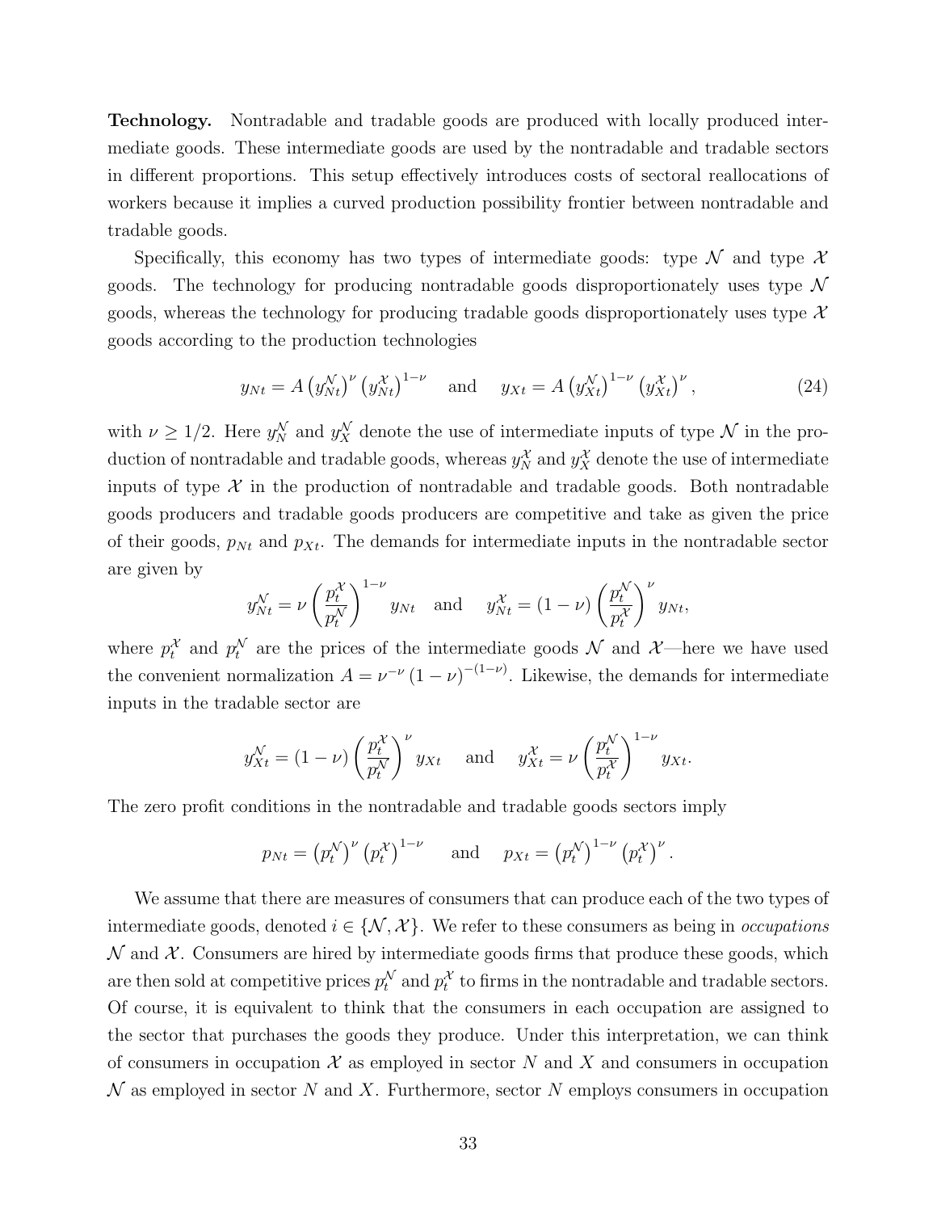**Technology.** Nontradable and tradable goods are produced with locally produced intermediate goods. These intermediate goods are used by the nontradable and tradable sectors in different proportions. This setup effectively introduces costs of sectoral reallocations of workers because it implies a curved production possibility frontier between nontradable and tradable goods.

Specifically, this economy has two types of intermediate goods: type $\mathcal{N}$ and type $\mathcal{X}$ goods. The technology for producing nontradable goods disproportionately uses type $\mathcal{N}$ goods, whereas the technology for producing tradable goods disproportionately uses type $\mathcal{X}$ goods according to the production technologies

$$y_{Nt} = A\left(y_{Nt}^{\mathcal{N}}\right)^{\nu}\left(y_{Nt}^{\mathcal{X}}\right)^{1-\nu} \quad \text{and} \quad y_{Xt} = A\left(y_{Xt}^{\mathcal{N}}\right)^{1-\nu}\left(y_{Xt}^{\mathcal{X}}\right)^{\nu}, \tag{24}$$

with $\nu \geq 1/2$. Here $y_{N}^{\mathcal{N}}$ and $y_{X}^{\mathcal{N}}$ denote the use of intermediate inputs of type $\mathcal{N}$ in the production of nontradable and tradable goods, whereas $y_{N}^{\mathcal{X}}$ and $y_{X}^{\mathcal{X}}$ denote the use of intermediate inputs of type $\mathcal{X}$ in the production of nontradable and tradable goods. Both nontradable goods producers and tradable goods producers are competitive and take as given the price of their goods, $p_{Nt}$ and $p_{Xt}$. The demands for intermediate inputs in the nontradable sector are given by

$$y_{Nt}^{\mathcal{N}} = \nu\left(\frac{p_t^{\mathcal{X}}}{p_t^{\mathcal{N}}}\right)^{1-\nu} y_{Nt} \quad \text{and} \quad y_{Nt}^{\mathcal{X}} = (1-\nu)\left(\frac{p_t^{\mathcal{N}}}{p_t^{\mathcal{X}}}\right)^{\nu} y_{Nt},$$

where $p_t^{\mathcal{X}}$ and $p_t^{\mathcal{N}}$ are the prices of the intermediate goods $\mathcal{N}$ and $\mathcal{X}$—here we have used the convenient normalization $A = \nu^{-\nu}(1-\nu)^{-(1-\nu)}$. Likewise, the demands for intermediate inputs in the tradable sector are

$$y_{Xt}^{\mathcal{N}} = (1-\nu)\left(\frac{p_t^{\mathcal{X}}}{p_t^{\mathcal{N}}}\right)^{\nu} y_{Xt} \quad \text{and} \quad y_{Xt}^{\mathcal{X}} = \nu\left(\frac{p_t^{\mathcal{N}}}{p_t^{\mathcal{X}}}\right)^{1-\nu} y_{Xt}.$$

The zero profit conditions in the nontradable and tradable goods sectors imply

$$p_{Nt} = \left(p_t^{\mathcal{N}}\right)^{\nu}\left(p_t^{\mathcal{X}}\right)^{1-\nu} \quad \text{and} \quad p_{Xt} = \left(p_t^{\mathcal{N}}\right)^{1-\nu}\left(p_t^{\mathcal{X}}\right)^{\nu}.$$

We assume that there are measures of consumers that can produce each of the two types of intermediate goods, denoted $i \in \{\mathcal{N}, \mathcal{X}\}$. We refer to these consumers as being in *occupations* $\mathcal{N}$ and $\mathcal{X}$. Consumers are hired by intermediate goods firms that produce these goods, which are then sold at competitive prices $p_t^{\mathcal{N}}$ and $p_t^{\mathcal{X}}$ to firms in the nontradable and tradable sectors. Of course, it is equivalent to think that the consumers in each occupation are assigned to the sector that purchases the goods they produce. Under this interpretation, we can think of consumers in occupation $\mathcal{X}$ as employed in sector $N$ and $X$ and consumers in occupation $\mathcal{N}$ as employed in sector $N$ and $X$. Furthermore, sector $N$ employs consumers in occupation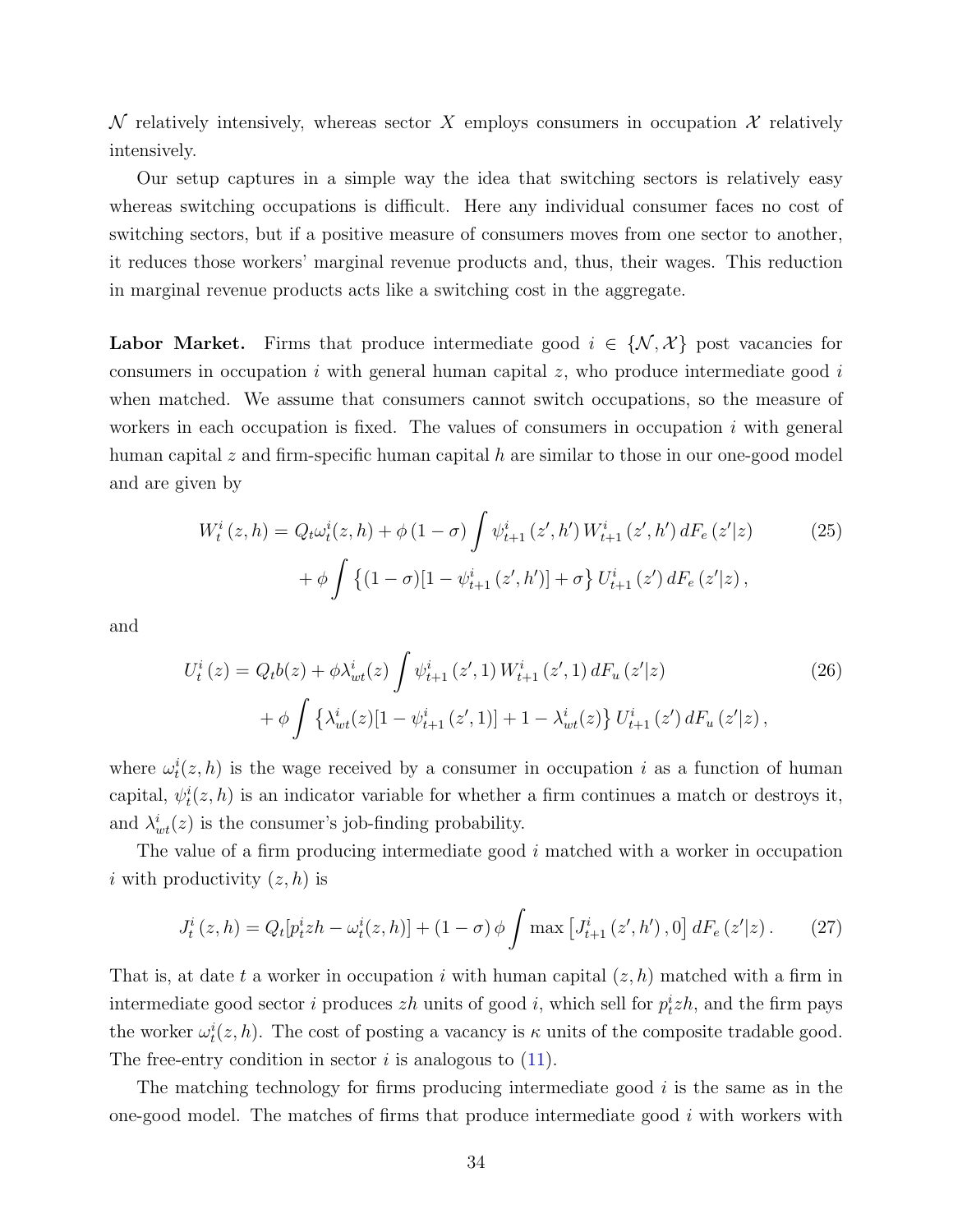$\mathcal{N}$ relatively intensively, whereas sector $X$ employs consumers in occupation $\mathcal{X}$ relatively intensively.

Our setup captures in a simple way the idea that switching sectors is relatively easy whereas switching occupations is difficult. Here any individual consumer faces no cost of switching sectors, but if a positive measure of consumers moves from one sector to another, it reduces those workers' marginal revenue products and, thus, their wages. This reduction in marginal revenue products acts like a switching cost in the aggregate.

**Labor Market.** Firms that produce intermediate good $i \in \{\mathcal{N}, \mathcal{X}\}$ post vacancies for consumers in occupation $i$ with general human capital $z$, who produce intermediate good $i$ when matched. We assume that consumers cannot switch occupations, so the measure of workers in each occupation is fixed. The values of consumers in occupation $i$ with general human capital $z$ and firm-specific human capital $h$ are similar to those in our one-good model and are given by

$$
\begin{aligned}
W_t^i(z,h) = Q_t \omega_t^i(z,h) + \phi(1-\sigma)\int \psi_{t+1}^i(z',h') W_{t+1}^i(z',h')\, dF_e(z'|z) \\
+ \phi \int \left\{(1-\sigma)[1-\psi_{t+1}^i(z',h')] + \sigma\right\} U_{t+1}^i(z')\, dF_e(z'|z),
\end{aligned}
\tag{25}
$$

and

$$
\begin{aligned}
U_t^i(z) = Q_t b(z) + \phi \lambda_{wt}^i(z) \int \psi_{t+1}^i(z',1) W_{t+1}^i(z',1)\, dF_u(z'|z) \\
+ \phi \int \left\{\lambda_{wt}^i(z)[1-\psi_{t+1}^i(z',1)] + 1 - \lambda_{wt}^i(z)\right\} U_{t+1}^i(z')\, dF_u(z'|z),
\end{aligned}
\tag{26}
$$

where $\omega_t^i(z,h)$ is the wage received by a consumer in occupation $i$ as a function of human capital, $\psi_t^i(z,h)$ is an indicator variable for whether a firm continues a match or destroys it, and $\lambda_{wt}^i(z)$ is the consumer's job-finding probability.

The value of a firm producing intermediate good $i$ matched with a worker in occupation $i$ with productivity $(z,h)$ is

$$
J_t^i(z,h) = Q_t[p_t^i z h - \omega_t^i(z,h)] + (1-\sigma)\phi \int \max\left[J_{t+1}^i(z',h'), 0\right] dF_e(z'|z). \tag{27}
$$

That is, at date $t$ a worker in occupation $i$ with human capital $(z,h)$ matched with a firm in intermediate good sector $i$ produces $zh$ units of good $i$, which sell for $p_t^i zh$, and the firm pays the worker $\omega_t^i(z,h)$. The cost of posting a vacancy is $\kappa$ units of the composite tradable good. The free-entry condition in sector $i$ is analogous to (11).

The matching technology for firms producing intermediate good $i$ is the same as in the one-good model. The matches of firms that produce intermediate good $i$ with workers with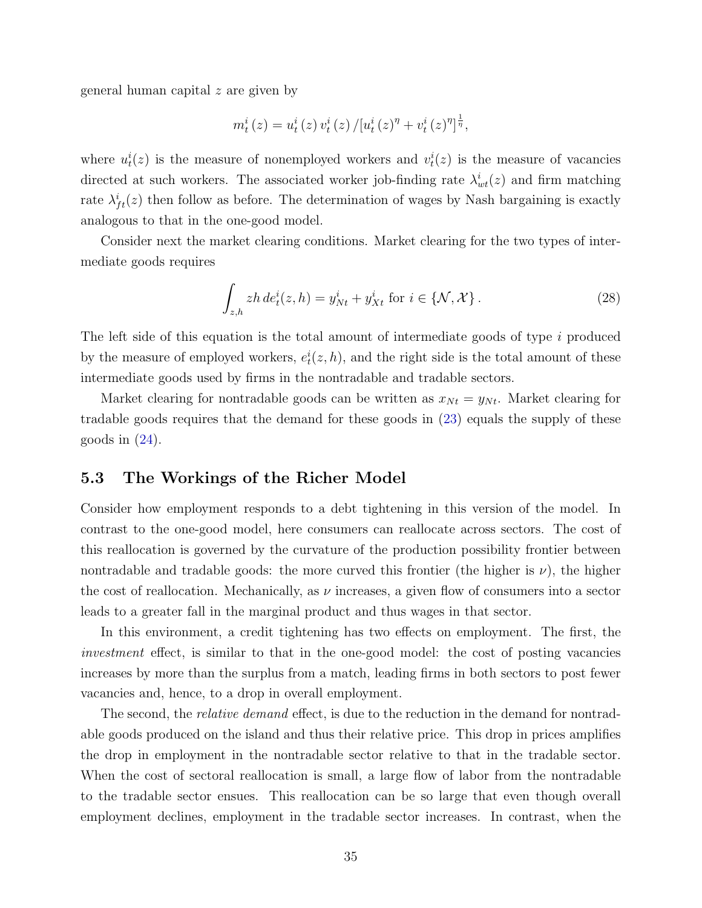general human capital $z$ are given by

$$m_t^i(z) = u_t^i(z)\, v_t^i(z) \,/ [u_t^i(z)^\eta + v_t^i(z)^\eta]^{\frac{1}{\eta}},$$

where $u_t^i(z)$ is the measure of nonemployed workers and $v_t^i(z)$ is the measure of vacancies directed at such workers. The associated worker job-finding rate $\lambda_{wt}^i(z)$ and firm matching rate $\lambda_{ft}^i(z)$ then follow as before. The determination of wages by Nash bargaining is exactly analogous to that in the one-good model.

Consider next the market clearing conditions. Market clearing for the two types of intermediate goods requires

$$\int_{z,h} zh\, de_t^i(z,h) = y_{Nt}^i + y_{Xt}^i \text{ for } i \in \{\mathcal{N}, \mathcal{X}\}. \tag{28}$$

The left side of this equation is the total amount of intermediate goods of type $i$ produced by the measure of employed workers, $e_t^i(z,h)$, and the right side is the total amount of these intermediate goods used by firms in the nontradable and tradable sectors.

Market clearing for nontradable goods can be written as $x_{Nt} = y_{Nt}$. Market clearing for tradable goods requires that the demand for these goods in (23) equals the supply of these goods in (24).

## 5.3 The Workings of the Richer Model

Consider how employment responds to a debt tightening in this version of the model. In contrast to the one-good model, here consumers can reallocate across sectors. The cost of this reallocation is governed by the curvature of the production possibility frontier between nontradable and tradable goods: the more curved this frontier (the higher is $\nu$), the higher the cost of reallocation. Mechanically, as $\nu$ increases, a given flow of consumers into a sector leads to a greater fall in the marginal product and thus wages in that sector.

In this environment, a credit tightening has two effects on employment. The first, the *investment* effect, is similar to that in the one-good model: the cost of posting vacancies increases by more than the surplus from a match, leading firms in both sectors to post fewer vacancies and, hence, to a drop in overall employment.

The second, the *relative demand* effect, is due to the reduction in the demand for nontradable goods produced on the island and thus their relative price. This drop in prices amplifies the drop in employment in the nontradable sector relative to that in the tradable sector. When the cost of sectoral reallocation is small, a large flow of labor from the nontradable to the tradable sector ensues. This reallocation can be so large that even though overall employment declines, employment in the tradable sector increases. In contrast, when the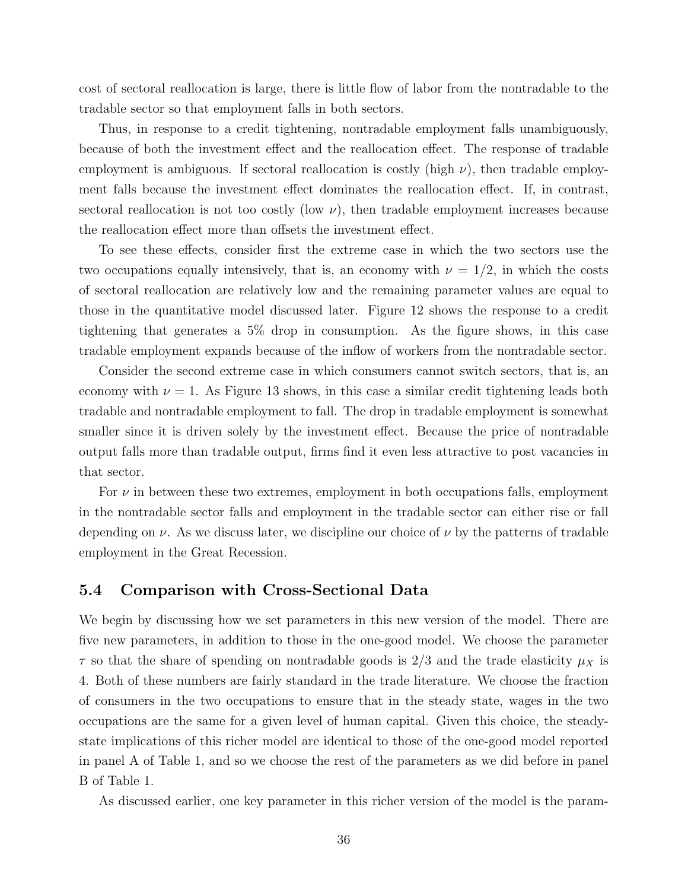cost of sectoral reallocation is large, there is little flow of labor from the nontradable to the tradable sector so that employment falls in both sectors.

Thus, in response to a credit tightening, nontradable employment falls unambiguously, because of both the investment effect and the reallocation effect. The response of tradable employment is ambiguous. If sectoral reallocation is costly (high $\nu$), then tradable employment falls because the investment effect dominates the reallocation effect. If, in contrast, sectoral reallocation is not too costly (low $\nu$), then tradable employment increases because the reallocation effect more than offsets the investment effect.

To see these effects, consider first the extreme case in which the two sectors use the two occupations equally intensively, that is, an economy with $\nu = 1/2$, in which the costs of sectoral reallocation are relatively low and the remaining parameter values are equal to those in the quantitative model discussed later. Figure 12 shows the response to a credit tightening that generates a 5% drop in consumption. As the figure shows, in this case tradable employment expands because of the inflow of workers from the nontradable sector.

Consider the second extreme case in which consumers cannot switch sectors, that is, an economy with $\nu = 1$. As Figure 13 shows, in this case a similar credit tightening leads both tradable and nontradable employment to fall. The drop in tradable employment is somewhat smaller since it is driven solely by the investment effect. Because the price of nontradable output falls more than tradable output, firms find it even less attractive to post vacancies in that sector.

For $\nu$ in between these two extremes, employment in both occupations falls, employment in the nontradable sector falls and employment in the tradable sector can either rise or fall depending on $\nu$. As we discuss later, we discipline our choice of $\nu$ by the patterns of tradable employment in the Great Recession.

## 5.4 Comparison with Cross-Sectional Data

We begin by discussing how we set parameters in this new version of the model. There are five new parameters, in addition to those in the one-good model. We choose the parameter $\tau$ so that the share of spending on nontradable goods is 2/3 and the trade elasticity $\mu_X$ is 4. Both of these numbers are fairly standard in the trade literature. We choose the fraction of consumers in the two occupations to ensure that in the steady state, wages in the two occupations are the same for a given level of human capital. Given this choice, the steady-state implications of this richer model are identical to those of the one-good model reported in panel A of Table 1, and so we choose the rest of the parameters as we did before in panel B of Table 1.

As discussed earlier, one key parameter in this richer version of the model is the param-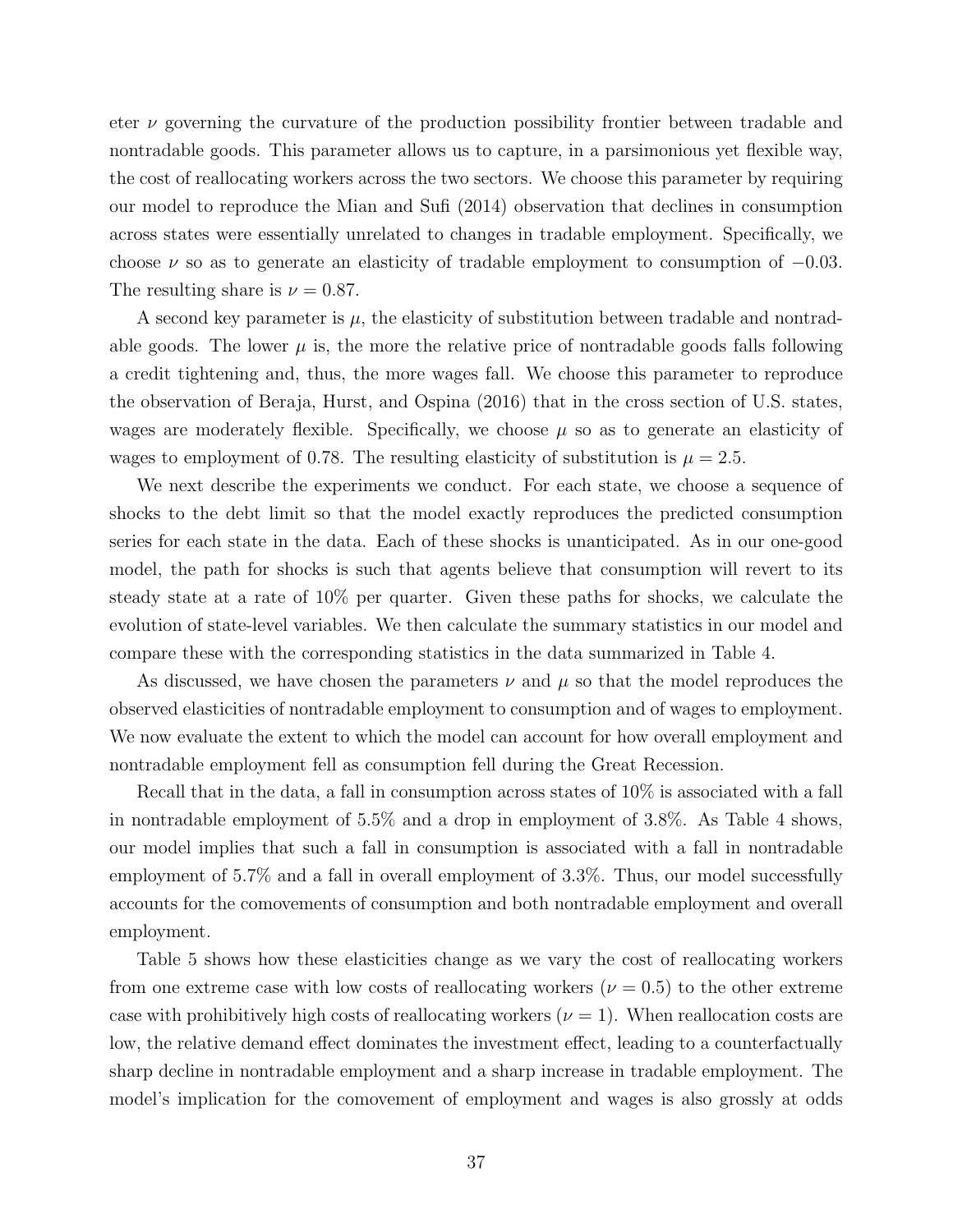eter $\nu$ governing the curvature of the production possibility frontier between tradable and nontradable goods. This parameter allows us to capture, in a parsimonious yet flexible way, the cost of reallocating workers across the two sectors. We choose this parameter by requiring our model to reproduce the Mian and Sufi (2014) observation that declines in consumption across states were essentially unrelated to changes in tradable employment. Specifically, we choose $\nu$ so as to generate an elasticity of tradable employment to consumption of $-0.03$. The resulting share is $\nu = 0.87$.

A second key parameter is $\mu$, the elasticity of substitution between tradable and nontradable goods. The lower $\mu$ is, the more the relative price of nontradable goods falls following a credit tightening and, thus, the more wages fall. We choose this parameter to reproduce the observation of Beraja, Hurst, and Ospina (2016) that in the cross section of U.S. states, wages are moderately flexible. Specifically, we choose $\mu$ so as to generate an elasticity of wages to employment of 0.78. The resulting elasticity of substitution is $\mu = 2.5$.

We next describe the experiments we conduct. For each state, we choose a sequence of shocks to the debt limit so that the model exactly reproduces the predicted consumption series for each state in the data. Each of these shocks is unanticipated. As in our one-good model, the path for shocks is such that agents believe that consumption will revert to its steady state at a rate of 10% per quarter. Given these paths for shocks, we calculate the evolution of state-level variables. We then calculate the summary statistics in our model and compare these with the corresponding statistics in the data summarized in Table 4.

As discussed, we have chosen the parameters $\nu$ and $\mu$ so that the model reproduces the observed elasticities of nontradable employment to consumption and of wages to employment. We now evaluate the extent to which the model can account for how overall employment and nontradable employment fell as consumption fell during the Great Recession.

Recall that in the data, a fall in consumption across states of 10% is associated with a fall in nontradable employment of 5.5% and a drop in employment of 3.8%. As Table 4 shows, our model implies that such a fall in consumption is associated with a fall in nontradable employment of 5.7% and a fall in overall employment of 3.3%. Thus, our model successfully accounts for the comovements of consumption and both nontradable employment and overall employment.

Table 5 shows how these elasticities change as we vary the cost of reallocating workers from one extreme case with low costs of reallocating workers ($\nu = 0.5$) to the other extreme case with prohibitively high costs of reallocating workers ($\nu = 1$). When reallocation costs are low, the relative demand effect dominates the investment effect, leading to a counterfactually sharp decline in nontradable employment and a sharp increase in tradable employment. The model's implication for the comovement of employment and wages is also grossly at odds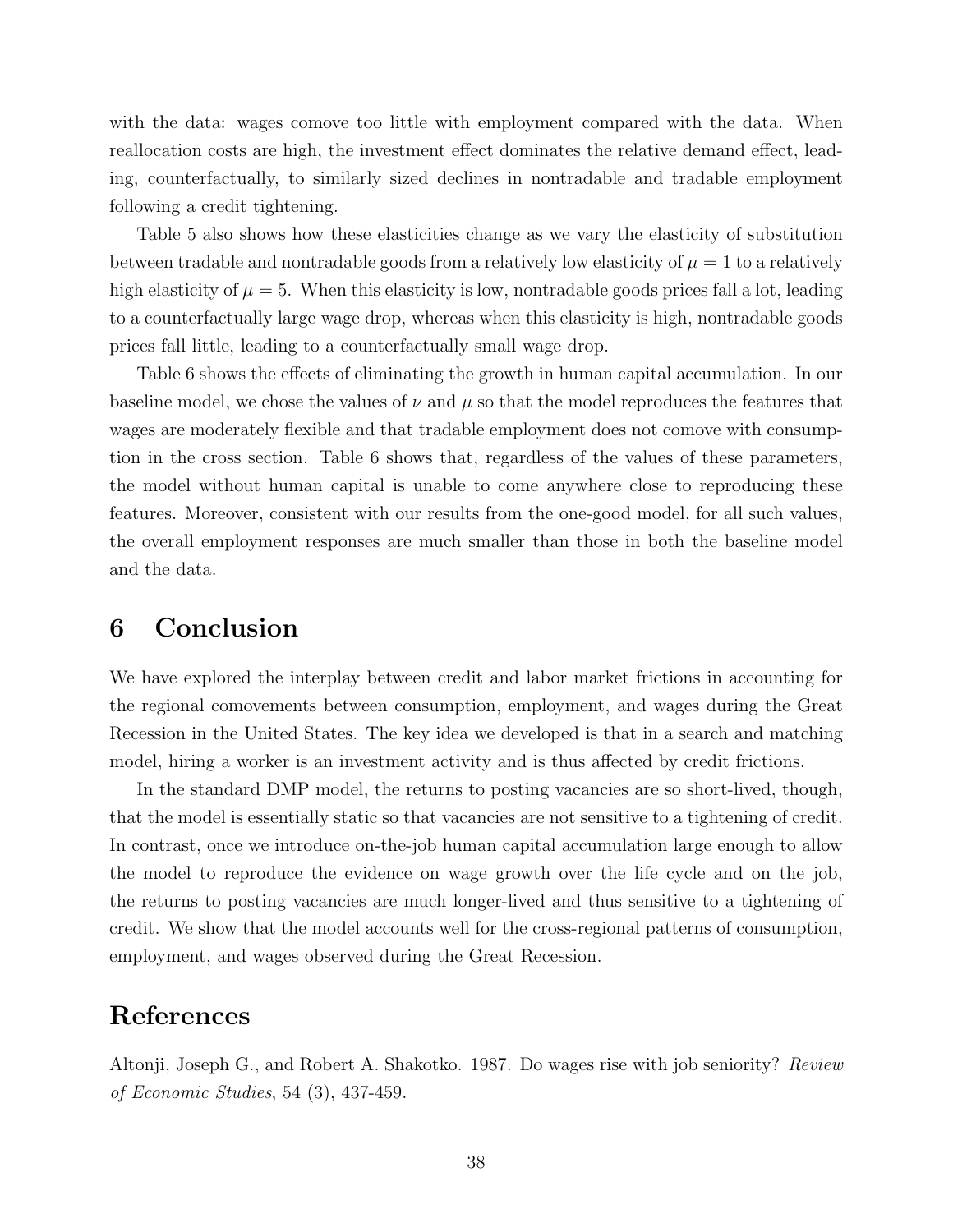with the data: wages comove too little with employment compared with the data. When reallocation costs are high, the investment effect dominates the relative demand effect, leading, counterfactually, to similarly sized declines in nontradable and tradable employment following a credit tightening.

Table 5 also shows how these elasticities change as we vary the elasticity of substitution between tradable and nontradable goods from a relatively low elasticity of $\mu = 1$ to a relatively high elasticity of $\mu = 5$. When this elasticity is low, nontradable goods prices fall a lot, leading to a counterfactually large wage drop, whereas when this elasticity is high, nontradable goods prices fall little, leading to a counterfactually small wage drop.

Table 6 shows the effects of eliminating the growth in human capital accumulation. In our baseline model, we chose the values of $\nu$ and $\mu$ so that the model reproduces the features that wages are moderately flexible and that tradable employment does not comove with consumption in the cross section. Table 6 shows that, regardless of the values of these parameters, the model without human capital is unable to come anywhere close to reproducing these features. Moreover, consistent with our results from the one-good model, for all such values, the overall employment responses are much smaller than those in both the baseline model and the data.

## 6 Conclusion

We have explored the interplay between credit and labor market frictions in accounting for the regional comovements between consumption, employment, and wages during the Great Recession in the United States. The key idea we developed is that in a search and matching model, hiring a worker is an investment activity and is thus affected by credit frictions.

In the standard DMP model, the returns to posting vacancies are so short-lived, though, that the model is essentially static so that vacancies are not sensitive to a tightening of credit. In contrast, once we introduce on-the-job human capital accumulation large enough to allow the model to reproduce the evidence on wage growth over the life cycle and on the job, the returns to posting vacancies are much longer-lived and thus sensitive to a tightening of credit. We show that the model accounts well for the cross-regional patterns of consumption, employment, and wages observed during the Great Recession.

## References

Altonji, Joseph G., and Robert A. Shakotko. 1987. Do wages rise with job seniority? *Review of Economic Studies*, 54 (3), 437-459.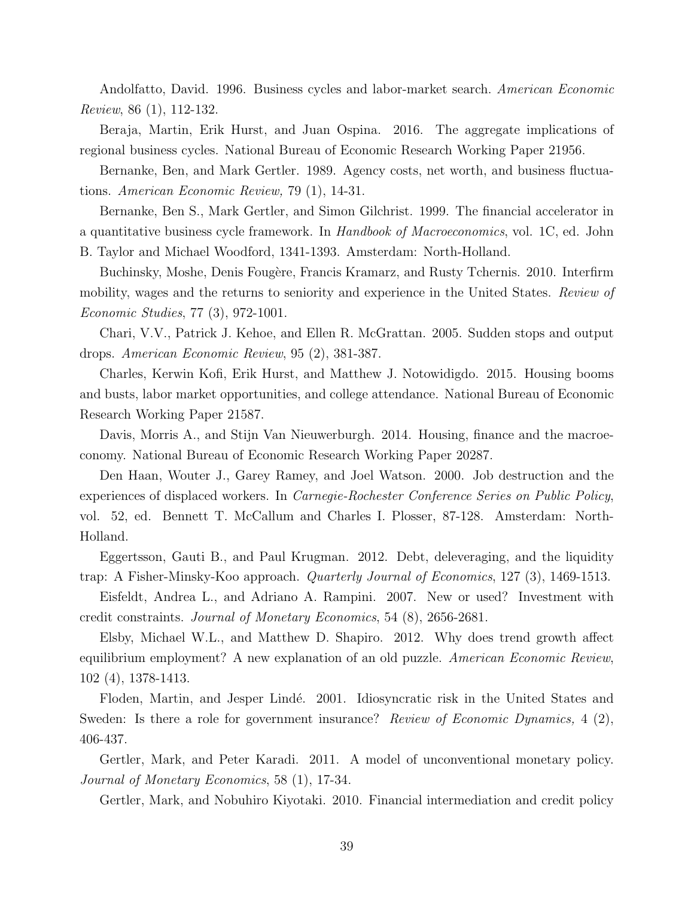Andolfatto, David. 1996. Business cycles and labor-market search. *American Economic Review*, 86 (1), 112-132.

Beraja, Martin, Erik Hurst, and Juan Ospina. 2016. The aggregate implications of regional business cycles. National Bureau of Economic Research Working Paper 21956.

Bernanke, Ben, and Mark Gertler. 1989. Agency costs, net worth, and business fluctuations. *American Economic Review,* 79 (1), 14-31.

Bernanke, Ben S., Mark Gertler, and Simon Gilchrist. 1999. The financial accelerator in a quantitative business cycle framework. In *Handbook of Macroeconomics*, vol. 1C, ed. John B. Taylor and Michael Woodford, 1341-1393. Amsterdam: North-Holland.

Buchinsky, Moshe, Denis Fougère, Francis Kramarz, and Rusty Tchernis. 2010. Interfirm mobility, wages and the returns to seniority and experience in the United States. *Review of Economic Studies*, 77 (3), 972-1001.

Chari, V.V., Patrick J. Kehoe, and Ellen R. McGrattan. 2005. Sudden stops and output drops. *American Economic Review*, 95 (2), 381-387.

Charles, Kerwin Kofi, Erik Hurst, and Matthew J. Notowidigdo. 2015. Housing booms and busts, labor market opportunities, and college attendance. National Bureau of Economic Research Working Paper 21587.

Davis, Morris A., and Stijn Van Nieuwerburgh. 2014. Housing, finance and the macroeconomy. National Bureau of Economic Research Working Paper 20287.

Den Haan, Wouter J., Garey Ramey, and Joel Watson. 2000. Job destruction and the experiences of displaced workers. In *Carnegie-Rochester Conference Series on Public Policy*, vol. 52, ed. Bennett T. McCallum and Charles I. Plosser, 87-128. Amsterdam: North-Holland.

Eggertsson, Gauti B., and Paul Krugman. 2012. Debt, deleveraging, and the liquidity trap: A Fisher-Minsky-Koo approach. *Quarterly Journal of Economics*, 127 (3), 1469-1513.

Eisfeldt, Andrea L., and Adriano A. Rampini. 2007. New or used? Investment with credit constraints. *Journal of Monetary Economics*, 54 (8), 2656-2681.

Elsby, Michael W.L., and Matthew D. Shapiro. 2012. Why does trend growth affect equilibrium employment? A new explanation of an old puzzle. *American Economic Review*, 102 (4), 1378-1413.

Floden, Martin, and Jesper Lindé. 2001. Idiosyncratic risk in the United States and Sweden: Is there a role for government insurance? *Review of Economic Dynamics,* 4 (2), 406-437.

Gertler, Mark, and Peter Karadi. 2011. A model of unconventional monetary policy. *Journal of Monetary Economics*, 58 (1), 17-34.

Gertler, Mark, and Nobuhiro Kiyotaki. 2010. Financial intermediation and credit policy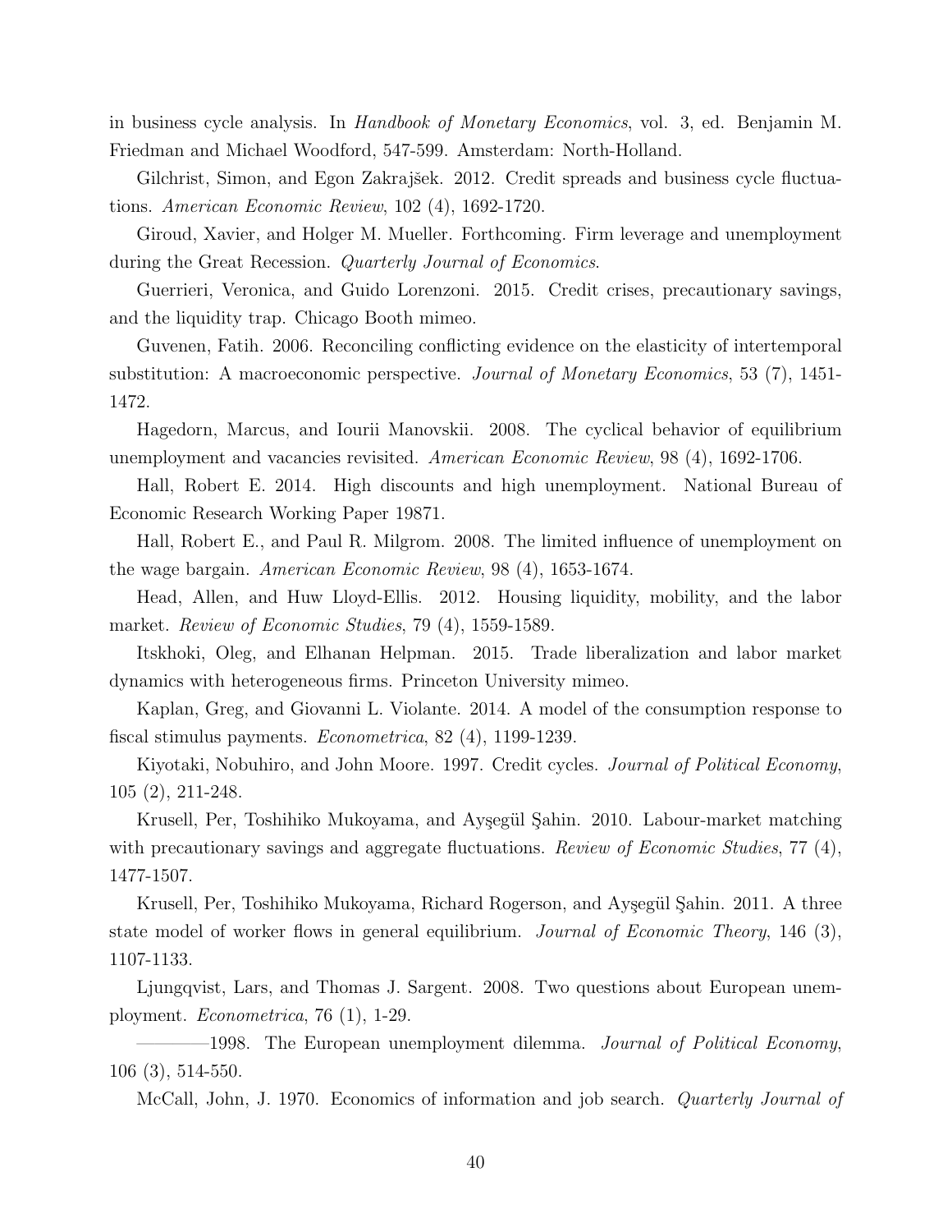in business cycle analysis. In *Handbook of Monetary Economics*, vol. 3, ed. Benjamin M. Friedman and Michael Woodford, 547-599. Amsterdam: North-Holland.

Gilchrist, Simon, and Egon Zakrajšek. 2012. Credit spreads and business cycle fluctuations. *American Economic Review*, 102 (4), 1692-1720.

Giroud, Xavier, and Holger M. Mueller. Forthcoming. Firm leverage and unemployment during the Great Recession. *Quarterly Journal of Economics*.

Guerrieri, Veronica, and Guido Lorenzoni. 2015. Credit crises, precautionary savings, and the liquidity trap. Chicago Booth mimeo.

Guvenen, Fatih. 2006. Reconciling conflicting evidence on the elasticity of intertemporal substitution: A macroeconomic perspective. *Journal of Monetary Economics*, 53 (7), 1451-1472.

Hagedorn, Marcus, and Iourii Manovskii. 2008. The cyclical behavior of equilibrium unemployment and vacancies revisited. *American Economic Review*, 98 (4), 1692-1706.

Hall, Robert E. 2014. High discounts and high unemployment. National Bureau of Economic Research Working Paper 19871.

Hall, Robert E., and Paul R. Milgrom. 2008. The limited influence of unemployment on the wage bargain. *American Economic Review*, 98 (4), 1653-1674.

Head, Allen, and Huw Lloyd-Ellis. 2012. Housing liquidity, mobility, and the labor market. *Review of Economic Studies*, 79 (4), 1559-1589.

Itskhoki, Oleg, and Elhanan Helpman. 2015. Trade liberalization and labor market dynamics with heterogeneous firms. Princeton University mimeo.

Kaplan, Greg, and Giovanni L. Violante. 2014. A model of the consumption response to fiscal stimulus payments. *Econometrica*, 82 (4), 1199-1239.

Kiyotaki, Nobuhiro, and John Moore. 1997. Credit cycles. *Journal of Political Economy*, 105 (2), 211-248.

Krusell, Per, Toshihiko Mukoyama, and Ayşegül Şahin. 2010. Labour-market matching with precautionary savings and aggregate fluctuations. *Review of Economic Studies*, 77 (4), 1477-1507.

Krusell, Per, Toshihiko Mukoyama, Richard Rogerson, and Ayşegül Şahin. 2011. A three state model of worker flows in general equilibrium. *Journal of Economic Theory*, 146 (3), 1107-1133.

Ljungqvist, Lars, and Thomas J. Sargent. 2008. Two questions about European unemployment. *Econometrica*, 76 (1), 1-29.

————1998. The European unemployment dilemma. *Journal of Political Economy*, 106 (3), 514-550.

McCall, John, J. 1970. Economics of information and job search. *Quarterly Journal of*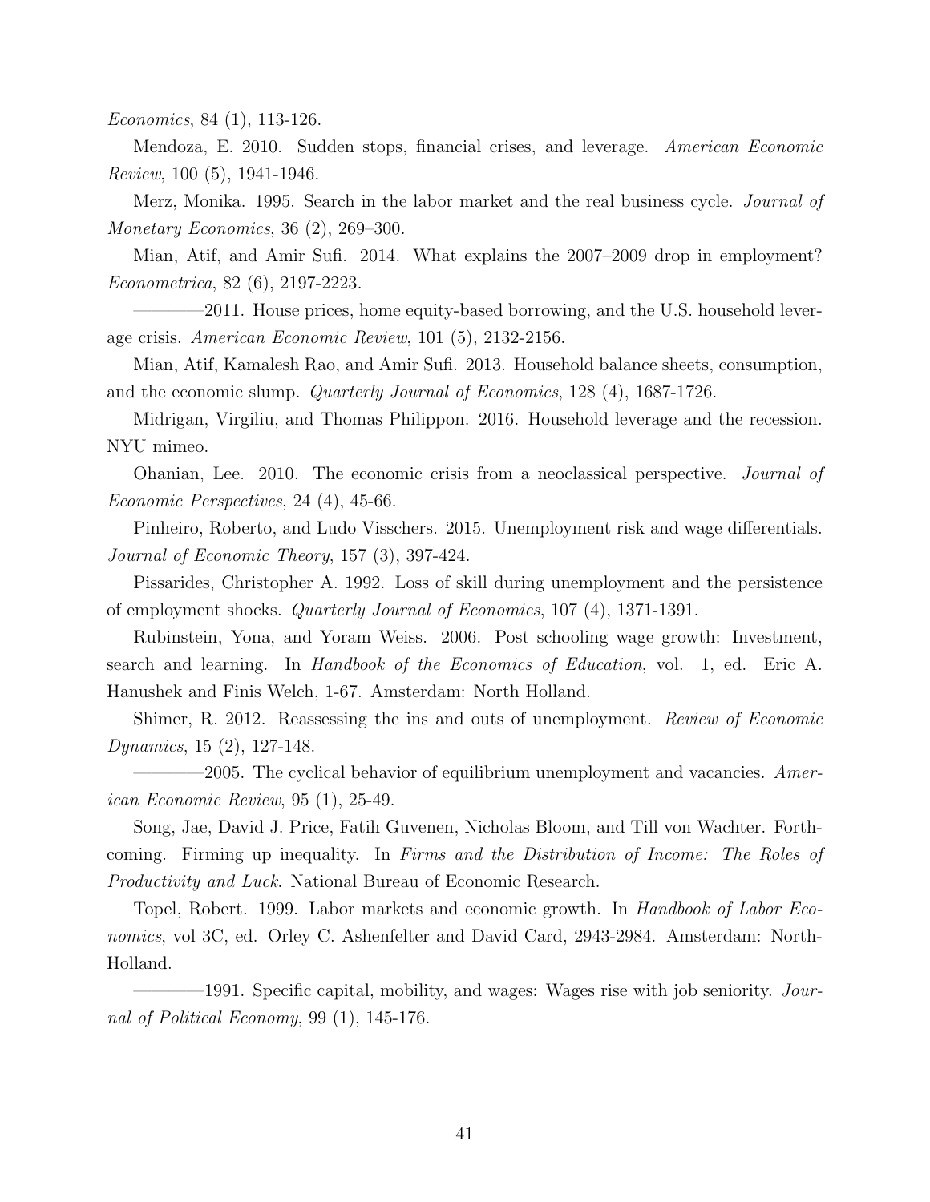*Economics*, 84 (1), 113-126.

Mendoza, E. 2010. Sudden stops, financial crises, and leverage. *American Economic Review*, 100 (5), 1941-1946.

Merz, Monika. 1995. Search in the labor market and the real business cycle. *Journal of Monetary Economics*, 36 (2), 269–300.

Mian, Atif, and Amir Sufi. 2014. What explains the 2007–2009 drop in employment? *Econometrica*, 82 (6), 2197-2223.

————2011. House prices, home equity-based borrowing, and the U.S. household leverage crisis. *American Economic Review*, 101 (5), 2132-2156.

Mian, Atif, Kamalesh Rao, and Amir Sufi. 2013. Household balance sheets, consumption, and the economic slump. *Quarterly Journal of Economics*, 128 (4), 1687-1726.

Midrigan, Virgiliu, and Thomas Philippon. 2016. Household leverage and the recession. NYU mimeo.

Ohanian, Lee. 2010. The economic crisis from a neoclassical perspective. *Journal of Economic Perspectives*, 24 (4), 45-66.

Pinheiro, Roberto, and Ludo Visschers. 2015. Unemployment risk and wage differentials. *Journal of Economic Theory*, 157 (3), 397-424.

Pissarides, Christopher A. 1992. Loss of skill during unemployment and the persistence of employment shocks. *Quarterly Journal of Economics*, 107 (4), 1371-1391.

Rubinstein, Yona, and Yoram Weiss. 2006. Post schooling wage growth: Investment, search and learning. In *Handbook of the Economics of Education*, vol. 1, ed. Eric A. Hanushek and Finis Welch, 1-67. Amsterdam: North Holland.

Shimer, R. 2012. Reassessing the ins and outs of unemployment. *Review of Economic Dynamics*, 15 (2), 127-148.

————2005. The cyclical behavior of equilibrium unemployment and vacancies. *American Economic Review*, 95 (1), 25-49.

Song, Jae, David J. Price, Fatih Guvenen, Nicholas Bloom, and Till von Wachter. Forthcoming. Firming up inequality. In *Firms and the Distribution of Income: The Roles of Productivity and Luck*. National Bureau of Economic Research.

Topel, Robert. 1999. Labor markets and economic growth. In *Handbook of Labor Economics*, vol 3C, ed. Orley C. Ashenfelter and David Card, 2943-2984. Amsterdam: North-Holland.

————1991. Specific capital, mobility, and wages: Wages rise with job seniority. *Journal of Political Economy*, 99 (1), 145-176.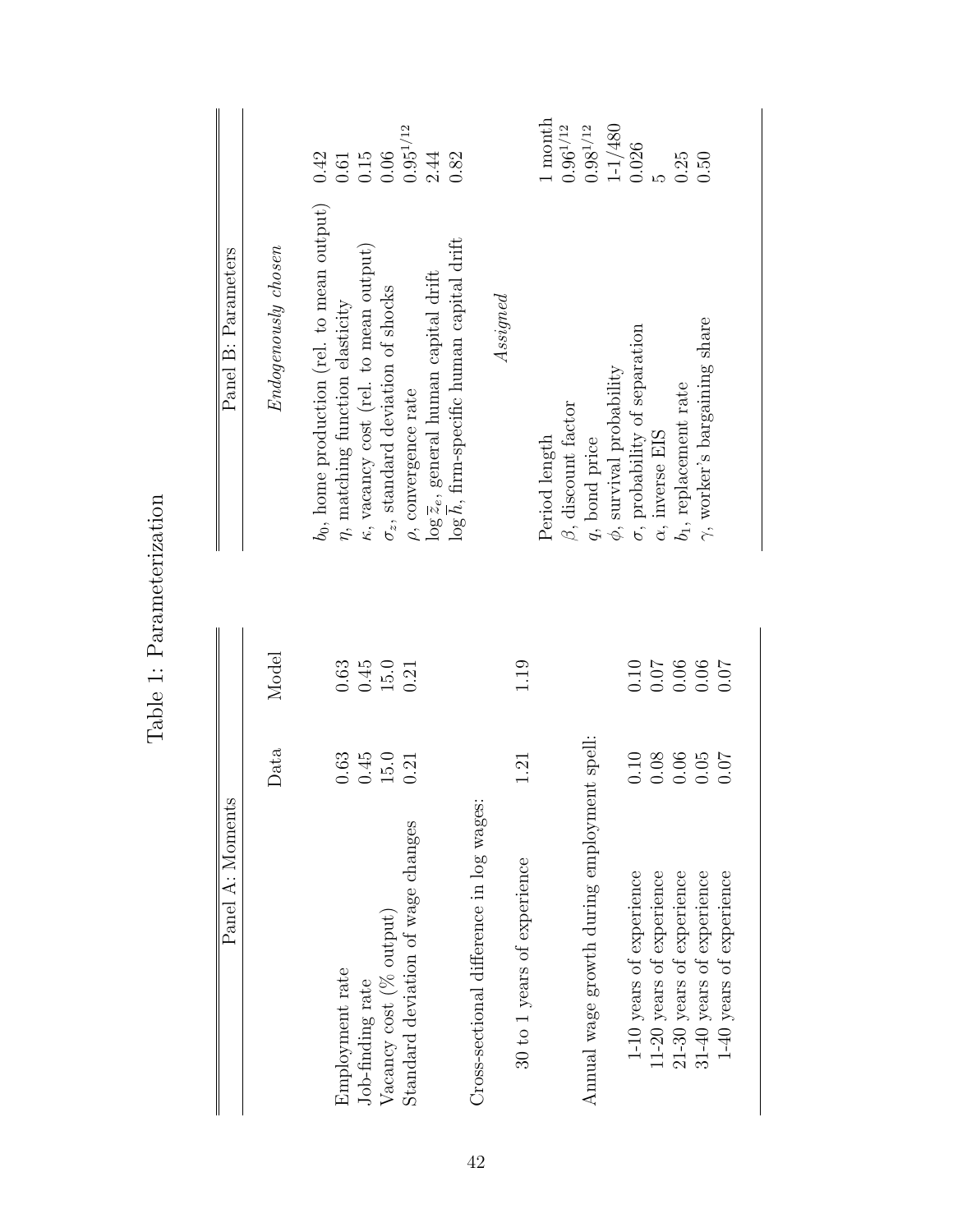# Table 1: Parameterization

| Panel A: Moments | Data | Model |
|---|---|---|
| Employment rate | 0.63 | 0.63 |
| Job-finding rate | 0.45 | 0.45 |
| Vacancy cost (% output) | 15.0 | 15.0 |
| Standard deviation of wage changes | 0.21 | 0.21 |
| Cross-sectional difference in log wages: | | |
| 30 to 1 years of experience | 1.21 | 1.19 |
| Annual wage growth during employment spell: | | |
| 1-10 years of experience | 0.10 | 0.10 |
| 11-20 years of experience | 0.08 | 0.07 |
| 21-30 years of experience | 0.06 | 0.06 |
| 31-40 years of experience | 0.05 | 0.06 |
| 1-40 years of experience | 0.07 | 0.07 |

| Panel B: Parameters | |
|---|---|
| *Endogenously chosen* | |
| $b_0$, home production (rel. to mean output) | 0.42 |
| $\eta$, matching function elasticity | 0.61 |
| $\kappa$, vacancy cost (rel. to mean output) | 0.15 |
| $\sigma_z$, standard deviation of shocks | 0.06 |
| $\rho$, convergence rate | $0.95^{1/12}$ |
| $\log \overline{z}_e$, general human capital drift | 2.44 |
| $\log \overline{h}$, firm-specific human capital drift | 0.82 |
| *Assigned* | |
| Period length | 1 month |
| $\beta$, discount factor | $0.96^{1/12}$ |
| $q$, bond price | $0.98^{1/12}$ |
| $\phi$, survival probability | 1-1/480 |
| $\sigma$, probability of separation | 0.026 |
| $\alpha$, inverse EIS | 5 |
| $b_1$, replacement rate | 0.25 |
| $\gamma$, worker's bargaining share | 0.50 |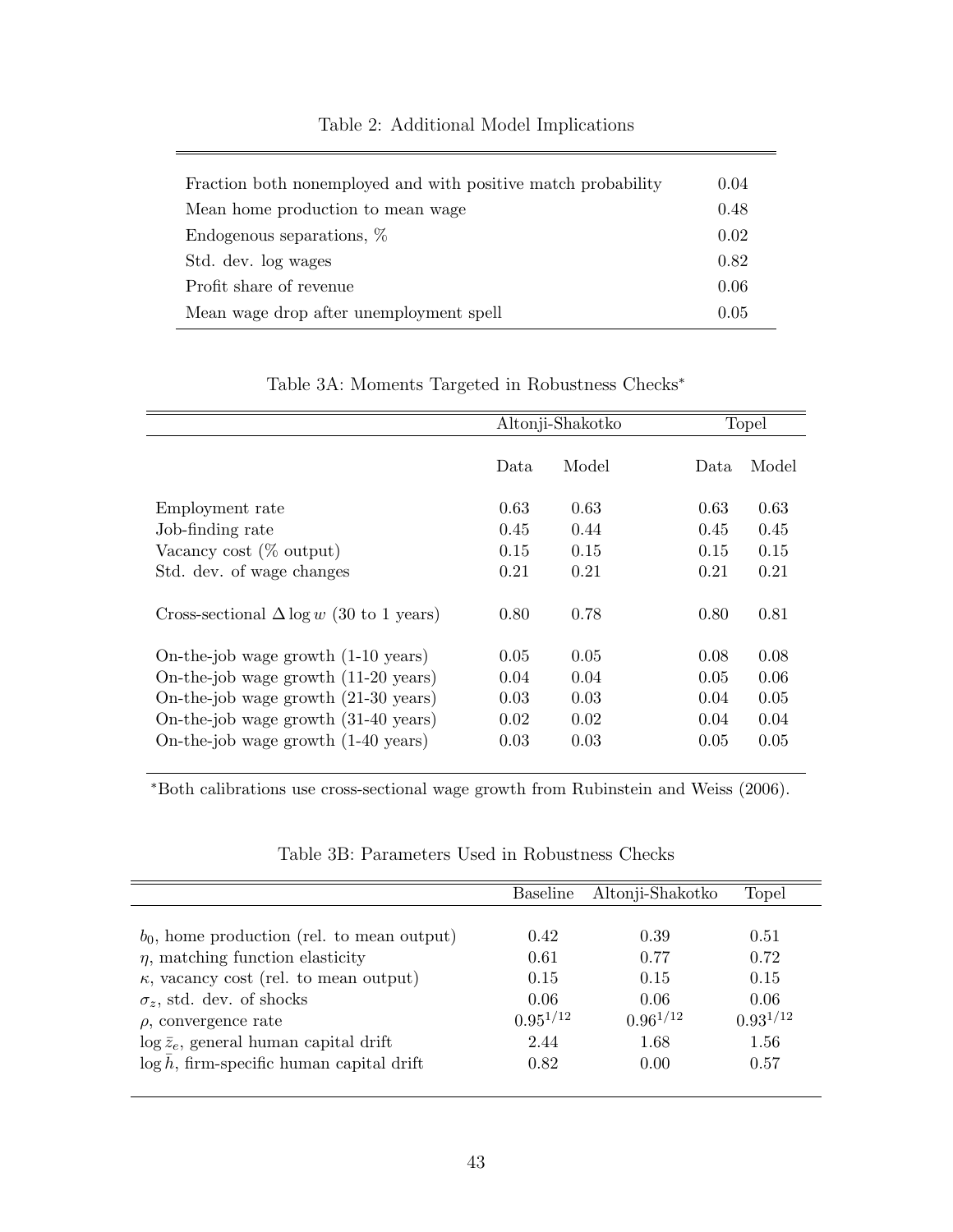Table 2: Additional Model Implications

| | |
|---|---|
| Fraction both nonemployed and with positive match probability | 0.04 |
| Mean home production to mean wage | 0.48 |
| Endogenous separations, % | 0.02 |
| Std. dev. log wages | 0.82 |
| Profit share of revenue | 0.06 |
| Mean wage drop after unemployment spell | 0.05 |

Table 3A: Moments Targeted in Robustness Checks*

| | Altonji-Shakotko | | Topel | |
|---|---|---|---|---|
| | Data | Model | Data | Model |
| Employment rate | 0.63 | 0.63 | 0.63 | 0.63 |
| Job-finding rate | 0.45 | 0.44 | 0.45 | 0.45 |
| Vacancy cost (% output) | 0.15 | 0.15 | 0.15 | 0.15 |
| Std. dev. of wage changes | 0.21 | 0.21 | 0.21 | 0.21 |
| Cross-sectional $\Delta \log w$ (30 to 1 years) | 0.80 | 0.78 | 0.80 | 0.81 |
| On-the-job wage growth (1-10 years) | 0.05 | 0.05 | 0.08 | 0.08 |
| On-the-job wage growth (11-20 years) | 0.04 | 0.04 | 0.05 | 0.06 |
| On-the-job wage growth (21-30 years) | 0.03 | 0.03 | 0.04 | 0.05 |
| On-the-job wage growth (31-40 years) | 0.02 | 0.02 | 0.04 | 0.04 |
| On-the-job wage growth (1-40 years) | 0.03 | 0.03 | 0.05 | 0.05 |

*Both calibrations use cross-sectional wage growth from Rubinstein and Weiss (2006).

Table 3B: Parameters Used in Robustness Checks

| | Baseline | Altonji-Shakotko | Topel |
|---|---|---|---|
| $b_0$, home production (rel. to mean output) | 0.42 | 0.39 | 0.51 |
| $\eta$, matching function elasticity | 0.61 | 0.77 | 0.72 |
| $\kappa$, vacancy cost (rel. to mean output) | 0.15 | 0.15 | 0.15 |
| $\sigma_z$, std. dev. of shocks | 0.06 | 0.06 | 0.06 |
| $\rho$, convergence rate | $0.95^{1/12}$ | $0.96^{1/12}$ | $0.93^{1/12}$ |
| $\log \bar{z}_e$, general human capital drift | 2.44 | 1.68 | 1.56 |
| $\log \bar{h}$, firm-specific human capital drift | 0.82 | 0.00 | 0.57 |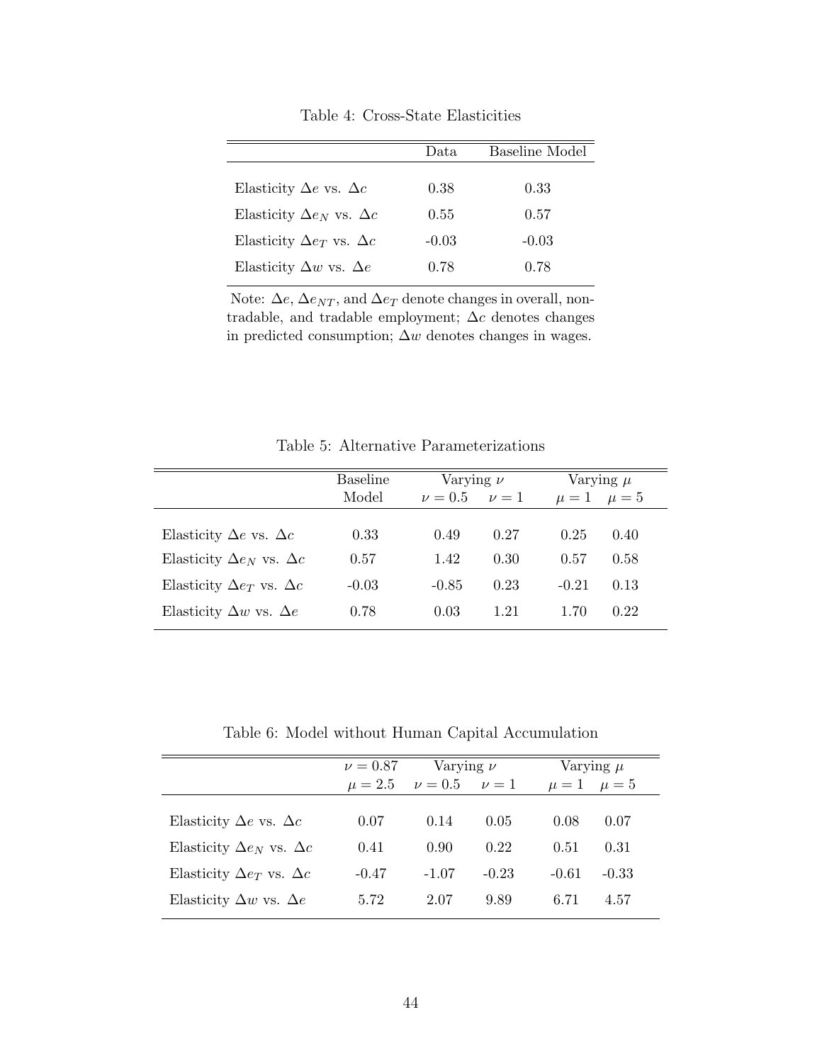Table 4: Cross-State Elasticities

| | Data | Baseline Model |
|---|---|---|
| Elasticity $\Delta e$ vs. $\Delta c$ | 0.38 | 0.33 |
| Elasticity $\Delta e_N$ vs. $\Delta c$ | 0.55 | 0.57 |
| Elasticity $\Delta e_T$ vs. $\Delta c$ | -0.03 | -0.03 |
| Elasticity $\Delta w$ vs. $\Delta e$ | 0.78 | 0.78 |

Note: $\Delta e$, $\Delta e_{NT}$, and $\Delta e_T$ denote changes in overall, non-tradable, and tradable employment; $\Delta c$ denotes changes in predicted consumption; $\Delta w$ denotes changes in wages.

Table 5: Alternative Parameterizations

| | Baseline | Varying $\nu$ | | Varying $\mu$ | |
|---|---|---|---|---|---|
| | Model | $\nu = 0.5$ | $\nu = 1$ | $\mu = 1$ | $\mu = 5$ |
| Elasticity $\Delta e$ vs. $\Delta c$ | 0.33 | 0.49 | 0.27 | 0.25 | 0.40 |
| Elasticity $\Delta e_N$ vs. $\Delta c$ | 0.57 | 1.42 | 0.30 | 0.57 | 0.58 |
| Elasticity $\Delta e_T$ vs. $\Delta c$ | -0.03 | -0.85 | 0.23 | -0.21 | 0.13 |
| Elasticity $\Delta w$ vs. $\Delta e$ | 0.78 | 0.03 | 1.21 | 1.70 | 0.22 |

Table 6: Model without Human Capital Accumulation

| | $\nu = 0.87$ | Varying $\nu$ | | Varying $\mu$ | |
|---|---|---|---|---|---|
| | $\mu = 2.5$ | $\nu = 0.5$ | $\nu = 1$ | $\mu = 1$ | $\mu = 5$ |
| Elasticity $\Delta e$ vs. $\Delta c$ | 0.07 | 0.14 | 0.05 | 0.08 | 0.07 |
| Elasticity $\Delta e_N$ vs. $\Delta c$ | 0.41 | 0.90 | 0.22 | 0.51 | 0.31 |
| Elasticity $\Delta e_T$ vs. $\Delta c$ | -0.47 | -1.07 | -0.23 | -0.61 | -0.33 |
| Elasticity $\Delta w$ vs. $\Delta e$ | 5.72 | 2.07 | 9.89 | 6.71 | 4.57 |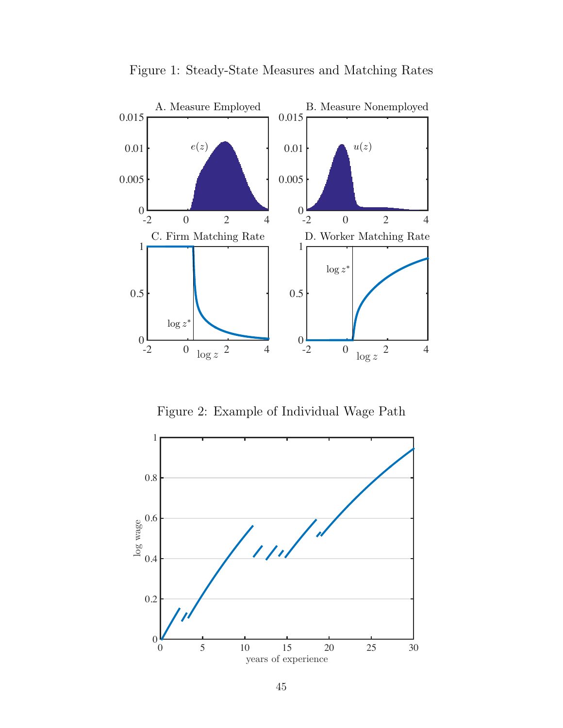Figure 1: Steady-State Measures and Matching Rates

Figure 2: Example of Individual Wage Path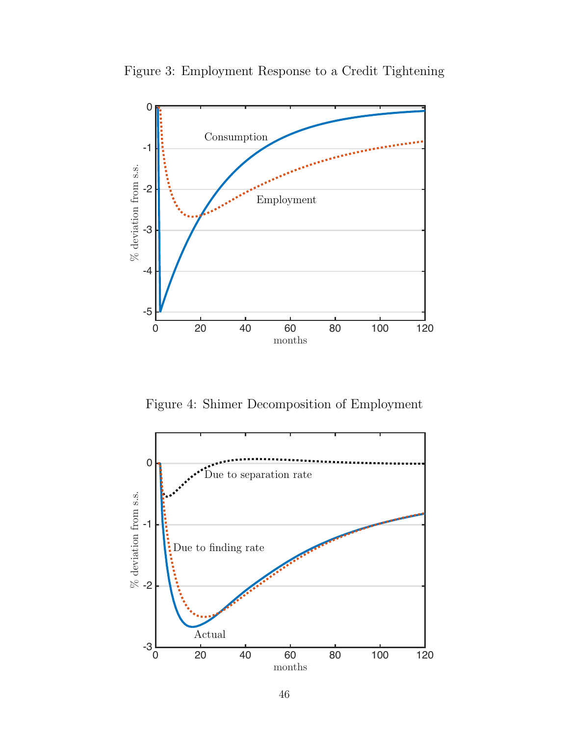Figure 3: Employment Response to a Credit Tightening

Figure 4: Shimer Decomposition of Employment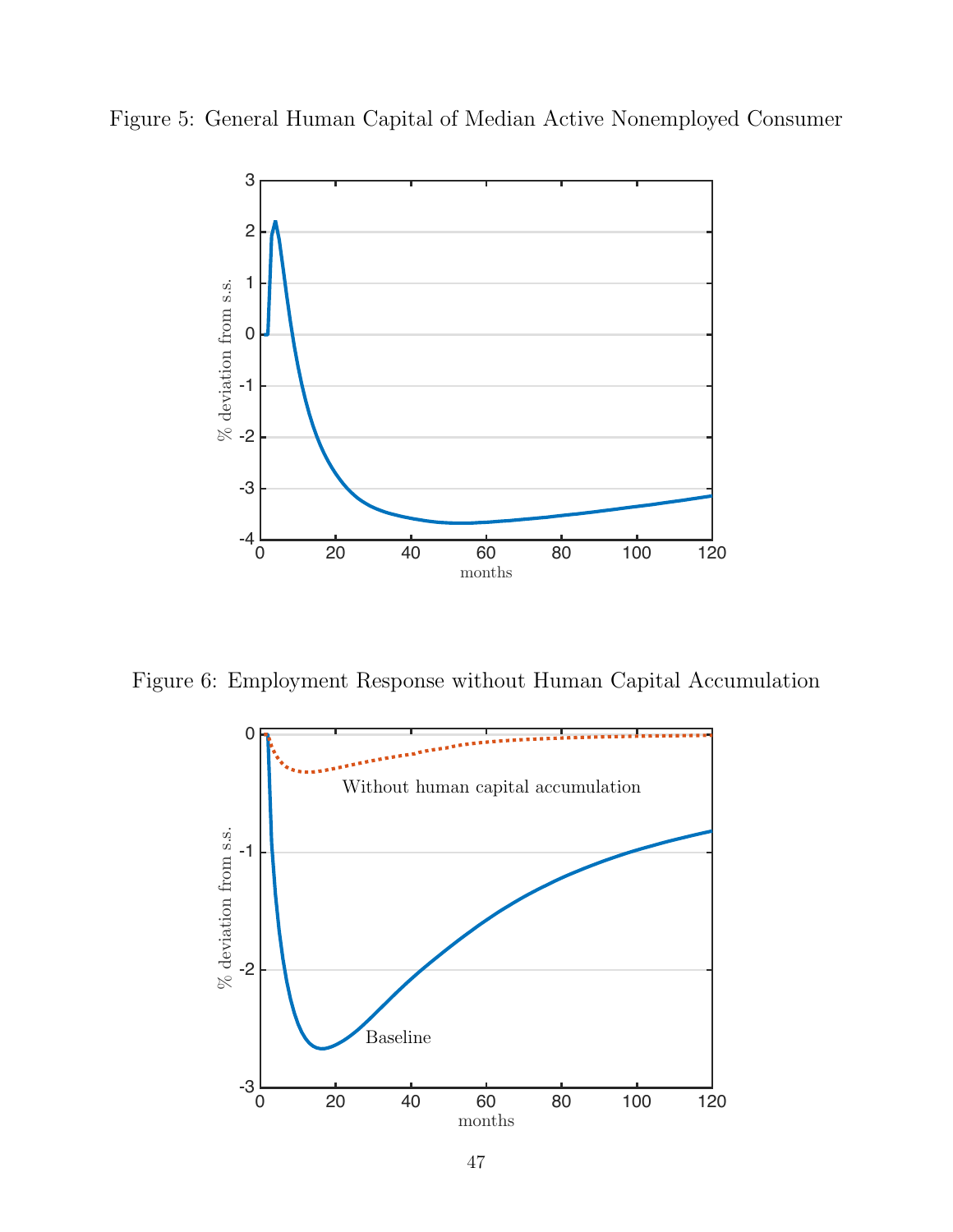Figure 5: General Human Capital of Median Active Nonemployed Consumer

Figure 6: Employment Response without Human Capital Accumulation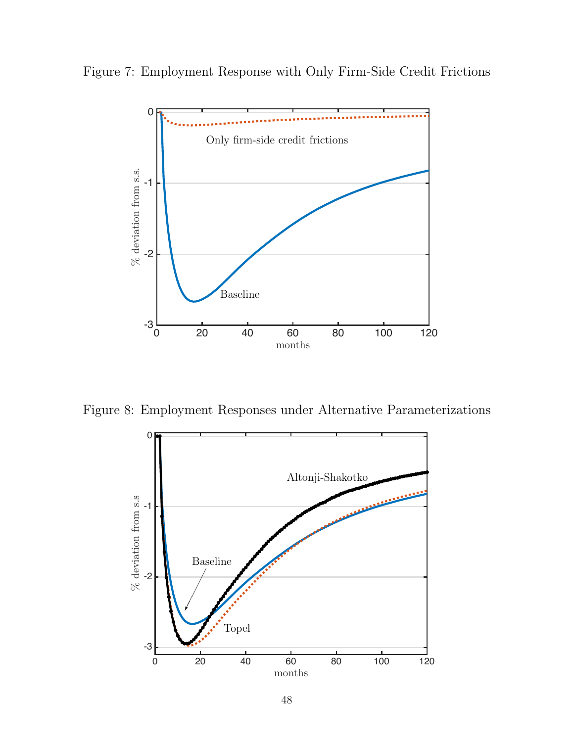Figure 7: Employment Response with Only Firm-Side Credit Frictions

Figure 8: Employment Responses under Alternative Parameterizations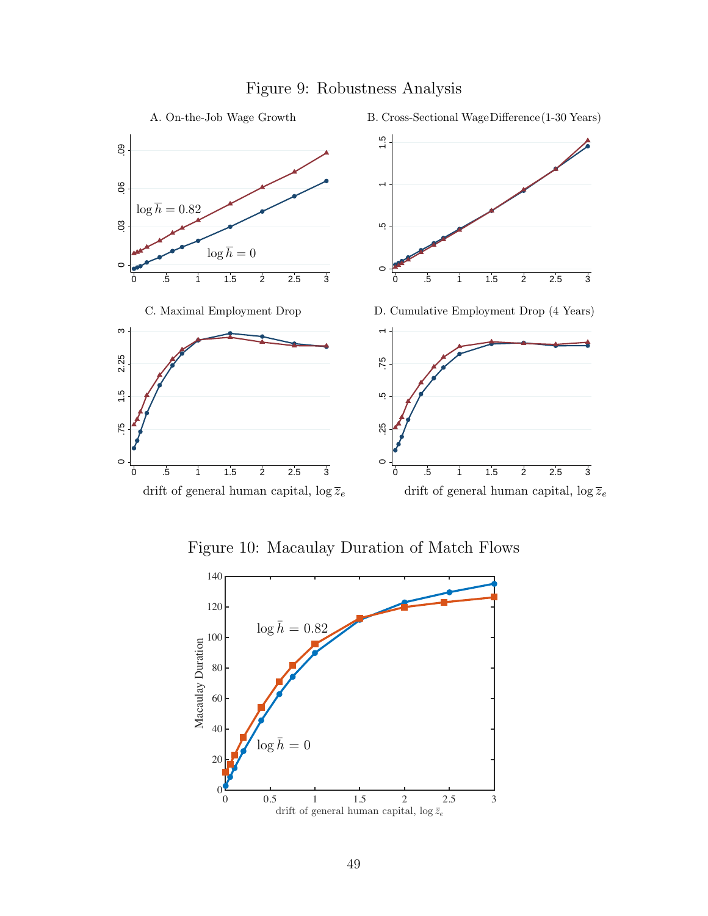# Figure 9: Robustness Analysis

A. On-the-Job Wage Growth

B. Cross-Sectional Wage Difference (1-30 Years)

C. Maximal Employment Drop

D. Cumulative Employment Drop (4 Years)

$\log \overline{h} = 0.82$

$\log \overline{h} = 0$

drift of general human capital, $\log \overline{z}_e$

# Figure 10: Macaulay Duration of Match Flows

$\log \bar{h} = 0.82$

$\log \bar{h} = 0$

Macaulay Duration

drift of general human capital, $\log \bar{z}_e$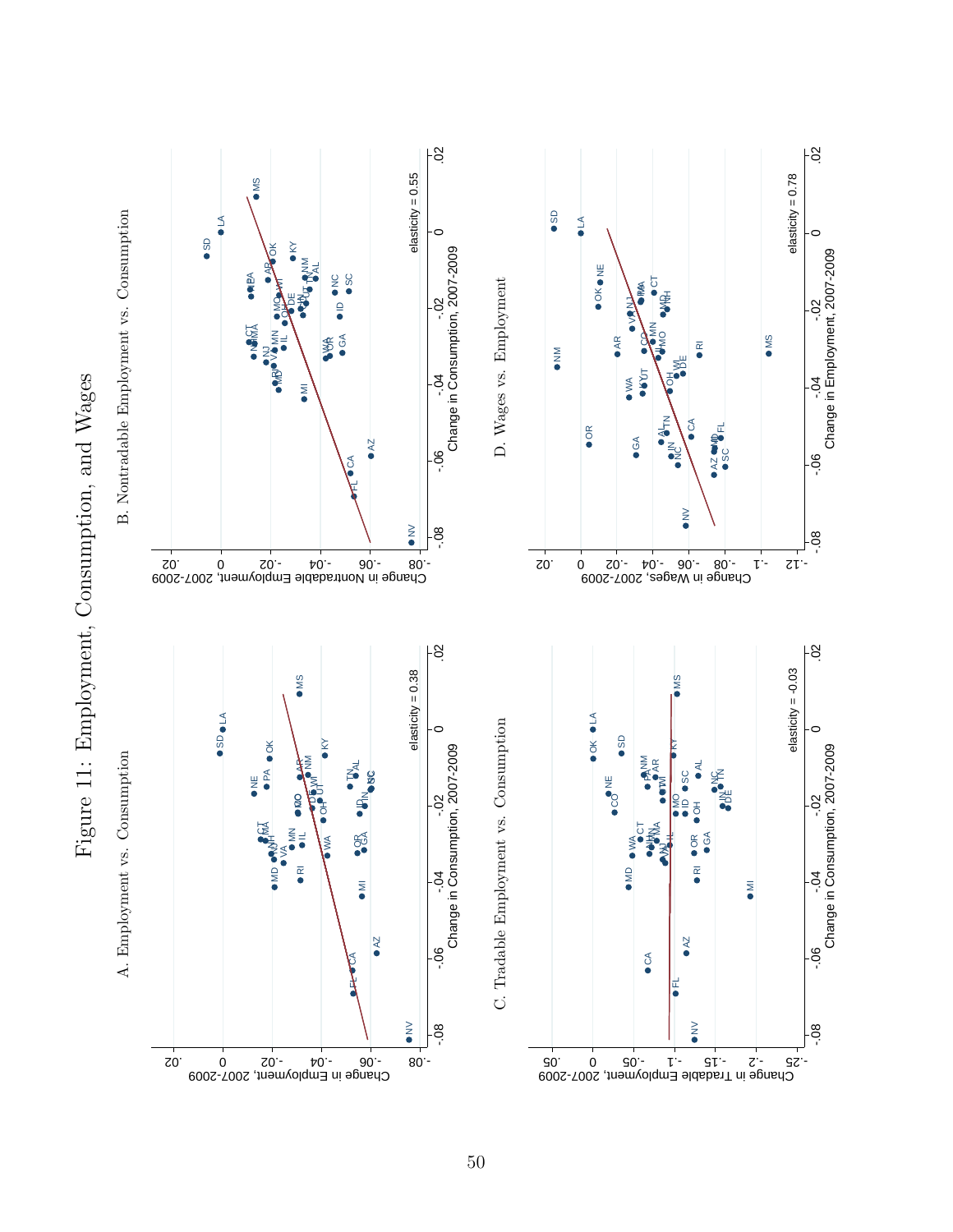# Figure 11: Employment, Consumption, and Wages

A. Employment vs. Consumption

elasticity = 0.38

B. Nontradable Employment vs. Consumption

elasticity = 0.55

C. Tradable Employment vs. Consumption

elasticity = -0.03

D. Wages vs. Employment

elasticity = 0.78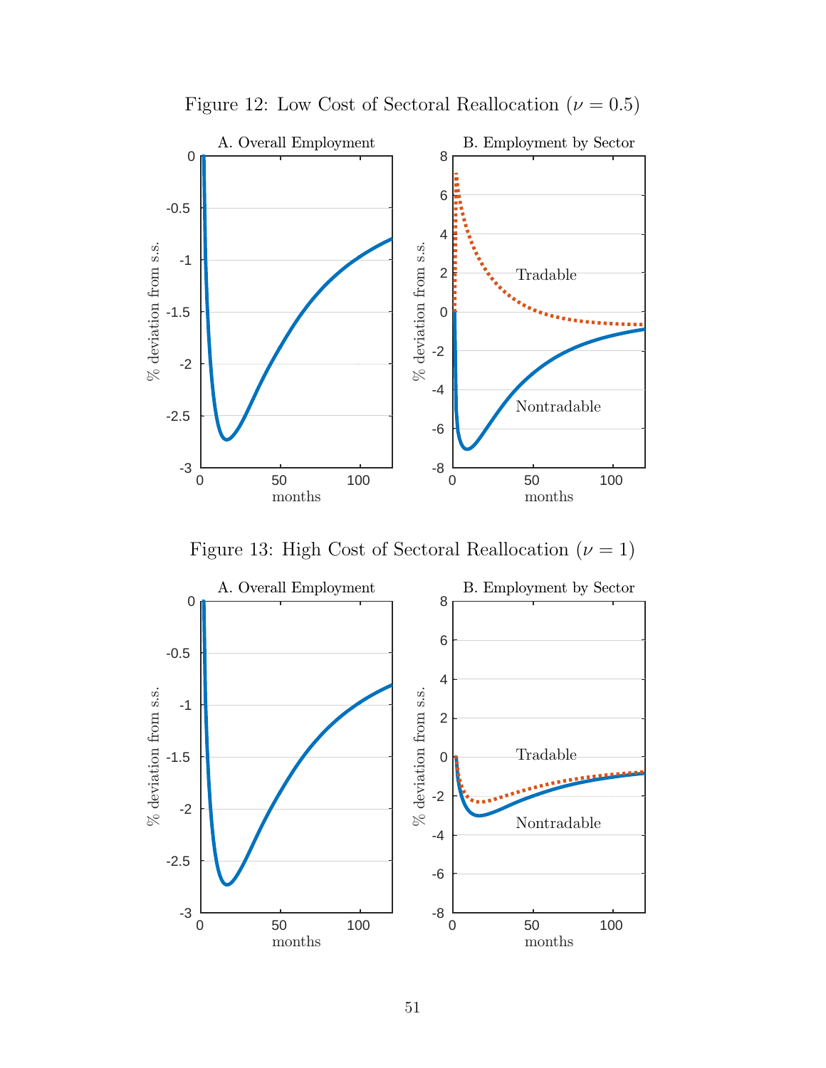Figure 12: Low Cost of Sectoral Reallocation ($\nu = 0.5$)

A. Overall Employment

0
-0.5
-1
-1.5
-2
-2.5
-3

% deviation from s.s.

0
50
100
months

B. Employment by Sector

8
6
4
2
0
-2
-4
-6
-8

% deviation from s.s.

Tradable

Nontradable

0
50
100
months

Figure 13: High Cost of Sectoral Reallocation ($\nu = 1$)

A. Overall Employment

0
-0.5
-1
-1.5
-2
-2.5
-3

% deviation from s.s.

0
50
100
months

B. Employment by Sector

8
6
4
2
0
-2
-4
-6
-8

% deviation from s.s.

Tradable

Nontradable

0
50
100
months